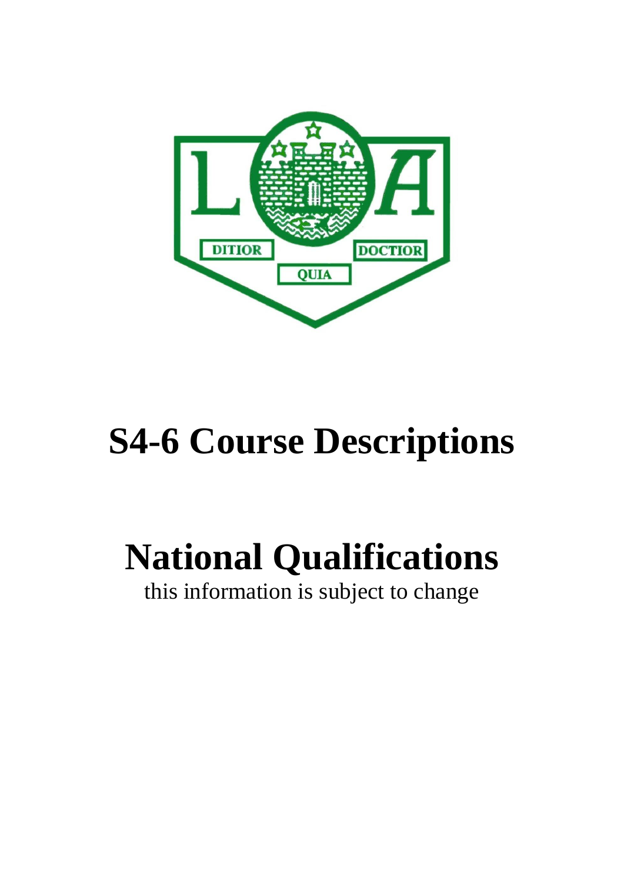# S4-6 Course Descriptions

# National Qualifications

this information is subject to change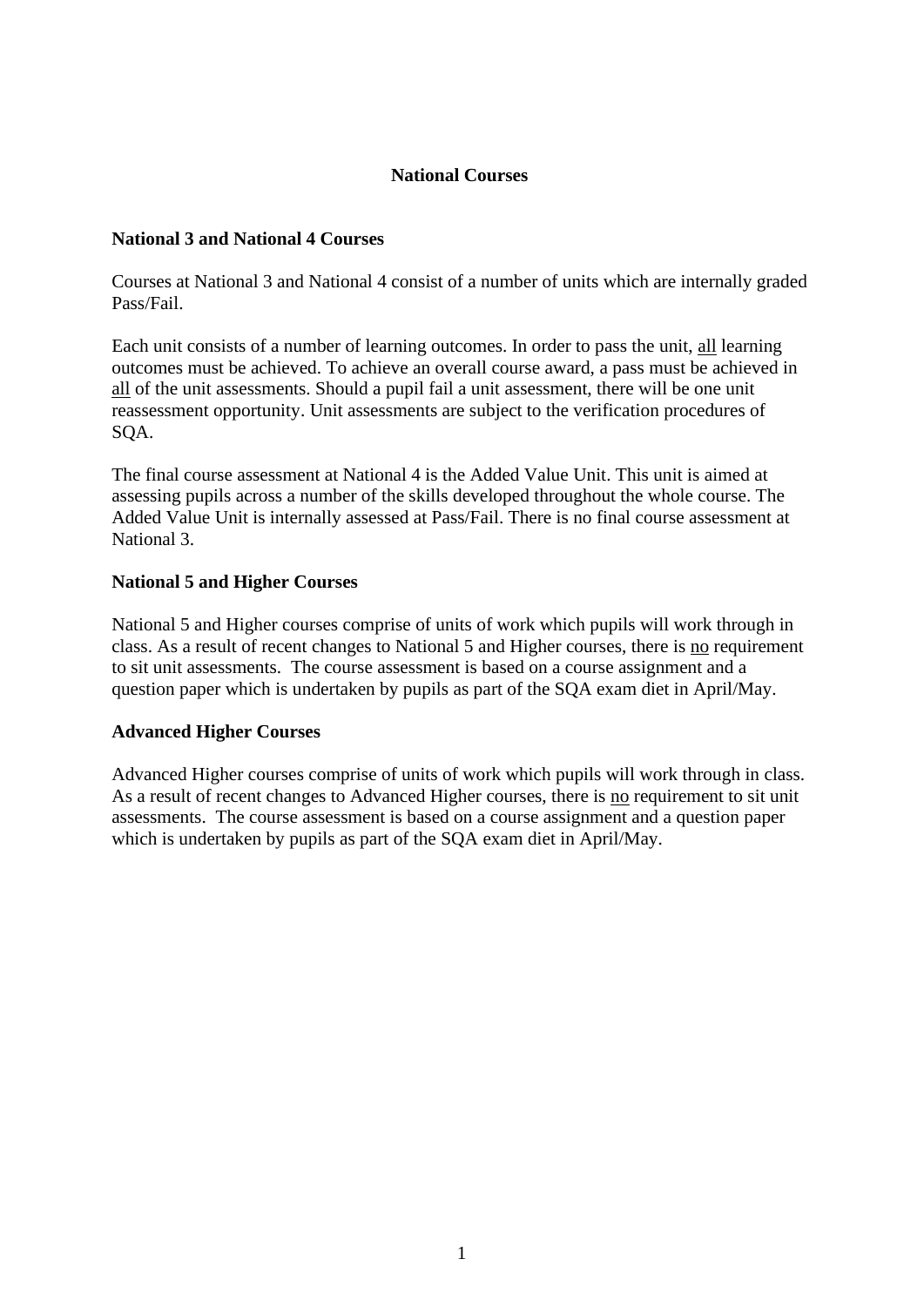# National Courses

## National 3 and National 4 Courses

Courses at National 3 and National 4 consist of a number of units which are internally graded Pass/Fail.

Each unit consists of a number of learning outcomes. In order to pass the unit, <u>all</u> learning outcomes must be achieved. To achieve an overall course award, a pass must be achieved in <u>all</u> of the unit assessments. Should a pupil fail a unit assessment, there will be one unit reassessment opportunity. Unit assessments are subject to the verification procedures of SQA.

The final course assessment at National 4 is the Added Value Unit. This unit is aimed at assessing pupils across a number of the skills developed throughout the whole course. The Added Value Unit is internally assessed at Pass/Fail. There is no final course assessment at National 3.

## National 5 and Higher Courses

National 5 and Higher courses comprise of units of work which pupils will work through in class. As a result of recent changes to National 5 and Higher courses, there is <u>no</u> requirement to sit unit assessments. The course assessment is based on a course assignment and a question paper which is undertaken by pupils as part of the SQA exam diet in April/May.

## Advanced Higher Courses

Advanced Higher courses comprise of units of work which pupils will work through in class. As a result of recent changes to Advanced Higher courses, there is <u>no</u> requirement to sit unit assessments. The course assessment is based on a course assignment and a question paper which is undertaken by pupils as part of the SQA exam diet in April/May.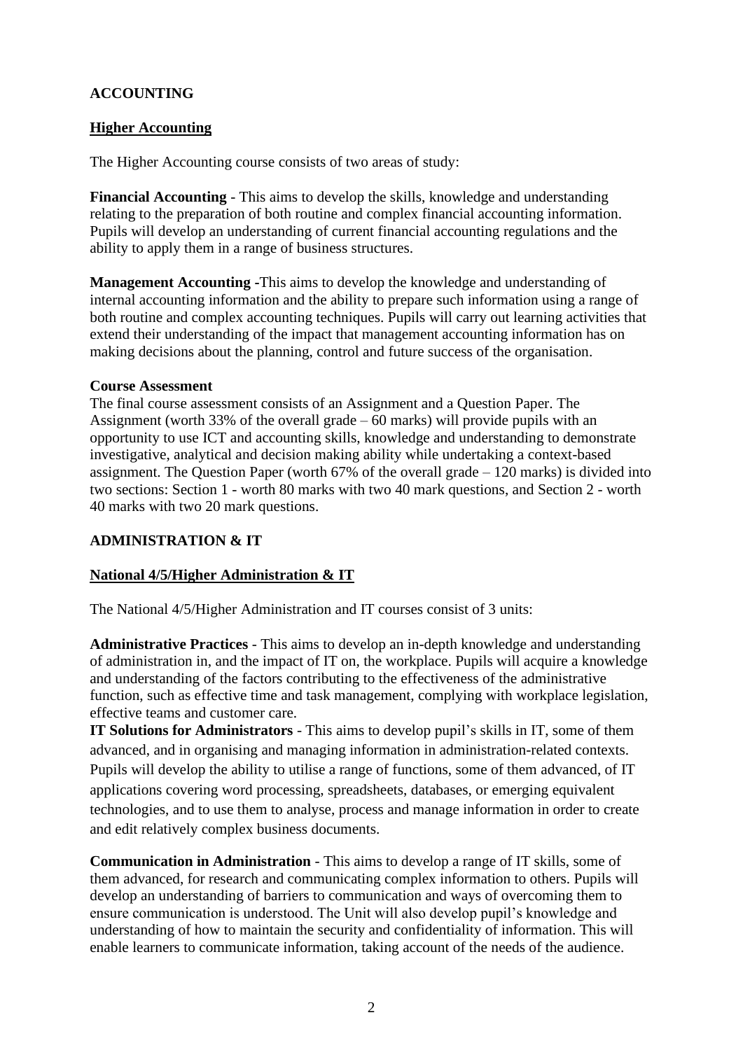## ACCOUNTING

### Higher Accounting

The Higher Accounting course consists of two areas of study:

**Financial Accounting** - This aims to develop the skills, knowledge and understanding relating to the preparation of both routine and complex financial accounting information. Pupils will develop an understanding of current financial accounting regulations and the ability to apply them in a range of business structures.

**Management Accounting** -This aims to develop the knowledge and understanding of internal accounting information and the ability to prepare such information using a range of both routine and complex accounting techniques. Pupils will carry out learning activities that extend their understanding of the impact that management accounting information has on making decisions about the planning, control and future success of the organisation.

**Course Assessment**
The final course assessment consists of an Assignment and a Question Paper. The Assignment (worth 33% of the overall grade – 60 marks) will provide pupils with an opportunity to use ICT and accounting skills, knowledge and understanding to demonstrate investigative, analytical and decision making ability while undertaking a context-based assignment. The Question Paper (worth 67% of the overall grade – 120 marks) is divided into two sections: Section 1 - worth 80 marks with two 40 mark questions, and Section 2 - worth 40 marks with two 20 mark questions.

## ADMINISTRATION & IT

### National 4/5/Higher Administration & IT

The National 4/5/Higher Administration and IT courses consist of 3 units:

**Administrative Practices** - This aims to develop an in-depth knowledge and understanding of administration in, and the impact of IT on, the workplace. Pupils will acquire a knowledge and understanding of the factors contributing to the effectiveness of the administrative function, such as effective time and task management, complying with workplace legislation, effective teams and customer care.

**IT Solutions for Administrators** - This aims to develop pupil's skills in IT, some of them advanced, and in organising and managing information in administration-related contexts. Pupils will develop the ability to utilise a range of functions, some of them advanced, of IT applications covering word processing, spreadsheets, databases, or emerging equivalent technologies, and to use them to analyse, process and manage information in order to create and edit relatively complex business documents.

**Communication in Administration** - This aims to develop a range of IT skills, some of them advanced, for research and communicating complex information to others. Pupils will develop an understanding of barriers to communication and ways of overcoming them to ensure communication is understood. The Unit will also develop pupil's knowledge and understanding of how to maintain the security and confidentiality of information. This will enable learners to communicate information, taking account of the needs of the audience.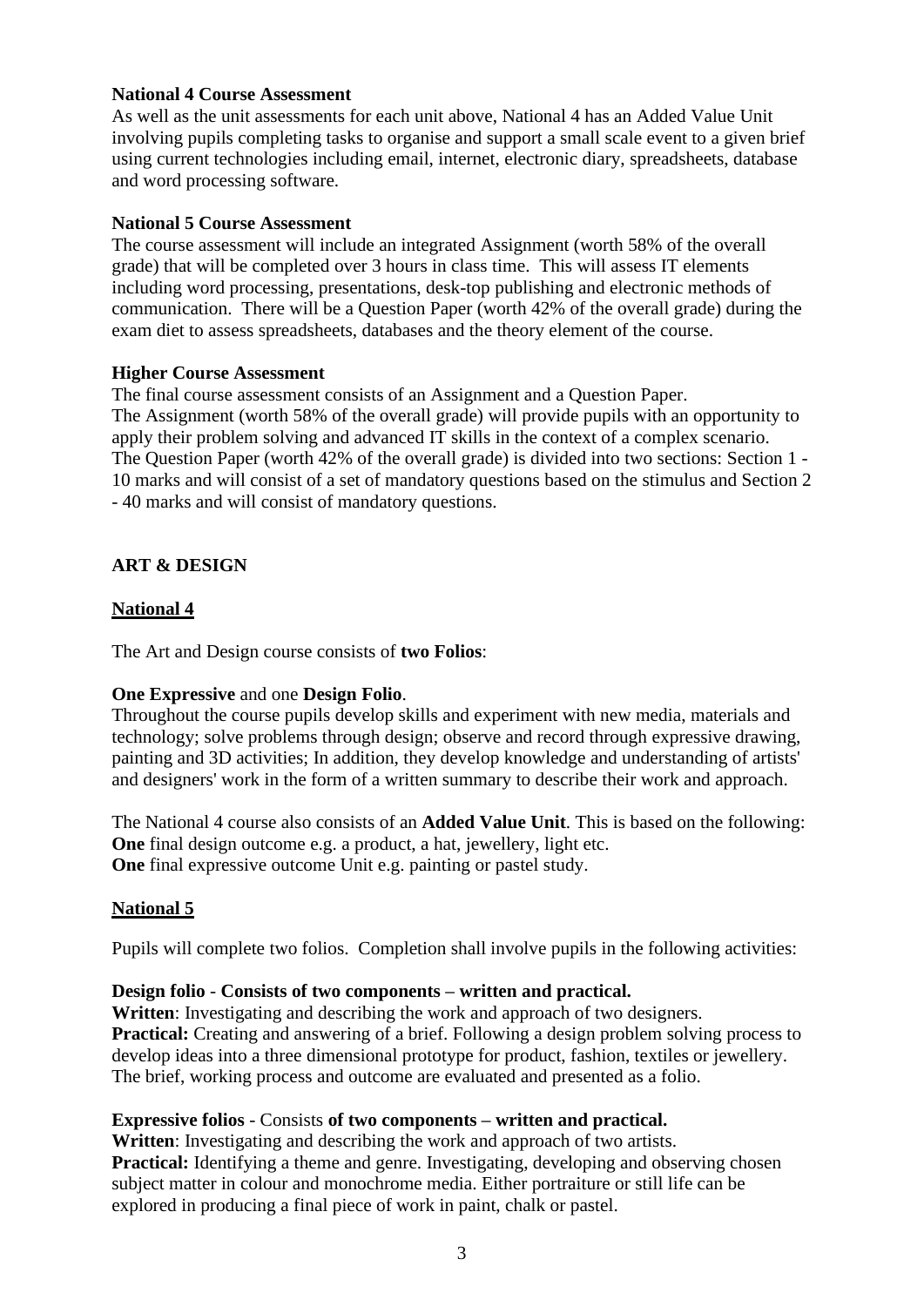**National 4 Course Assessment**

As well as the unit assessments for each unit above, National 4 has an Added Value Unit involving pupils completing tasks to organise and support a small scale event to a given brief using current technologies including email, internet, electronic diary, spreadsheets, database and word processing software.

**National 5 Course Assessment**

The course assessment will include an integrated Assignment (worth 58% of the overall grade) that will be completed over 3 hours in class time. This will assess IT elements including word processing, presentations, desk-top publishing and electronic methods of communication. There will be a Question Paper (worth 42% of the overall grade) during the exam diet to assess spreadsheets, databases and the theory element of the course.

**Higher Course Assessment**

The final course assessment consists of an Assignment and a Question Paper.
The Assignment (worth 58% of the overall grade) will provide pupils with an opportunity to apply their problem solving and advanced IT skills in the context of a complex scenario.
The Question Paper (worth 42% of the overall grade) is divided into two sections: Section 1 - 10 marks and will consist of a set of mandatory questions based on the stimulus and Section 2 - 40 marks and will consist of mandatory questions.

## ART & DESIGN

### National 4

The Art and Design course consists of **two Folios**:

**One Expressive** and one **Design Folio**.
Throughout the course pupils develop skills and experiment with new media, materials and technology; solve problems through design; observe and record through expressive drawing, painting and 3D activities; In addition, they develop knowledge and understanding of artists' and designers' work in the form of a written summary to describe their work and approach.

The National 4 course also consists of an **Added Value Unit**. This is based on the following:
**One** final design outcome e.g. a product, a hat, jewellery, light etc.
**One** final expressive outcome Unit e.g. painting or pastel study.

### National 5

Pupils will complete two folios. Completion shall involve pupils in the following activities:

**Design folio - Consists of two components – written and practical.**
**Written**: Investigating and describing the work and approach of two designers.
**Practical:** Creating and answering of a brief. Following a design problem solving process to develop ideas into a three dimensional prototype for product, fashion, textiles or jewellery. The brief, working process and outcome are evaluated and presented as a folio.

**Expressive folios** - Consists **of two components – written and practical.**
**Written**: Investigating and describing the work and approach of two artists.
**Practical:** Identifying a theme and genre. Investigating, developing and observing chosen subject matter in colour and monochrome media. Either portraiture or still life can be explored in producing a final piece of work in paint, chalk or pastel.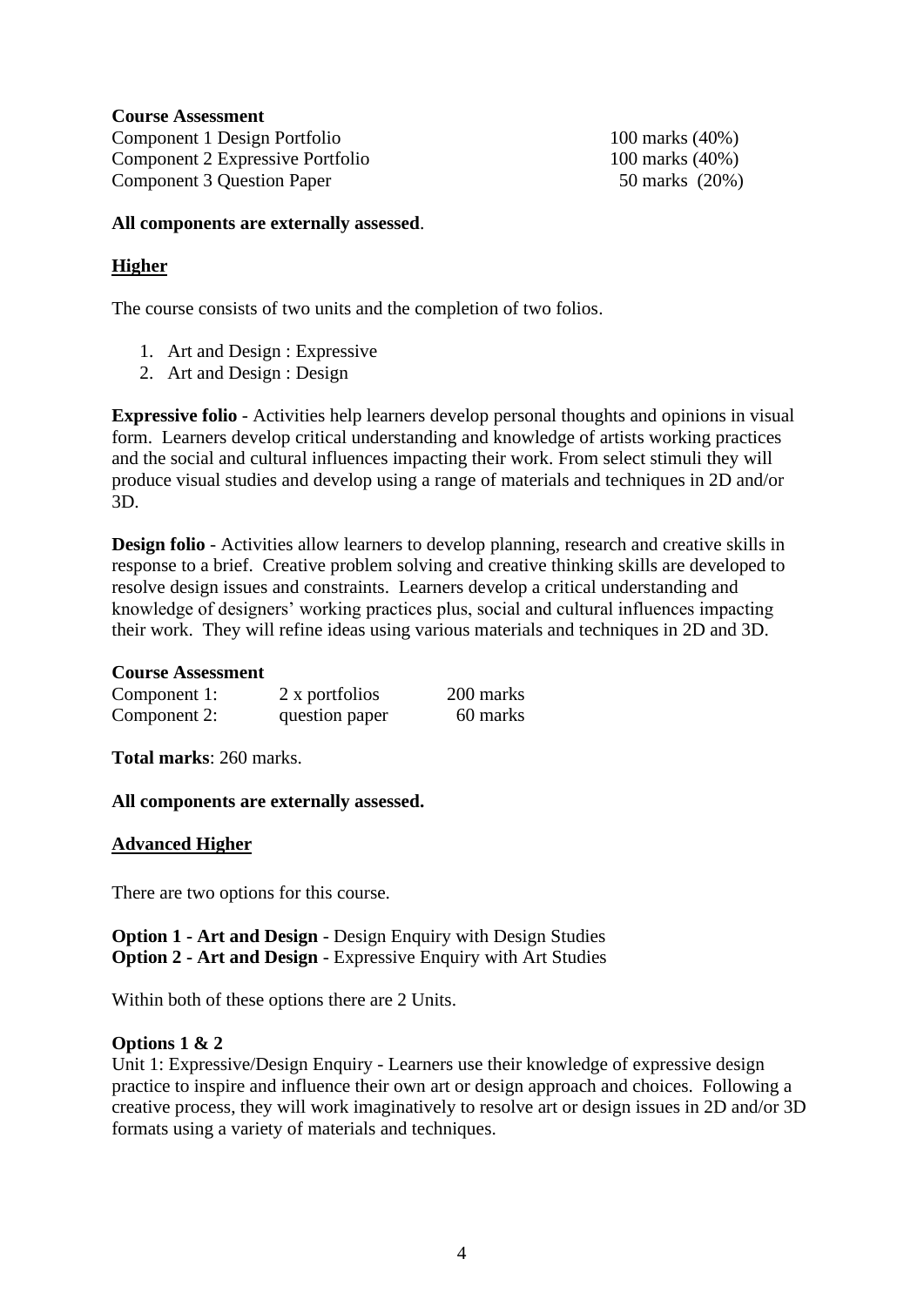**Course Assessment**

| | |
|---|---|
| Component 1 Design Portfolio | 100 marks (40%) |
| Component 2 Expressive Portfolio | 100 marks (40%) |
| Component 3 Question Paper | 50 marks (20%) |

**All components are externally assessed**.

## Higher

The course consists of two units and the completion of two folios.

1. Art and Design : Expressive
2. Art and Design : Design

**Expressive folio** - Activities help learners develop personal thoughts and opinions in visual form. Learners develop critical understanding and knowledge of artists working practices and the social and cultural influences impacting their work. From select stimuli they will produce visual studies and develop using a range of materials and techniques in 2D and/or 3D.

**Design folio** - Activities allow learners to develop planning, research and creative skills in response to a brief. Creative problem solving and creative thinking skills are developed to resolve design issues and constraints. Learners develop a critical understanding and knowledge of designers' working practices plus, social and cultural influences impacting their work. They will refine ideas using various materials and techniques in 2D and 3D.

**Course Assessment**

| | | |
|---|---|---|
| Component 1: | 2 x portfolios | 200 marks |
| Component 2: | question paper | 60 marks |

**Total marks**: 260 marks.

**All components are externally assessed.**

## Advanced Higher

There are two options for this course.

**Option 1 - Art and Design** - Design Enquiry with Design Studies
**Option 2 - Art and Design** - Expressive Enquiry with Art Studies

Within both of these options there are 2 Units.

**Options 1 & 2**
Unit 1: Expressive/Design Enquiry - Learners use their knowledge of expressive design practice to inspire and influence their own art or design approach and choices. Following a creative process, they will work imaginatively to resolve art or design issues in 2D and/or 3D formats using a variety of materials and techniques.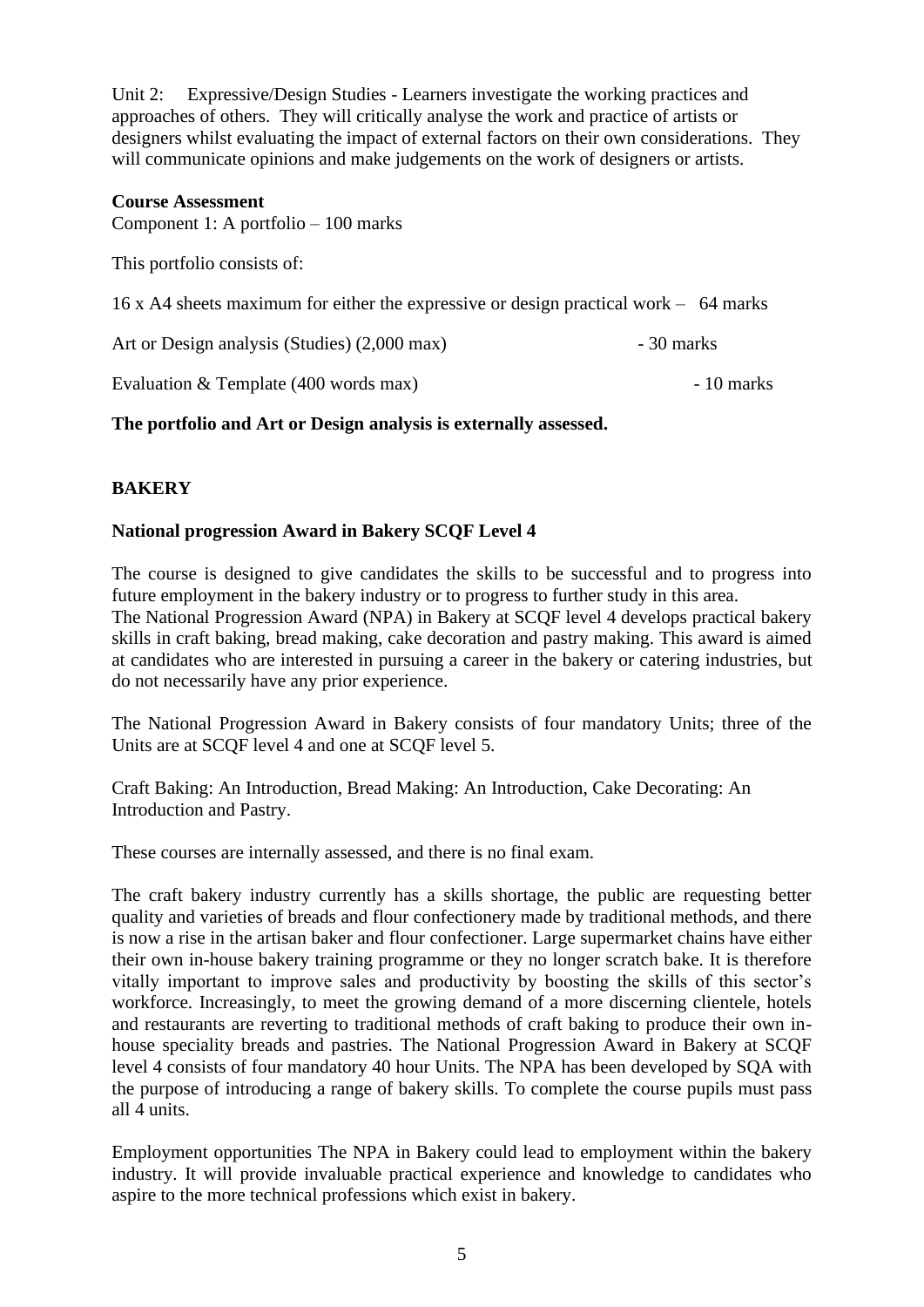Unit 2: Expressive/Design Studies - Learners investigate the working practices and approaches of others. They will critically analyse the work and practice of artists or designers whilst evaluating the impact of external factors on their own considerations. They will communicate opinions and make judgements on the work of designers or artists.

**Course Assessment**
Component 1: A portfolio – 100 marks

This portfolio consists of:

16 x A4 sheets maximum for either the expressive or design practical work – 64 marks

Art or Design analysis (Studies) (2,000 max) - 30 marks

Evaluation & Template (400 words max) - 10 marks

**The portfolio and Art or Design analysis is externally assessed.**

## BAKERY

### National progression Award in Bakery SCQF Level 4

The course is designed to give candidates the skills to be successful and to progress into future employment in the bakery industry or to progress to further study in this area.
The National Progression Award (NPA) in Bakery at SCQF level 4 develops practical bakery skills in craft baking, bread making, cake decoration and pastry making. This award is aimed at candidates who are interested in pursuing a career in the bakery or catering industries, but do not necessarily have any prior experience.

The National Progression Award in Bakery consists of four mandatory Units; three of the Units are at SCQF level 4 and one at SCQF level 5.

Craft Baking: An Introduction, Bread Making: An Introduction, Cake Decorating: An Introduction and Pastry.

These courses are internally assessed, and there is no final exam.

The craft bakery industry currently has a skills shortage, the public are requesting better quality and varieties of breads and flour confectionery made by traditional methods, and there is now a rise in the artisan baker and flour confectioner. Large supermarket chains have either their own in-house bakery training programme or they no longer scratch bake. It is therefore vitally important to improve sales and productivity by boosting the skills of this sector's workforce. Increasingly, to meet the growing demand of a more discerning clientele, hotels and restaurants are reverting to traditional methods of craft baking to produce their own in-house speciality breads and pastries. The National Progression Award in Bakery at SCQF level 4 consists of four mandatory 40 hour Units. The NPA has been developed by SQA with the purpose of introducing a range of bakery skills. To complete the course pupils must pass all 4 units.

Employment opportunities The NPA in Bakery could lead to employment within the bakery industry. It will provide invaluable practical experience and knowledge to candidates who aspire to the more technical professions which exist in bakery.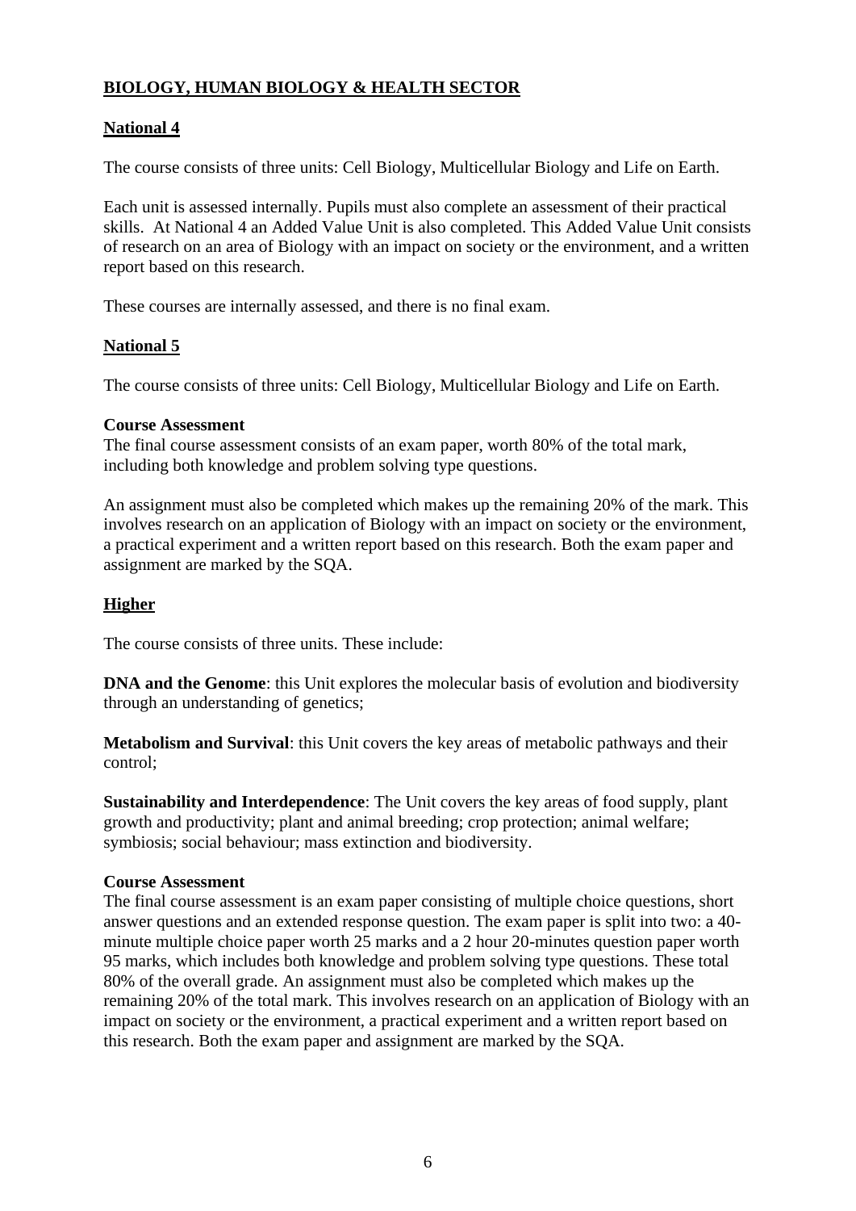# BIOLOGY, HUMAN BIOLOGY & HEALTH SECTOR

## National 4

The course consists of three units: Cell Biology, Multicellular Biology and Life on Earth.

Each unit is assessed internally. Pupils must also complete an assessment of their practical skills. At National 4 an Added Value Unit is also completed. This Added Value Unit consists of research on an area of Biology with an impact on society or the environment, and a written report based on this research.

These courses are internally assessed, and there is no final exam.

## National 5

The course consists of three units: Cell Biology, Multicellular Biology and Life on Earth.

**Course Assessment**
The final course assessment consists of an exam paper, worth 80% of the total mark, including both knowledge and problem solving type questions.

An assignment must also be completed which makes up the remaining 20% of the mark. This involves research on an application of Biology with an impact on society or the environment, a practical experiment and a written report based on this research. Both the exam paper and assignment are marked by the SQA.

## Higher

The course consists of three units. These include:

**DNA and the Genome**: this Unit explores the molecular basis of evolution and biodiversity through an understanding of genetics;

**Metabolism and Survival**: this Unit covers the key areas of metabolic pathways and their control;

**Sustainability and Interdependence**: The Unit covers the key areas of food supply, plant growth and productivity; plant and animal breeding; crop protection; animal welfare; symbiosis; social behaviour; mass extinction and biodiversity.

**Course Assessment**
The final course assessment is an exam paper consisting of multiple choice questions, short answer questions and an extended response question. The exam paper is split into two: a 40-minute multiple choice paper worth 25 marks and a 2 hour 20-minutes question paper worth 95 marks, which includes both knowledge and problem solving type questions. These total 80% of the overall grade. An assignment must also be completed which makes up the remaining 20% of the total mark. This involves research on an application of Biology with an impact on society or the environment, a practical experiment and a written report based on this research. Both the exam paper and assignment are marked by the SQA.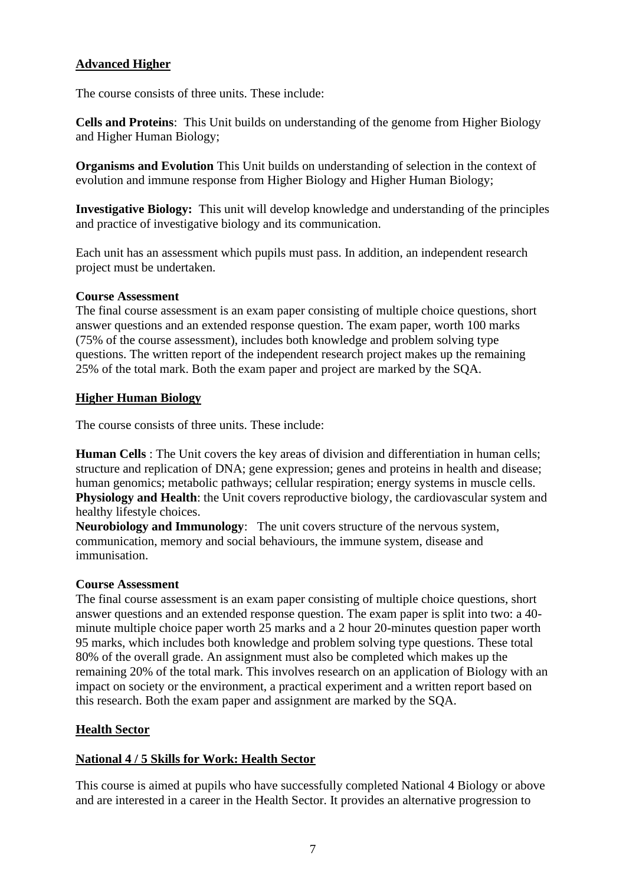## Advanced Higher

The course consists of three units. These include:

**Cells and Proteins**: This Unit builds on understanding of the genome from Higher Biology and Higher Human Biology;

**Organisms and Evolution** This Unit builds on understanding of selection in the context of evolution and immune response from Higher Biology and Higher Human Biology;

**Investigative Biology:** This unit will develop knowledge and understanding of the principles and practice of investigative biology and its communication.

Each unit has an assessment which pupils must pass. In addition, an independent research project must be undertaken.

**Course Assessment**

The final course assessment is an exam paper consisting of multiple choice questions, short answer questions and an extended response question. The exam paper, worth 100 marks (75% of the course assessment), includes both knowledge and problem solving type questions. The written report of the independent research project makes up the remaining 25% of the total mark. Both the exam paper and project are marked by the SQA.

## Higher Human Biology

The course consists of three units. These include:

**Human Cells** : The Unit covers the key areas of division and differentiation in human cells; structure and replication of DNA; gene expression; genes and proteins in health and disease; human genomics; metabolic pathways; cellular respiration; energy systems in muscle cells.
**Physiology and Health**: the Unit covers reproductive biology, the cardiovascular system and healthy lifestyle choices.
**Neurobiology and Immunology**: The unit covers structure of the nervous system, communication, memory and social behaviours, the immune system, disease and immunisation.

**Course Assessment**

The final course assessment is an exam paper consisting of multiple choice questions, short answer questions and an extended response question. The exam paper is split into two: a 40-minute multiple choice paper worth 25 marks and a 2 hour 20-minutes question paper worth 95 marks, which includes both knowledge and problem solving type questions. These total 80% of the overall grade. An assignment must also be completed which makes up the remaining 20% of the total mark. This involves research on an application of Biology with an impact on society or the environment, a practical experiment and a written report based on this research. Both the exam paper and assignment are marked by the SQA.

## Health Sector

### National 4 / 5 Skills for Work: Health Sector

This course is aimed at pupils who have successfully completed National 4 Biology or above and are interested in a career in the Health Sector. It provides an alternative progression to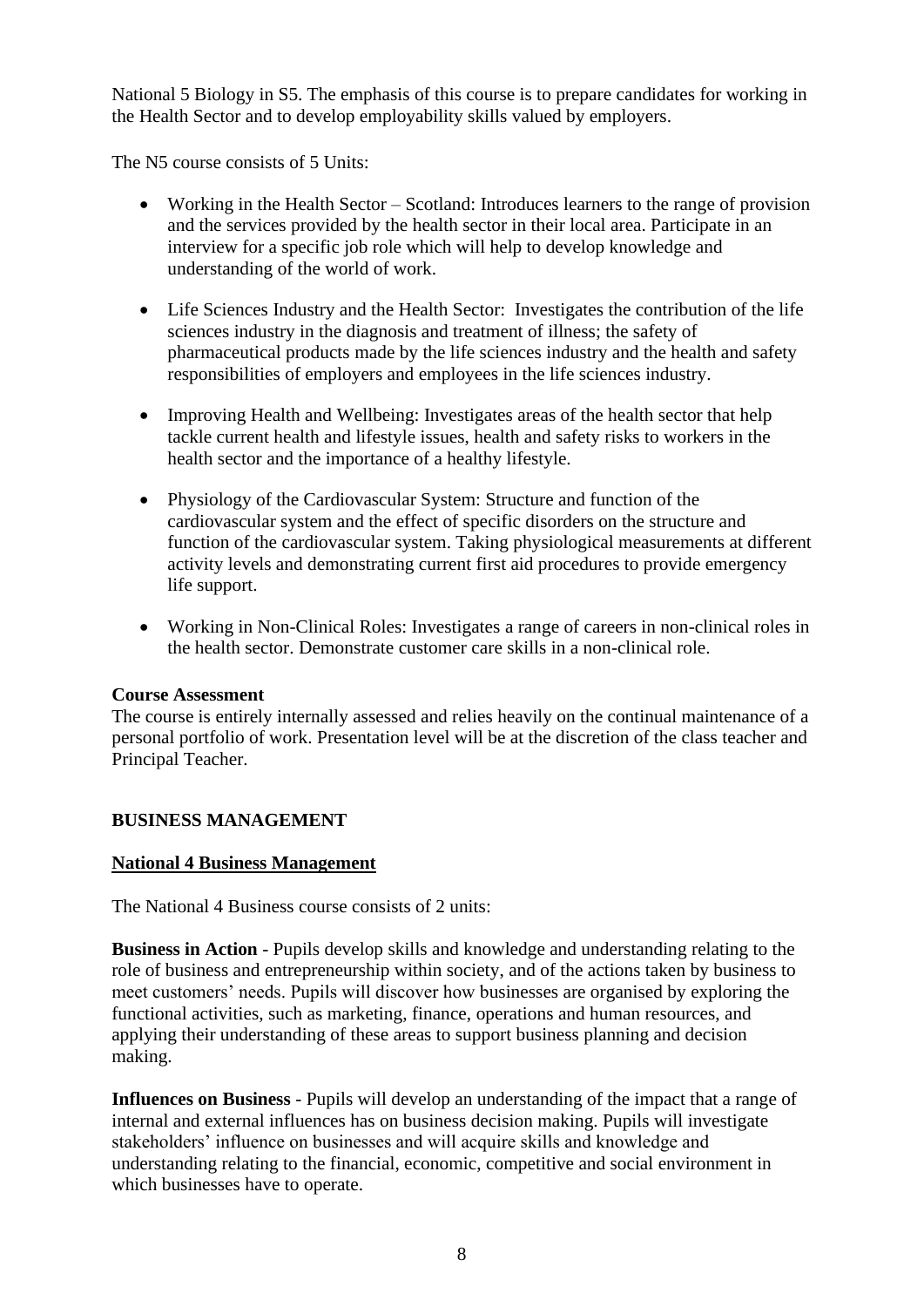National 5 Biology in S5. The emphasis of this course is to prepare candidates for working in the Health Sector and to develop employability skills valued by employers.

The N5 course consists of 5 Units:

- Working in the Health Sector – Scotland: Introduces learners to the range of provision and the services provided by the health sector in their local area. Participate in an interview for a specific job role which will help to develop knowledge and understanding of the world of work.
- Life Sciences Industry and the Health Sector: Investigates the contribution of the life sciences industry in the diagnosis and treatment of illness; the safety of pharmaceutical products made by the life sciences industry and the health and safety responsibilities of employers and employees in the life sciences industry.
- Improving Health and Wellbeing: Investigates areas of the health sector that help tackle current health and lifestyle issues, health and safety risks to workers in the health sector and the importance of a healthy lifestyle.
- Physiology of the Cardiovascular System: Structure and function of the cardiovascular system and the effect of specific disorders on the structure and function of the cardiovascular system. Taking physiological measurements at different activity levels and demonstrating current first aid procedures to provide emergency life support.
- Working in Non-Clinical Roles: Investigates a range of careers in non-clinical roles in the health sector. Demonstrate customer care skills in a non-clinical role.

**Course Assessment**
The course is entirely internally assessed and relies heavily on the continual maintenance of a personal portfolio of work. Presentation level will be at the discretion of the class teacher and Principal Teacher.

## BUSINESS MANAGEMENT

### National 4 Business Management

The National 4 Business course consists of 2 units:

**Business in Action** - Pupils develop skills and knowledge and understanding relating to the role of business and entrepreneurship within society, and of the actions taken by business to meet customers' needs. Pupils will discover how businesses are organised by exploring the functional activities, such as marketing, finance, operations and human resources, and applying their understanding of these areas to support business planning and decision making.

**Influences on Business** - Pupils will develop an understanding of the impact that a range of internal and external influences has on business decision making. Pupils will investigate stakeholders' influence on businesses and will acquire skills and knowledge and understanding relating to the financial, economic, competitive and social environment in which businesses have to operate.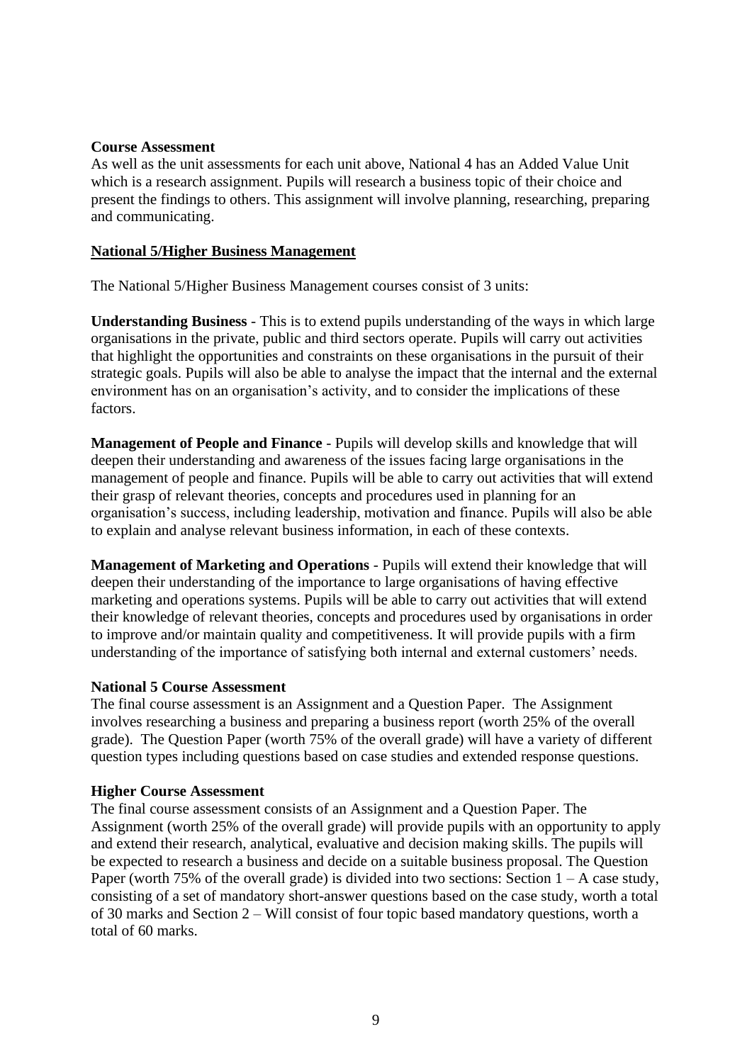**Course Assessment**

As well as the unit assessments for each unit above, National 4 has an Added Value Unit which is a research assignment. Pupils will research a business topic of their choice and present the findings to others. This assignment will involve planning, researching, preparing and communicating.

## National 5/Higher Business Management

The National 5/Higher Business Management courses consist of 3 units:

**Understanding Business** - This is to extend pupils understanding of the ways in which large organisations in the private, public and third sectors operate. Pupils will carry out activities that highlight the opportunities and constraints on these organisations in the pursuit of their strategic goals. Pupils will also be able to analyse the impact that the internal and the external environment has on an organisation's activity, and to consider the implications of these factors.

**Management of People and Finance** - Pupils will develop skills and knowledge that will deepen their understanding and awareness of the issues facing large organisations in the management of people and finance. Pupils will be able to carry out activities that will extend their grasp of relevant theories, concepts and procedures used in planning for an organisation's success, including leadership, motivation and finance. Pupils will also be able to explain and analyse relevant business information, in each of these contexts.

**Management of Marketing and Operations** - Pupils will extend their knowledge that will deepen their understanding of the importance to large organisations of having effective marketing and operations systems. Pupils will be able to carry out activities that will extend their knowledge of relevant theories, concepts and procedures used by organisations in order to improve and/or maintain quality and competitiveness. It will provide pupils with a firm understanding of the importance of satisfying both internal and external customers' needs.

**National 5 Course Assessment**

The final course assessment is an Assignment and a Question Paper. The Assignment involves researching a business and preparing a business report (worth 25% of the overall grade). The Question Paper (worth 75% of the overall grade) will have a variety of different question types including questions based on case studies and extended response questions.

**Higher Course Assessment**

The final course assessment consists of an Assignment and a Question Paper. The Assignment (worth 25% of the overall grade) will provide pupils with an opportunity to apply and extend their research, analytical, evaluative and decision making skills. The pupils will be expected to research a business and decide on a suitable business proposal. The Question Paper (worth 75% of the overall grade) is divided into two sections: Section 1 – A case study, consisting of a set of mandatory short-answer questions based on the case study, worth a total of 30 marks and Section 2 – Will consist of four topic based mandatory questions, worth a total of 60 marks.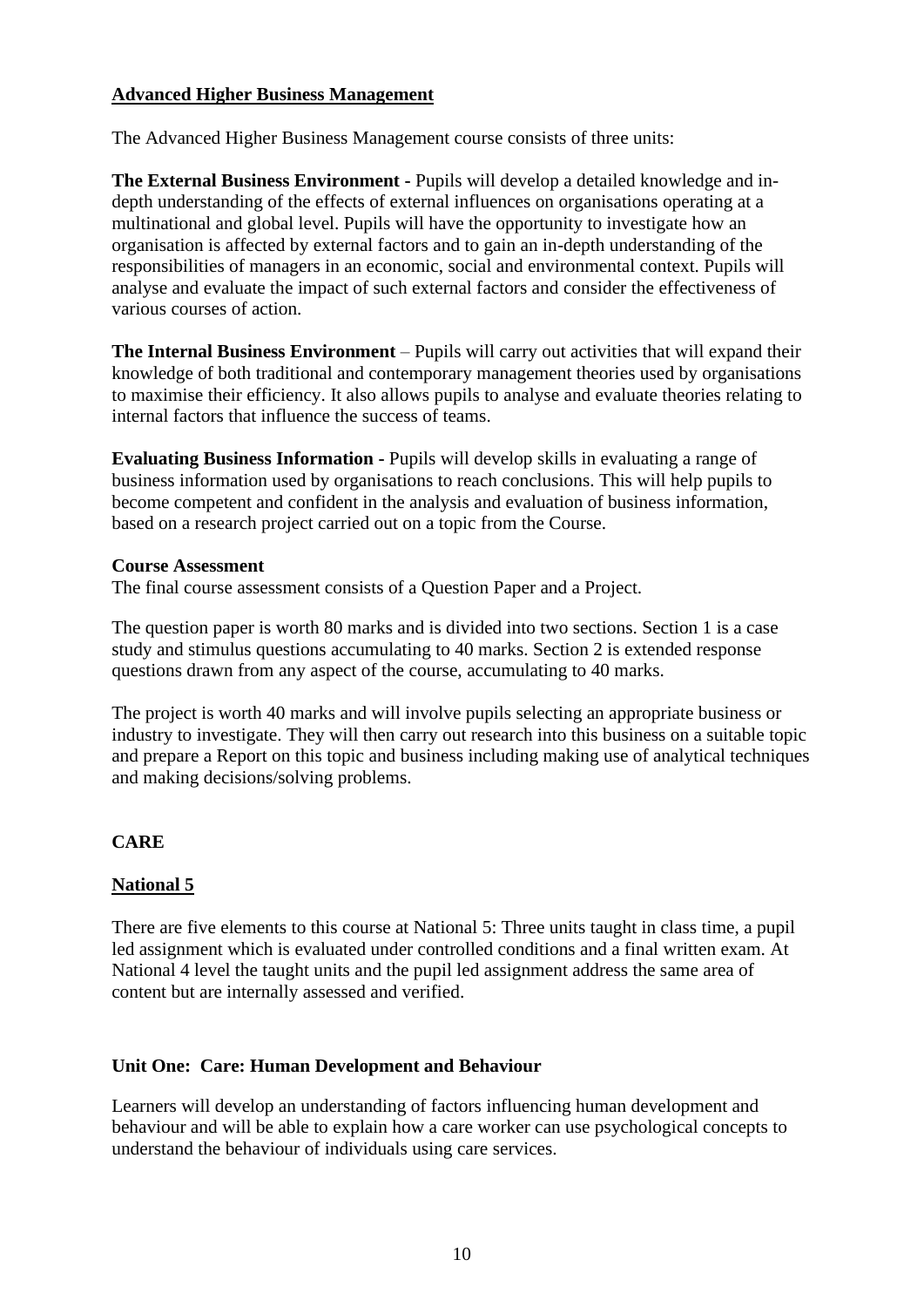## Advanced Higher Business Management

The Advanced Higher Business Management course consists of three units:

**The External Business Environment -** Pupils will develop a detailed knowledge and in-depth understanding of the effects of external influences on organisations operating at a multinational and global level. Pupils will have the opportunity to investigate how an organisation is affected by external factors and to gain an in-depth understanding of the responsibilities of managers in an economic, social and environmental context. Pupils will analyse and evaluate the impact of such external factors and consider the effectiveness of various courses of action.

**The Internal Business Environment** – Pupils will carry out activities that will expand their knowledge of both traditional and contemporary management theories used by organisations to maximise their efficiency. It also allows pupils to analyse and evaluate theories relating to internal factors that influence the success of teams.

**Evaluating Business Information -** Pupils will develop skills in evaluating a range of business information used by organisations to reach conclusions. This will help pupils to become competent and confident in the analysis and evaluation of business information, based on a research project carried out on a topic from the Course.

**Course Assessment**

The final course assessment consists of a Question Paper and a Project.

The question paper is worth 80 marks and is divided into two sections. Section 1 is a case study and stimulus questions accumulating to 40 marks. Section 2 is extended response questions drawn from any aspect of the course, accumulating to 40 marks.

The project is worth 40 marks and will involve pupils selecting an appropriate business or industry to investigate. They will then carry out research into this business on a suitable topic and prepare a Report on this topic and business including making use of analytical techniques and making decisions/solving problems.

# CARE

## National 5

There are five elements to this course at National 5: Three units taught in class time, a pupil led assignment which is evaluated under controlled conditions and a final written exam. At National 4 level the taught units and the pupil led assignment address the same area of content but are internally assessed and verified.

### Unit One: Care: Human Development and Behaviour

Learners will develop an understanding of factors influencing human development and behaviour and will be able to explain how a care worker can use psychological concepts to understand the behaviour of individuals using care services.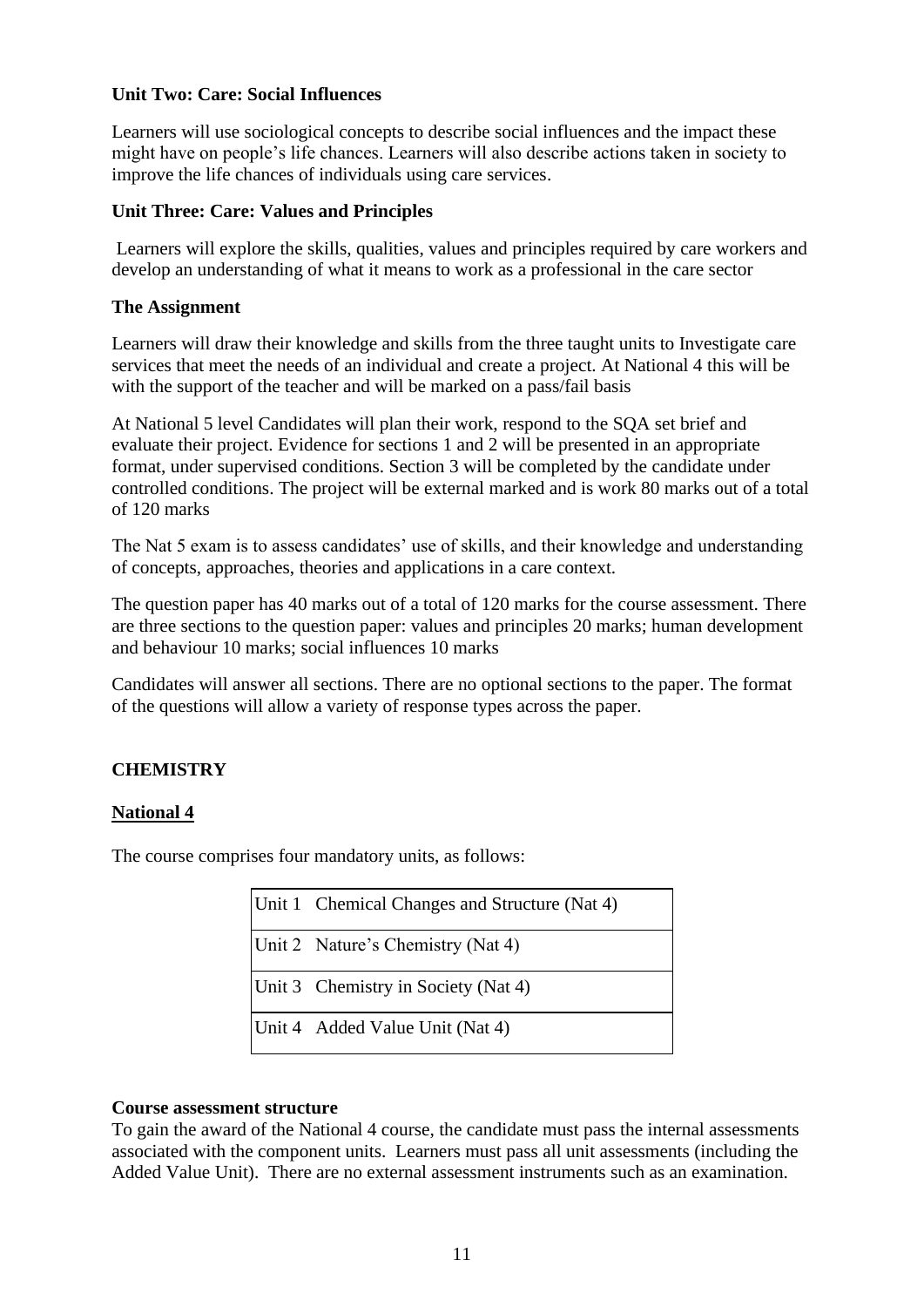**Unit Two: Care: Social Influences**

Learners will use sociological concepts to describe social influences and the impact these might have on people's life chances. Learners will also describe actions taken in society to improve the life chances of individuals using care services.

**Unit Three: Care: Values and Principles**

Learners will explore the skills, qualities, values and principles required by care workers and develop an understanding of what it means to work as a professional in the care sector

**The Assignment**

Learners will draw their knowledge and skills from the three taught units to Investigate care services that meet the needs of an individual and create a project. At National 4 this will be with the support of the teacher and will be marked on a pass/fail basis

At National 5 level Candidates will plan their work, respond to the SQA set brief and evaluate their project. Evidence for sections 1 and 2 will be presented in an appropriate format, under supervised conditions. Section 3 will be completed by the candidate under controlled conditions. The project will be external marked and is work 80 marks out of a total of 120 marks

The Nat 5 exam is to assess candidates' use of skills, and their knowledge and understanding of concepts, approaches, theories and applications in a care context.

The question paper has 40 marks out of a total of 120 marks for the course assessment. There are three sections to the question paper: values and principles 20 marks; human development and behaviour 10 marks; social influences 10 marks

Candidates will answer all sections. There are no optional sections to the paper. The format of the questions will allow a variety of response types across the paper.

## CHEMISTRY

**National 4**

The course comprises four mandatory units, as follows:

| Unit | Title |
|---|---|
| Unit 1 | Chemical Changes and Structure (Nat 4) |
| Unit 2 | Nature's Chemistry (Nat 4) |
| Unit 3 | Chemistry in Society (Nat 4) |
| Unit 4 | Added Value Unit (Nat 4) |

**Course assessment structure**

To gain the award of the National 4 course, the candidate must pass the internal assessments associated with the component units. Learners must pass all unit assessments (including the Added Value Unit). There are no external assessment instruments such as an examination.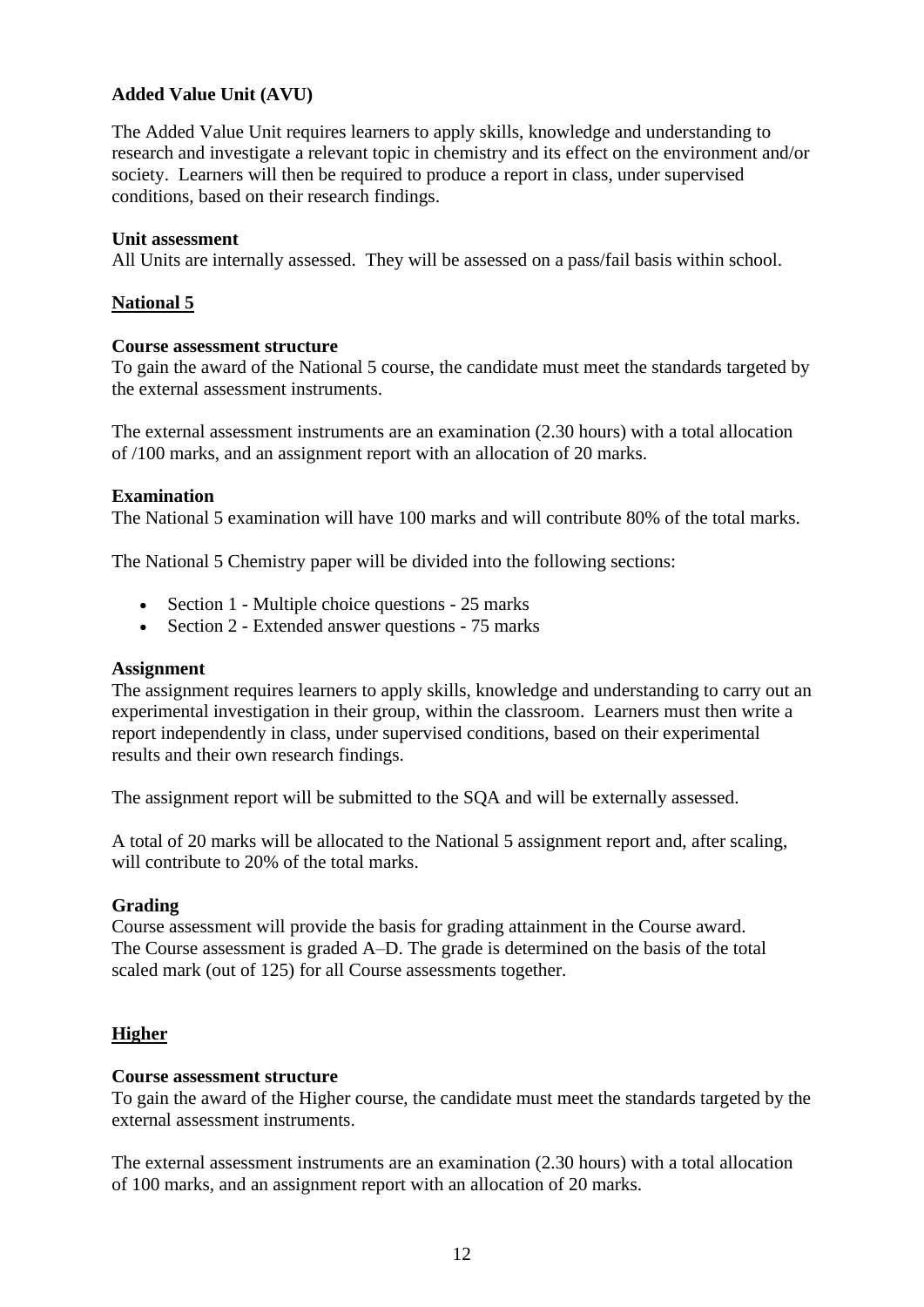**Added Value Unit (AVU)**

The Added Value Unit requires learners to apply skills, knowledge and understanding to research and investigate a relevant topic in chemistry and its effect on the environment and/or society. Learners will then be required to produce a report in class, under supervised conditions, based on their research findings.

**Unit assessment**
All Units are internally assessed. They will be assessed on a pass/fail basis within school.

## National 5

**Course assessment structure**
To gain the award of the National 5 course, the candidate must meet the standards targeted by the external assessment instruments.

The external assessment instruments are an examination (2.30 hours) with a total allocation of /100 marks, and an assignment report with an allocation of 20 marks.

**Examination**
The National 5 examination will have 100 marks and will contribute 80% of the total marks.

The National 5 Chemistry paper will be divided into the following sections:

- Section 1 - Multiple choice questions - 25 marks
- Section 2 - Extended answer questions - 75 marks

**Assignment**
The assignment requires learners to apply skills, knowledge and understanding to carry out an experimental investigation in their group, within the classroom. Learners must then write a report independently in class, under supervised conditions, based on their experimental results and their own research findings.

The assignment report will be submitted to the SQA and will be externally assessed.

A total of 20 marks will be allocated to the National 5 assignment report and, after scaling, will contribute to 20% of the total marks.

**Grading**
Course assessment will provide the basis for grading attainment in the Course award. The Course assessment is graded A–D. The grade is determined on the basis of the total scaled mark (out of 125) for all Course assessments together.

## Higher

**Course assessment structure**
To gain the award of the Higher course, the candidate must meet the standards targeted by the external assessment instruments.

The external assessment instruments are an examination (2.30 hours) with a total allocation of 100 marks, and an assignment report with an allocation of 20 marks.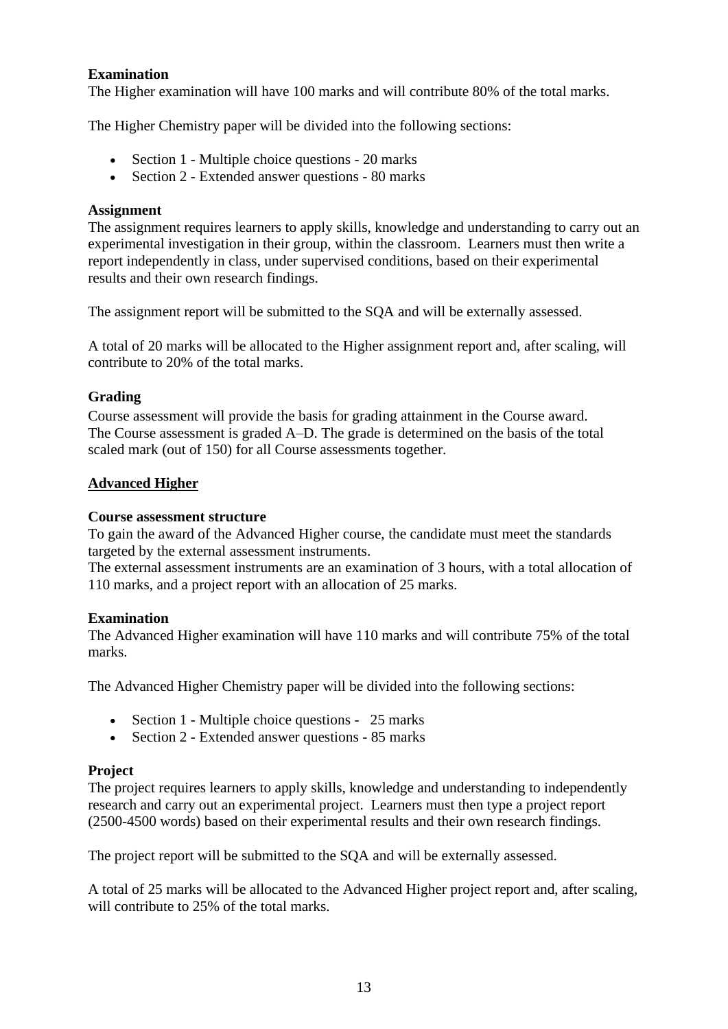**Examination**
The Higher examination will have 100 marks and will contribute 80% of the total marks.

The Higher Chemistry paper will be divided into the following sections:

- Section 1 - Multiple choice questions - 20 marks
- Section 2 - Extended answer questions - 80 marks

**Assignment**
The assignment requires learners to apply skills, knowledge and understanding to carry out an experimental investigation in their group, within the classroom. Learners must then write a report independently in class, under supervised conditions, based on their experimental results and their own research findings.

The assignment report will be submitted to the SQA and will be externally assessed.

A total of 20 marks will be allocated to the Higher assignment report and, after scaling, will contribute to 20% of the total marks.

**Grading**
Course assessment will provide the basis for grading attainment in the Course award. The Course assessment is graded A–D. The grade is determined on the basis of the total scaled mark (out of 150) for all Course assessments together.

**Advanced Higher**

**Course assessment structure**
To gain the award of the Advanced Higher course, the candidate must meet the standards targeted by the external assessment instruments.
The external assessment instruments are an examination of 3 hours, with a total allocation of 110 marks, and a project report with an allocation of 25 marks.

**Examination**
The Advanced Higher examination will have 110 marks and will contribute 75% of the total marks.

The Advanced Higher Chemistry paper will be divided into the following sections:

- Section 1 - Multiple choice questions - 25 marks
- Section 2 - Extended answer questions - 85 marks

**Project**
The project requires learners to apply skills, knowledge and understanding to independently research and carry out an experimental project. Learners must then type a project report (2500-4500 words) based on their experimental results and their own research findings.

The project report will be submitted to the SQA and will be externally assessed.

A total of 25 marks will be allocated to the Advanced Higher project report and, after scaling, will contribute to 25% of the total marks.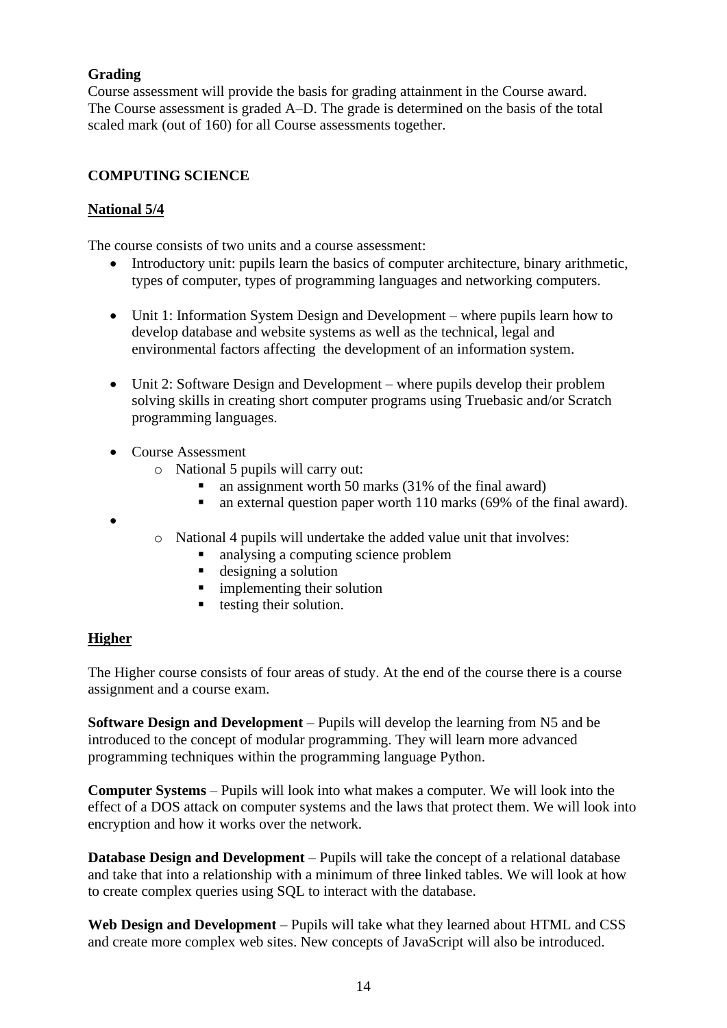**Grading**

Course assessment will provide the basis for grading attainment in the Course award. The Course assessment is graded A–D. The grade is determined on the basis of the total scaled mark (out of 160) for all Course assessments together.

**COMPUTING SCIENCE**

**National 5/4**

The course consists of two units and a course assessment:

- Introductory unit: pupils learn the basics of computer architecture, binary arithmetic, types of computer, types of programming languages and networking computers.

- Unit 1: Information System Design and Development – where pupils learn how to develop database and website systems as well as the technical, legal and environmental factors affecting the development of an information system.

- Unit 2: Software Design and Development – where pupils develop their problem solving skills in creating short computer programs using Truebasic and/or Scratch programming languages.

- Course Assessment
  - National 5 pupils will carry out:
    - an assignment worth 50 marks (31% of the final award)
    - an external question paper worth 110 marks (69% of the final award).
- 
  - National 4 pupils will undertake the added value unit that involves:
    - analysing a computing science problem
    - designing a solution
    - implementing their solution
    - testing their solution.

**Higher**

The Higher course consists of four areas of study. At the end of the course there is a course assignment and a course exam.

**Software Design and Development** – Pupils will develop the learning from N5 and be introduced to the concept of modular programming. They will learn more advanced programming techniques within the programming language Python.

**Computer Systems** – Pupils will look into what makes a computer. We will look into the effect of a DOS attack on computer systems and the laws that protect them. We will look into encryption and how it works over the network.

**Database Design and Development** – Pupils will take the concept of a relational database and take that into a relationship with a minimum of three linked tables. We will look at how to create complex queries using SQL to interact with the database.

**Web Design and Development** – Pupils will take what they learned about HTML and CSS and create more complex web sites. New concepts of JavaScript will also be introduced.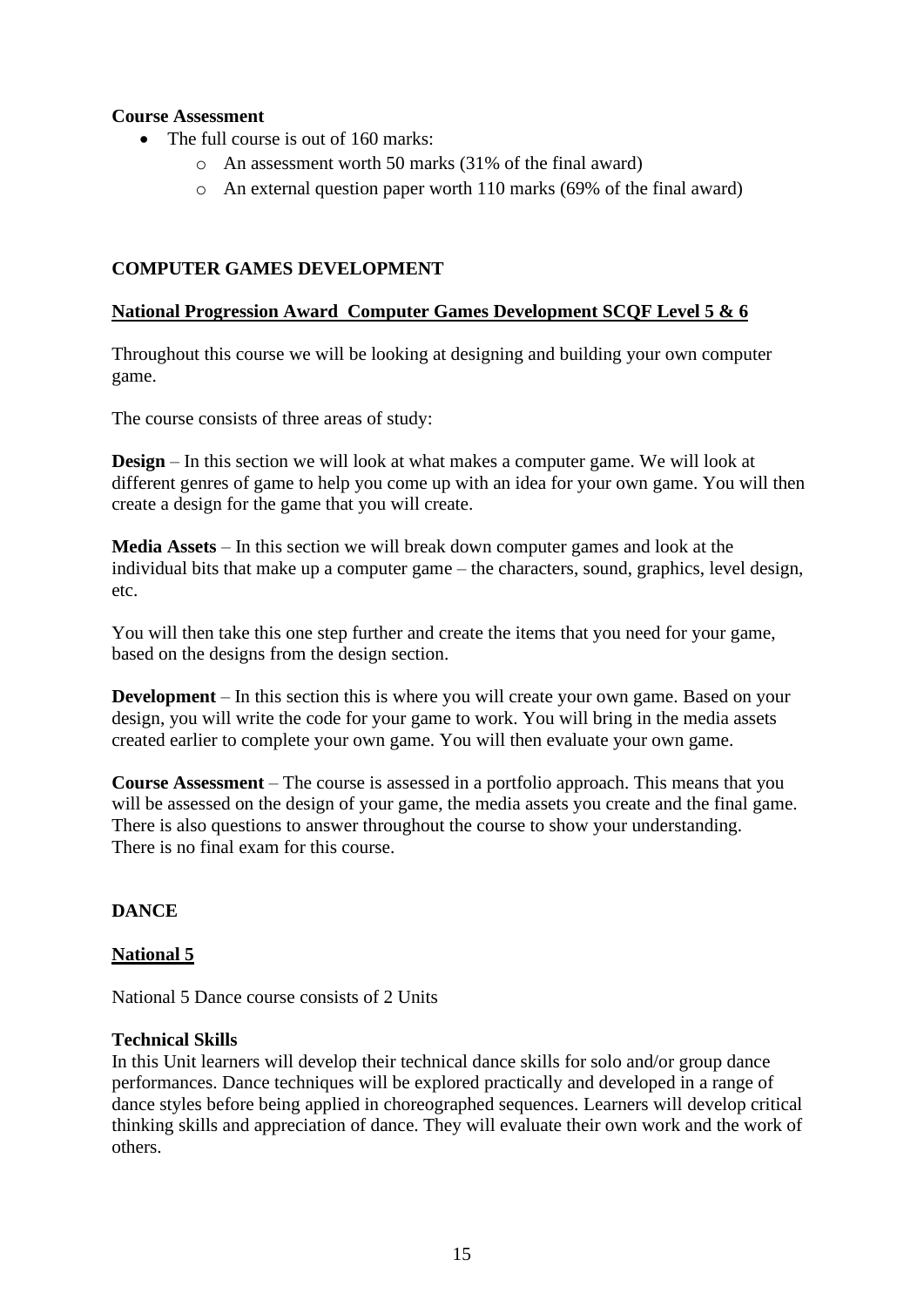**Course Assessment**

- The full course is out of 160 marks:
  - An assessment worth 50 marks (31% of the final award)
  - An external question paper worth 110 marks (69% of the final award)

## COMPUTER GAMES DEVELOPMENT

### National Progression Award Computer Games Development SCQF Level 5 & 6

Throughout this course we will be looking at designing and building your own computer game.

The course consists of three areas of study:

**Design** – In this section we will look at what makes a computer game. We will look at different genres of game to help you come up with an idea for your own game. You will then create a design for the game that you will create.

**Media Assets** – In this section we will break down computer games and look at the individual bits that make up a computer game – the characters, sound, graphics, level design, etc.

You will then take this one step further and create the items that you need for your game, based on the designs from the design section.

**Development** – In this section this is where you will create your own game. Based on your design, you will write the code for your game to work. You will bring in the media assets created earlier to complete your own game. You will then evaluate your own game.

**Course Assessment** – The course is assessed in a portfolio approach. This means that you will be assessed on the design of your game, the media assets you create and the final game. There is also questions to answer throughout the course to show your understanding. There is no final exam for this course.

## DANCE

### National 5

National 5 Dance course consists of 2 Units

**Technical Skills**

In this Unit learners will develop their technical dance skills for solo and/or group dance performances. Dance techniques will be explored practically and developed in a range of dance styles before being applied in choreographed sequences. Learners will develop critical thinking skills and appreciation of dance. They will evaluate their own work and the work of others.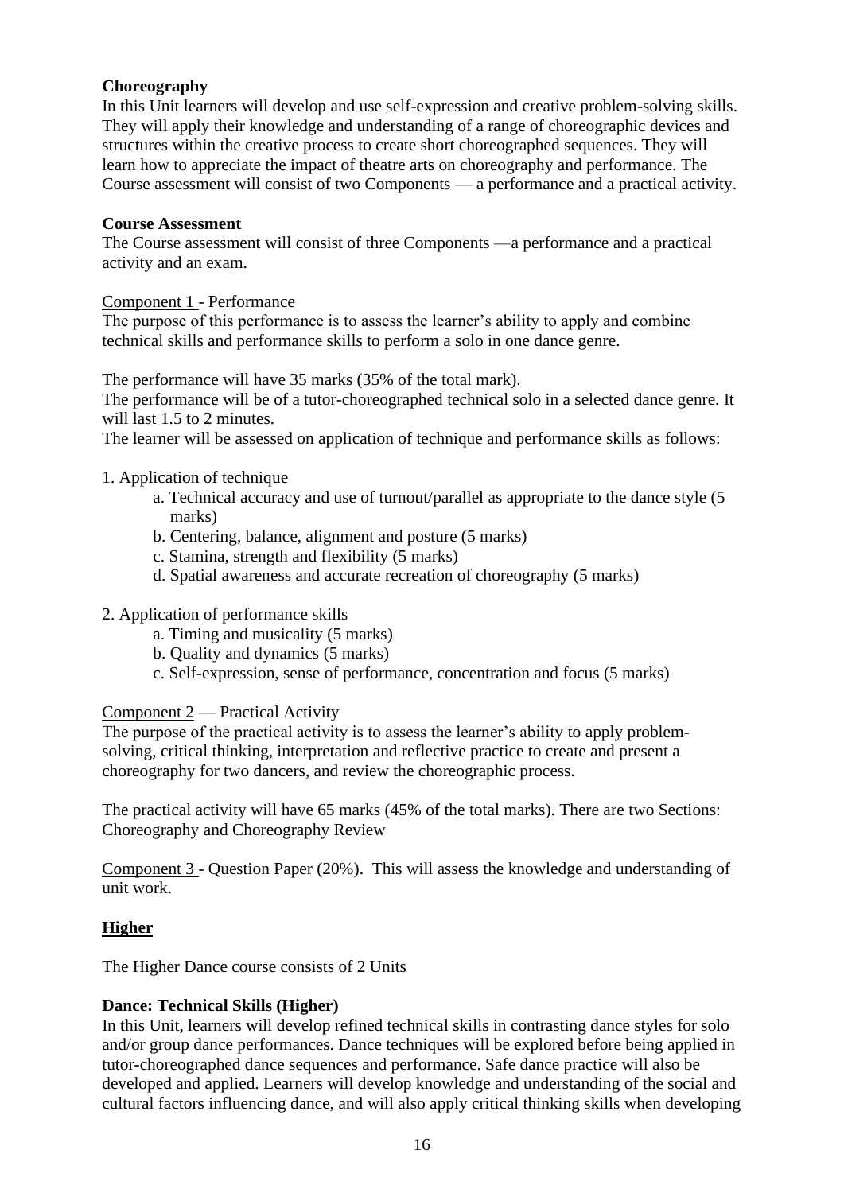**Choreography**

In this Unit learners will develop and use self-expression and creative problem-solving skills. They will apply their knowledge and understanding of a range of choreographic devices and structures within the creative process to create short choreographed sequences. They will learn how to appreciate the impact of theatre arts on choreography and performance. The Course assessment will consist of two Components — a performance and a practical activity.

**Course Assessment**

The Course assessment will consist of three Components —a performance and a practical activity and an exam.

Component 1 - Performance

The purpose of this performance is to assess the learner's ability to apply and combine technical skills and performance skills to perform a solo in one dance genre.

The performance will have 35 marks (35% of the total mark).

The performance will be of a tutor-choreographed technical solo in a selected dance genre. It will last 1.5 to 2 minutes.

The learner will be assessed on application of technique and performance skills as follows:

1. Application of technique
   - a. Technical accuracy and use of turnout/parallel as appropriate to the dance style (5 marks)
   - b. Centering, balance, alignment and posture (5 marks)
   - c. Stamina, strength and flexibility (5 marks)
   - d. Spatial awareness and accurate recreation of choreography (5 marks)

2. Application of performance skills
   - a. Timing and musicality (5 marks)
   - b. Quality and dynamics (5 marks)
   - c. Self-expression, sense of performance, concentration and focus (5 marks)

Component 2 — Practical Activity

The purpose of the practical activity is to assess the learner's ability to apply problem-solving, critical thinking, interpretation and reflective practice to create and present a choreography for two dancers, and review the choreographic process.

The practical activity will have 65 marks (45% of the total marks). There are two Sections: Choreography and Choreography Review

Component 3 - Question Paper (20%). This will assess the knowledge and understanding of unit work.

## Higher

The Higher Dance course consists of 2 Units

**Dance: Technical Skills (Higher)**

In this Unit, learners will develop refined technical skills in contrasting dance styles for solo and/or group dance performances. Dance techniques will be explored before being applied in tutor-choreographed dance sequences and performance. Safe dance practice will also be developed and applied. Learners will develop knowledge and understanding of the social and cultural factors influencing dance, and will also apply critical thinking skills when developing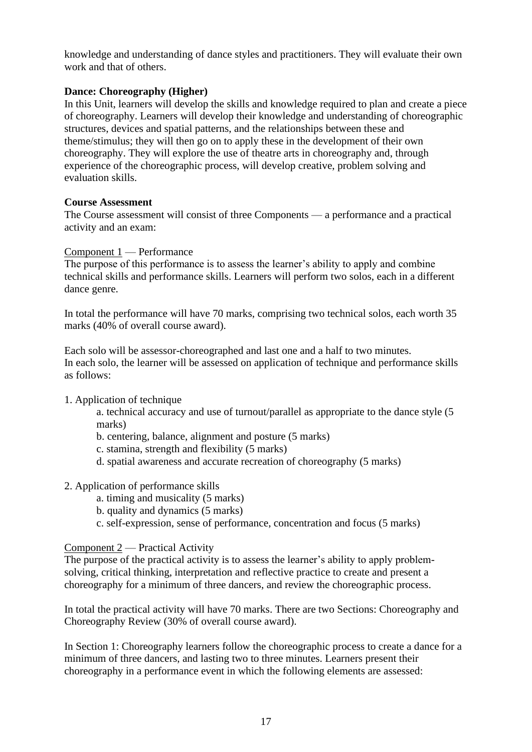knowledge and understanding of dance styles and practitioners. They will evaluate their own work and that of others.

**Dance: Choreography (Higher)**
In this Unit, learners will develop the skills and knowledge required to plan and create a piece of choreography. Learners will develop their knowledge and understanding of choreographic structures, devices and spatial patterns, and the relationships between these and theme/stimulus; they will then go on to apply these in the development of their own choreography. They will explore the use of theatre arts in choreography and, through experience of the choreographic process, will develop creative, problem solving and evaluation skills.

**Course Assessment**
The Course assessment will consist of three Components — a performance and a practical activity and an exam:

Component 1 — Performance
The purpose of this performance is to assess the learner's ability to apply and combine technical skills and performance skills. Learners will perform two solos, each in a different dance genre.

In total the performance will have 70 marks, comprising two technical solos, each worth 35 marks (40% of overall course award).

Each solo will be assessor-choreographed and last one and a half to two minutes.
In each solo, the learner will be assessed on application of technique and performance skills as follows:

1. Application of technique
   - a. technical accuracy and use of turnout/parallel as appropriate to the dance style (5 marks)
   - b. centering, balance, alignment and posture (5 marks)
   - c. stamina, strength and flexibility (5 marks)
   - d. spatial awareness and accurate recreation of choreography (5 marks)

2. Application of performance skills
   - a. timing and musicality (5 marks)
   - b. quality and dynamics (5 marks)
   - c. self-expression, sense of performance, concentration and focus (5 marks)

Component 2 — Practical Activity
The purpose of the practical activity is to assess the learner's ability to apply problem-solving, critical thinking, interpretation and reflective practice to create and present a choreography for a minimum of three dancers, and review the choreographic process.

In total the practical activity will have 70 marks. There are two Sections: Choreography and Choreography Review (30% of overall course award).

In Section 1: Choreography learners follow the choreographic process to create a dance for a minimum of three dancers, and lasting two to three minutes. Learners present their choreography in a performance event in which the following elements are assessed: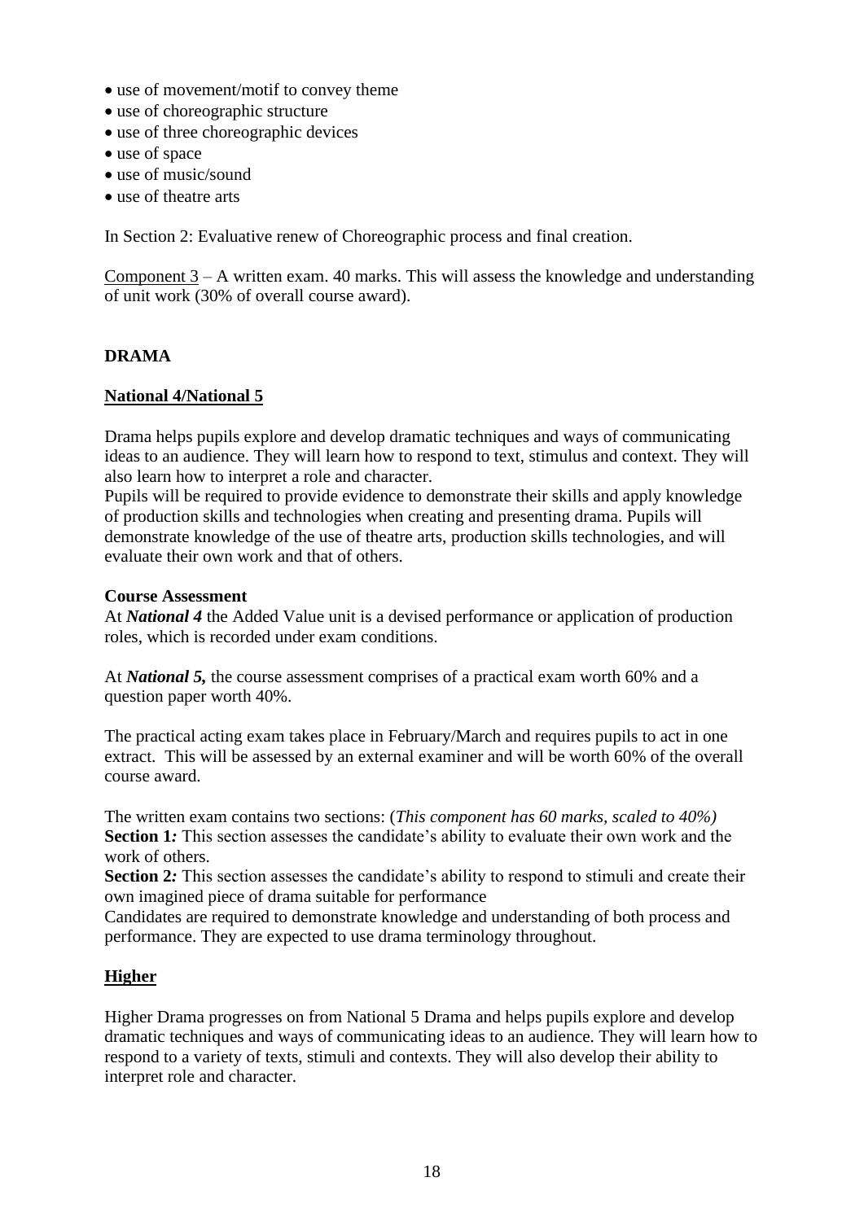- use of movement/motif to convey theme
- use of choreographic structure
- use of three choreographic devices
- use of space
- use of music/sound
- use of theatre arts

In Section 2: Evaluative renew of Choreographic process and final creation.

Component 3 – A written exam. 40 marks. This will assess the knowledge and understanding of unit work (30% of overall course award).

## DRAMA

### National 4/National 5

Drama helps pupils explore and develop dramatic techniques and ways of communicating ideas to an audience. They will learn how to respond to text, stimulus and context. They will also learn how to interpret a role and character.
Pupils will be required to provide evidence to demonstrate their skills and apply knowledge of production skills and technologies when creating and presenting drama. Pupils will demonstrate knowledge of the use of theatre arts, production skills technologies, and will evaluate their own work and that of others.

**Course Assessment**
At ***National 4*** the Added Value unit is a devised performance or application of production roles, which is recorded under exam conditions.

At ***National 5,*** the course assessment comprises of a practical exam worth 60% and a question paper worth 40%.

The practical acting exam takes place in February/March and requires pupils to act in one extract. This will be assessed by an external examiner and will be worth 60% of the overall course award.

The written exam contains two sections: (*This component has 60 marks, scaled to 40%)*
**Section 1***:* This section assesses the candidate's ability to evaluate their own work and the work of others.
**Section 2***:* This section assesses the candidate's ability to respond to stimuli and create their own imagined piece of drama suitable for performance
Candidates are required to demonstrate knowledge and understanding of both process and performance. They are expected to use drama terminology throughout.

### Higher

Higher Drama progresses on from National 5 Drama and helps pupils explore and develop dramatic techniques and ways of communicating ideas to an audience. They will learn how to respond to a variety of texts, stimuli and contexts. They will also develop their ability to interpret role and character.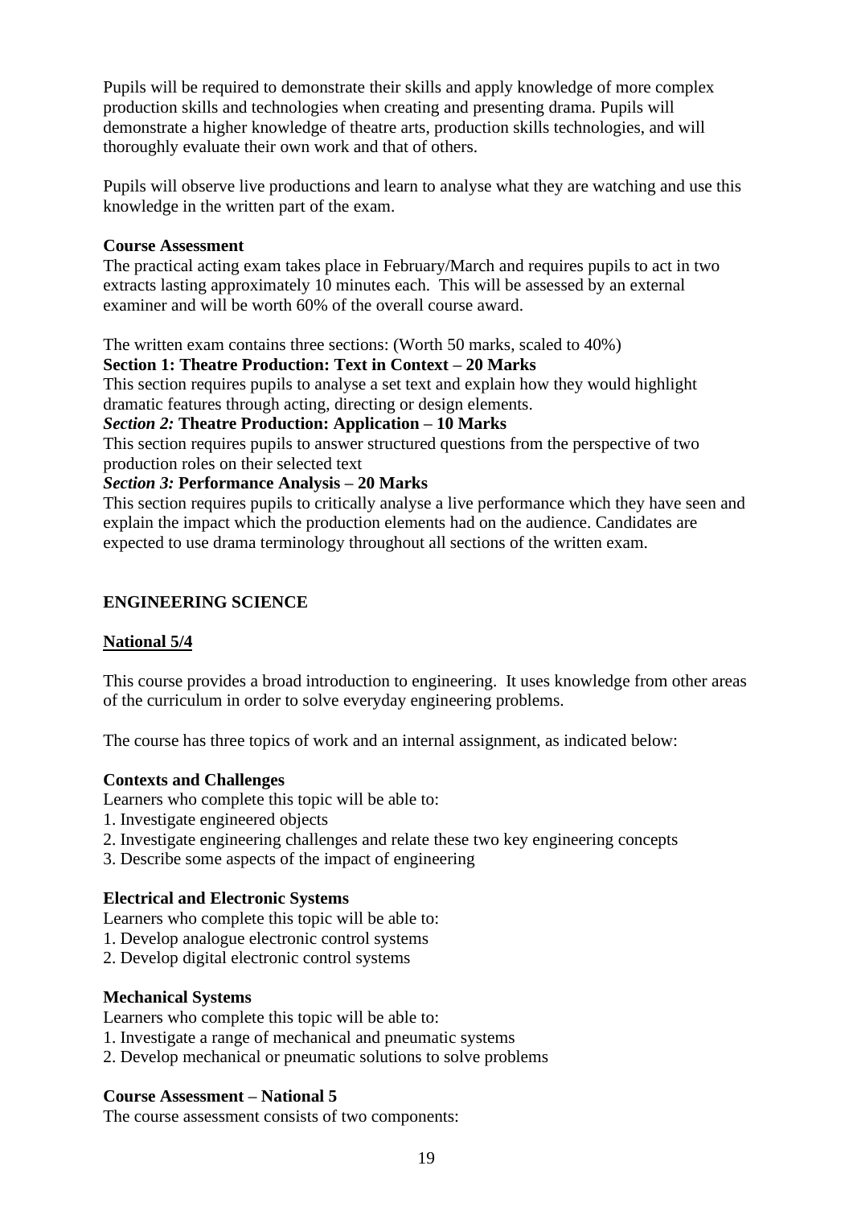Pupils will be required to demonstrate their skills and apply knowledge of more complex production skills and technologies when creating and presenting drama. Pupils will demonstrate a higher knowledge of theatre arts, production skills technologies, and will thoroughly evaluate their own work and that of others.

Pupils will observe live productions and learn to analyse what they are watching and use this knowledge in the written part of the exam.

**Course Assessment**
The practical acting exam takes place in February/March and requires pupils to act in two extracts lasting approximately 10 minutes each. This will be assessed by an external examiner and will be worth 60% of the overall course award.

The written exam contains three sections: (Worth 50 marks, scaled to 40%)
**Section 1: Theatre Production: Text in Context – 20 Marks**
This section requires pupils to analyse a set text and explain how they would highlight dramatic features through acting, directing or design elements.
***Section 2:*** **Theatre Production: Application – 10 Marks**
This section requires pupils to answer structured questions from the perspective of two production roles on their selected text
***Section 3:*** **Performance Analysis – 20 Marks**
This section requires pupils to critically analyse a live performance which they have seen and explain the impact which the production elements had on the audience. Candidates are expected to use drama terminology throughout all sections of the written exam.

## ENGINEERING SCIENCE

### National 5/4

This course provides a broad introduction to engineering. It uses knowledge from other areas of the curriculum in order to solve everyday engineering problems.

The course has three topics of work and an internal assignment, as indicated below:

**Contexts and Challenges**
Learners who complete this topic will be able to:
1. Investigate engineered objects
2. Investigate engineering challenges and relate these two key engineering concepts
3. Describe some aspects of the impact of engineering

**Electrical and Electronic Systems**
Learners who complete this topic will be able to:
1. Develop analogue electronic control systems
2. Develop digital electronic control systems

**Mechanical Systems**
Learners who complete this topic will be able to:
1. Investigate a range of mechanical and pneumatic systems
2. Develop mechanical or pneumatic solutions to solve problems

**Course Assessment – National 5**
The course assessment consists of two components: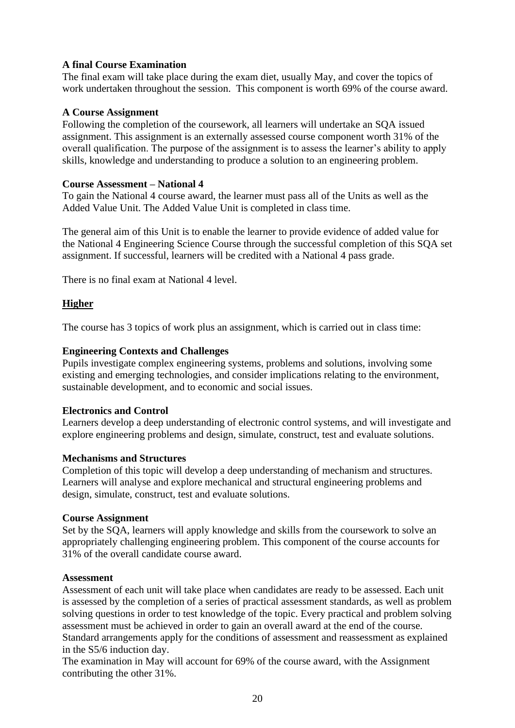**A final Course Examination**

The final exam will take place during the exam diet, usually May, and cover the topics of work undertaken throughout the session. This component is worth 69% of the course award.

**A Course Assignment**

Following the completion of the coursework, all learners will undertake an SQA issued assignment. This assignment is an externally assessed course component worth 31% of the overall qualification. The purpose of the assignment is to assess the learner's ability to apply skills, knowledge and understanding to produce a solution to an engineering problem.

**Course Assessment – National 4**

To gain the National 4 course award, the learner must pass all of the Units as well as the Added Value Unit. The Added Value Unit is completed in class time.

The general aim of this Unit is to enable the learner to provide evidence of added value for the National 4 Engineering Science Course through the successful completion of this SQA set assignment. If successful, learners will be credited with a National 4 pass grade.

There is no final exam at National 4 level.

## Higher

The course has 3 topics of work plus an assignment, which is carried out in class time:

**Engineering Contexts and Challenges**

Pupils investigate complex engineering systems, problems and solutions, involving some existing and emerging technologies, and consider implications relating to the environment, sustainable development, and to economic and social issues.

**Electronics and Control**

Learners develop a deep understanding of electronic control systems, and will investigate and explore engineering problems and design, simulate, construct, test and evaluate solutions.

**Mechanisms and Structures**

Completion of this topic will develop a deep understanding of mechanism and structures. Learners will analyse and explore mechanical and structural engineering problems and design, simulate, construct, test and evaluate solutions.

**Course Assignment**

Set by the SQA, learners will apply knowledge and skills from the coursework to solve an appropriately challenging engineering problem. This component of the course accounts for 31% of the overall candidate course award.

**Assessment**

Assessment of each unit will take place when candidates are ready to be assessed. Each unit is assessed by the completion of a series of practical assessment standards, as well as problem solving questions in order to test knowledge of the topic. Every practical and problem solving assessment must be achieved in order to gain an overall award at the end of the course. Standard arrangements apply for the conditions of assessment and reassessment as explained in the S5/6 induction day.

The examination in May will account for 69% of the course award, with the Assignment contributing the other 31%.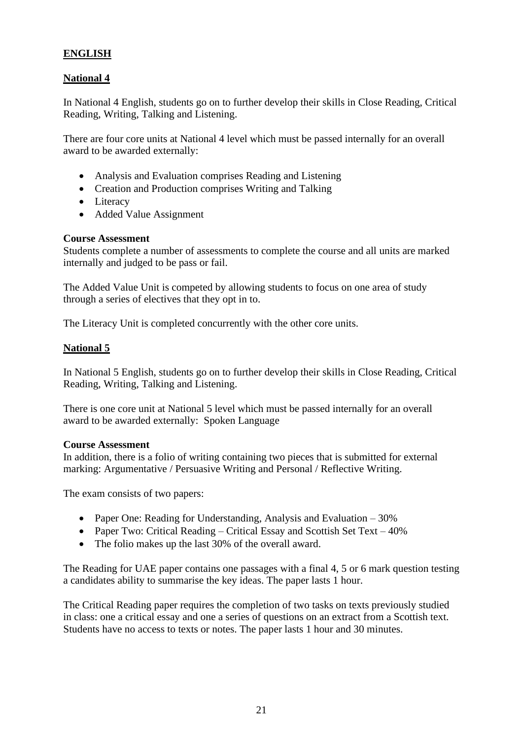# ENGLISH

## National 4

In National 4 English, students go on to further develop their skills in Close Reading, Critical Reading, Writing, Talking and Listening.

There are four core units at National 4 level which must be passed internally for an overall award to be awarded externally:

- Analysis and Evaluation comprises Reading and Listening
- Creation and Production comprises Writing and Talking
- Literacy
- Added Value Assignment

**Course Assessment**
Students complete a number of assessments to complete the course and all units are marked internally and judged to be pass or fail.

The Added Value Unit is competed by allowing students to focus on one area of study through a series of electives that they opt in to.

The Literacy Unit is completed concurrently with the other core units.

## National 5

In National 5 English, students go on to further develop their skills in Close Reading, Critical Reading, Writing, Talking and Listening.

There is one core unit at National 5 level which must be passed internally for an overall award to be awarded externally: Spoken Language

**Course Assessment**
In addition, there is a folio of writing containing two pieces that is submitted for external marking: Argumentative / Persuasive Writing and Personal / Reflective Writing.

The exam consists of two papers:

- Paper One: Reading for Understanding, Analysis and Evaluation – 30%
- Paper Two: Critical Reading – Critical Essay and Scottish Set Text – 40%
- The folio makes up the last 30% of the overall award.

The Reading for UAE paper contains one passages with a final 4, 5 or 6 mark question testing a candidates ability to summarise the key ideas. The paper lasts 1 hour.

The Critical Reading paper requires the completion of two tasks on texts previously studied in class: one a critical essay and one a series of questions on an extract from a Scottish text. Students have no access to texts or notes. The paper lasts 1 hour and 30 minutes.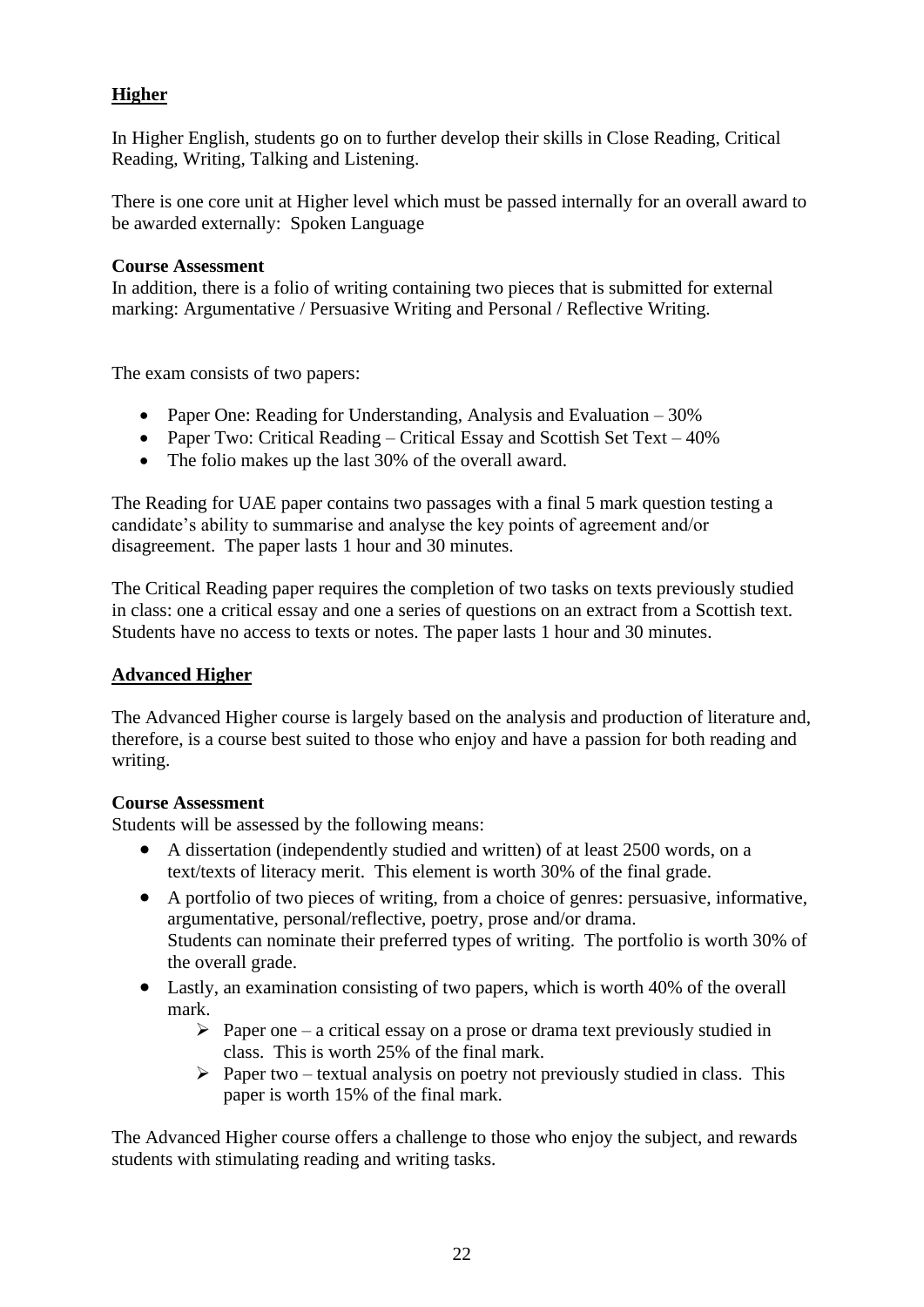## Higher

In Higher English, students go on to further develop their skills in Close Reading, Critical Reading, Writing, Talking and Listening.

There is one core unit at Higher level which must be passed internally for an overall award to be awarded externally: Spoken Language

**Course Assessment**
In addition, there is a folio of writing containing two pieces that is submitted for external marking: Argumentative / Persuasive Writing and Personal / Reflective Writing.

The exam consists of two papers:

- Paper One: Reading for Understanding, Analysis and Evaluation – 30%
- Paper Two: Critical Reading – Critical Essay and Scottish Set Text – 40%
- The folio makes up the last 30% of the overall award.

The Reading for UAE paper contains two passages with a final 5 mark question testing a candidate's ability to summarise and analyse the key points of agreement and/or disagreement. The paper lasts 1 hour and 30 minutes.

The Critical Reading paper requires the completion of two tasks on texts previously studied in class: one a critical essay and one a series of questions on an extract from a Scottish text. Students have no access to texts or notes. The paper lasts 1 hour and 30 minutes.

## Advanced Higher

The Advanced Higher course is largely based on the analysis and production of literature and, therefore, is a course best suited to those who enjoy and have a passion for both reading and writing.

**Course Assessment**
Students will be assessed by the following means:

- A dissertation (independently studied and written) of at least 2500 words, on a text/texts of literacy merit. This element is worth 30% of the final grade.
- A portfolio of two pieces of writing, from a choice of genres: persuasive, informative, argumentative, personal/reflective, poetry, prose and/or drama.
  Students can nominate their preferred types of writing. The portfolio is worth 30% of the overall grade.
- Lastly, an examination consisting of two papers, which is worth 40% of the overall mark.
  - Paper one – a critical essay on a prose or drama text previously studied in class. This is worth 25% of the final mark.
  - Paper two – textual analysis on poetry not previously studied in class. This paper is worth 15% of the final mark.

The Advanced Higher course offers a challenge to those who enjoy the subject, and rewards students with stimulating reading and writing tasks.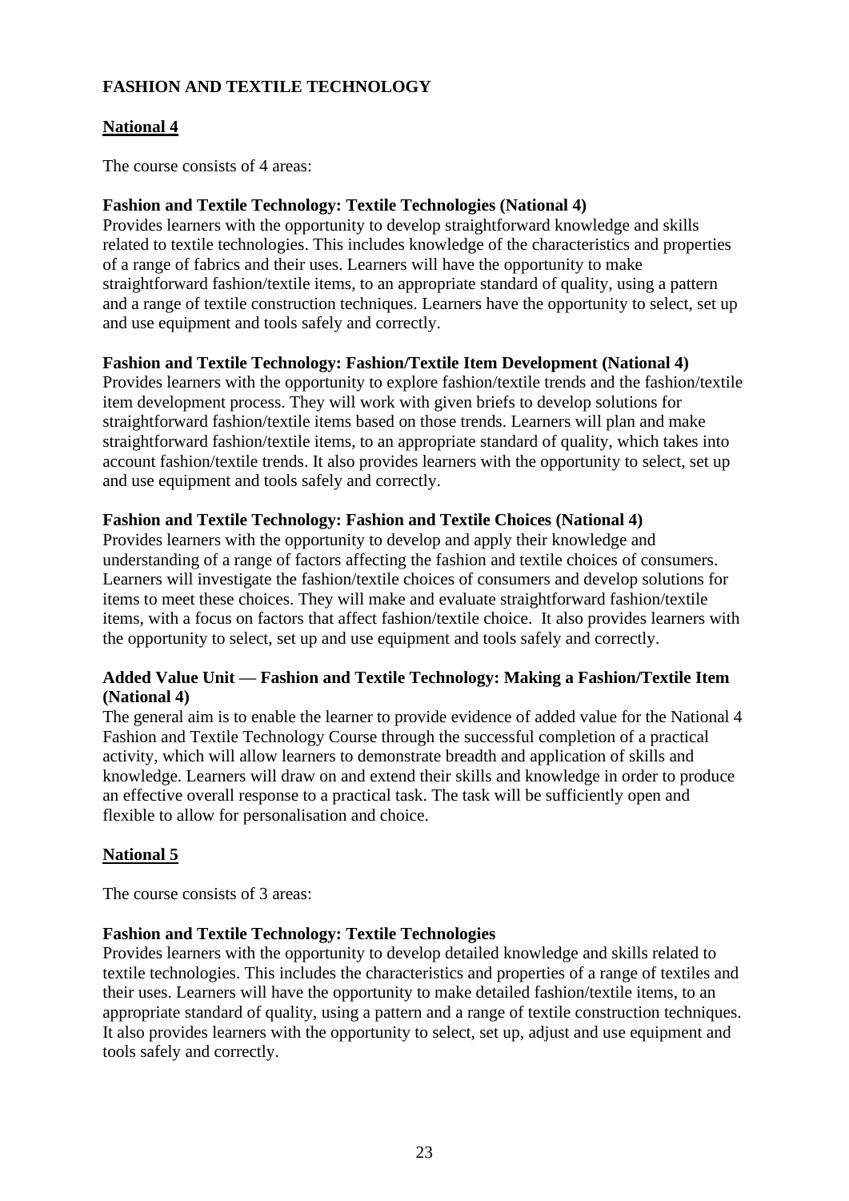## FASHION AND TEXTILE TECHNOLOGY

### National 4

The course consists of 4 areas:

**Fashion and Textile Technology: Textile Technologies (National 4)**
Provides learners with the opportunity to develop straightforward knowledge and skills related to textile technologies. This includes knowledge of the characteristics and properties of a range of fabrics and their uses. Learners will have the opportunity to make straightforward fashion/textile items, to an appropriate standard of quality, using a pattern and a range of textile construction techniques. Learners have the opportunity to select, set up and use equipment and tools safely and correctly.

**Fashion and Textile Technology: Fashion/Textile Item Development (National 4)**
Provides learners with the opportunity to explore fashion/textile trends and the fashion/textile item development process. They will work with given briefs to develop solutions for straightforward fashion/textile items based on those trends. Learners will plan and make straightforward fashion/textile items, to an appropriate standard of quality, which takes into account fashion/textile trends. It also provides learners with the opportunity to select, set up and use equipment and tools safely and correctly.

**Fashion and Textile Technology: Fashion and Textile Choices (National 4)**
Provides learners with the opportunity to develop and apply their knowledge and understanding of a range of factors affecting the fashion and textile choices of consumers. Learners will investigate the fashion/textile choices of consumers and develop solutions for items to meet these choices. They will make and evaluate straightforward fashion/textile items, with a focus on factors that affect fashion/textile choice. It also provides learners with the opportunity to select, set up and use equipment and tools safely and correctly.

**Added Value Unit — Fashion and Textile Technology: Making a Fashion/Textile Item (National 4)**
The general aim is to enable the learner to provide evidence of added value for the National 4 Fashion and Textile Technology Course through the successful completion of a practical activity, which will allow learners to demonstrate breadth and application of skills and knowledge. Learners will draw on and extend their skills and knowledge in order to produce an effective overall response to a practical task. The task will be sufficiently open and flexible to allow for personalisation and choice.

### National 5

The course consists of 3 areas:

**Fashion and Textile Technology: Textile Technologies**
Provides learners with the opportunity to develop detailed knowledge and skills related to textile technologies. This includes the characteristics and properties of a range of textiles and their uses. Learners will have the opportunity to make detailed fashion/textile items, to an appropriate standard of quality, using a pattern and a range of textile construction techniques. It also provides learners with the opportunity to select, set up, adjust and use equipment and tools safely and correctly.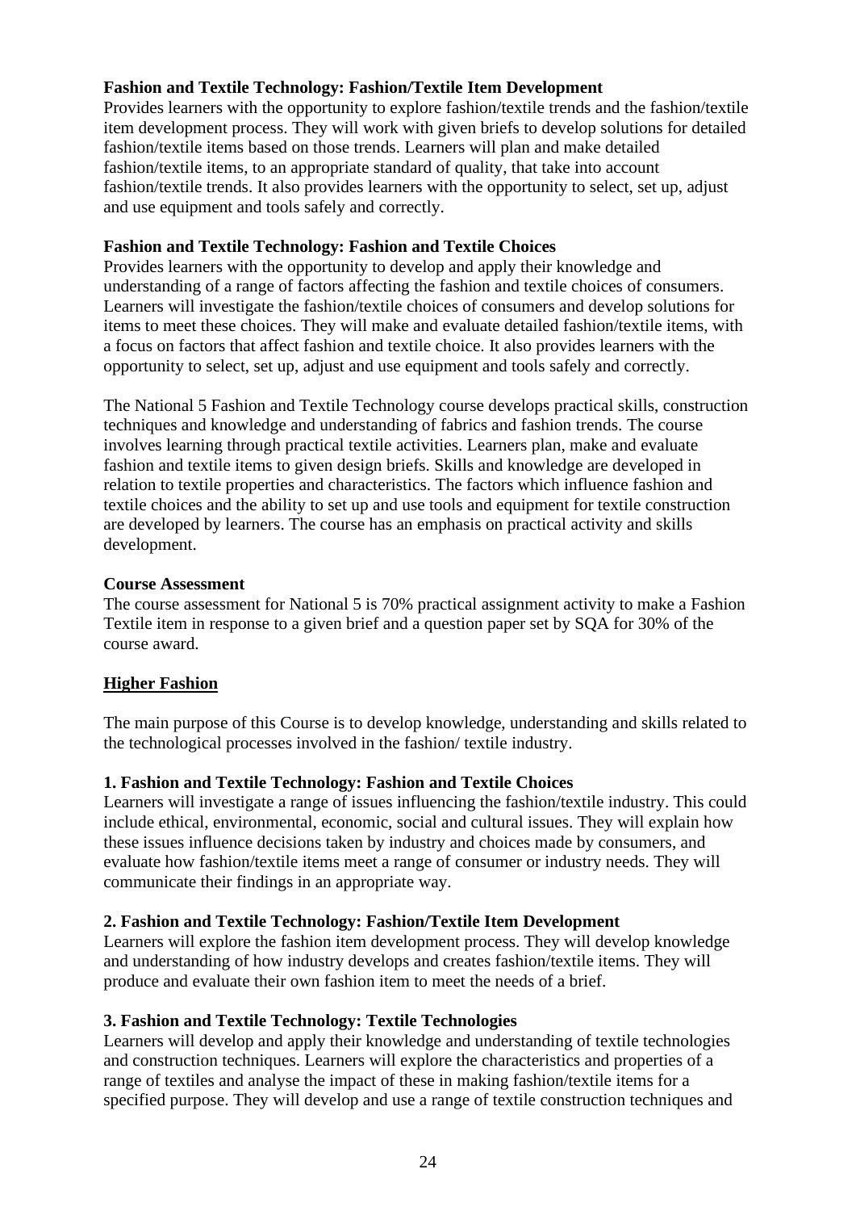**Fashion and Textile Technology: Fashion/Textile Item Development**
Provides learners with the opportunity to explore fashion/textile trends and the fashion/textile item development process. They will work with given briefs to develop solutions for detailed fashion/textile items based on those trends. Learners will plan and make detailed fashion/textile items, to an appropriate standard of quality, that take into account fashion/textile trends. It also provides learners with the opportunity to select, set up, adjust and use equipment and tools safely and correctly.

**Fashion and Textile Technology: Fashion and Textile Choices**
Provides learners with the opportunity to develop and apply their knowledge and understanding of a range of factors affecting the fashion and textile choices of consumers. Learners will investigate the fashion/textile choices of consumers and develop solutions for items to meet these choices. They will make and evaluate detailed fashion/textile items, with a focus on factors that affect fashion and textile choice. It also provides learners with the opportunity to select, set up, adjust and use equipment and tools safely and correctly.

The National 5 Fashion and Textile Technology course develops practical skills, construction techniques and knowledge and understanding of fabrics and fashion trends. The course involves learning through practical textile activities. Learners plan, make and evaluate fashion and textile items to given design briefs. Skills and knowledge are developed in relation to textile properties and characteristics. The factors which influence fashion and textile choices and the ability to set up and use tools and equipment for textile construction are developed by learners. The course has an emphasis on practical activity and skills development.

**Course Assessment**
The course assessment for National 5 is 70% practical assignment activity to make a Fashion Textile item in response to a given brief and a question paper set by SQA for 30% of the course award.

## Higher Fashion

The main purpose of this Course is to develop knowledge, understanding and skills related to the technological processes involved in the fashion/ textile industry.

**1. Fashion and Textile Technology: Fashion and Textile Choices**
Learners will investigate a range of issues influencing the fashion/textile industry. This could include ethical, environmental, economic, social and cultural issues. They will explain how these issues influence decisions taken by industry and choices made by consumers, and evaluate how fashion/textile items meet a range of consumer or industry needs. They will communicate their findings in an appropriate way.

**2. Fashion and Textile Technology: Fashion/Textile Item Development**
Learners will explore the fashion item development process. They will develop knowledge and understanding of how industry develops and creates fashion/textile items. They will produce and evaluate their own fashion item to meet the needs of a brief.

**3. Fashion and Textile Technology: Textile Technologies**
Learners will develop and apply their knowledge and understanding of textile technologies and construction techniques. Learners will explore the characteristics and properties of a range of textiles and analyse the impact of these in making fashion/textile items for a specified purpose. They will develop and use a range of textile construction techniques and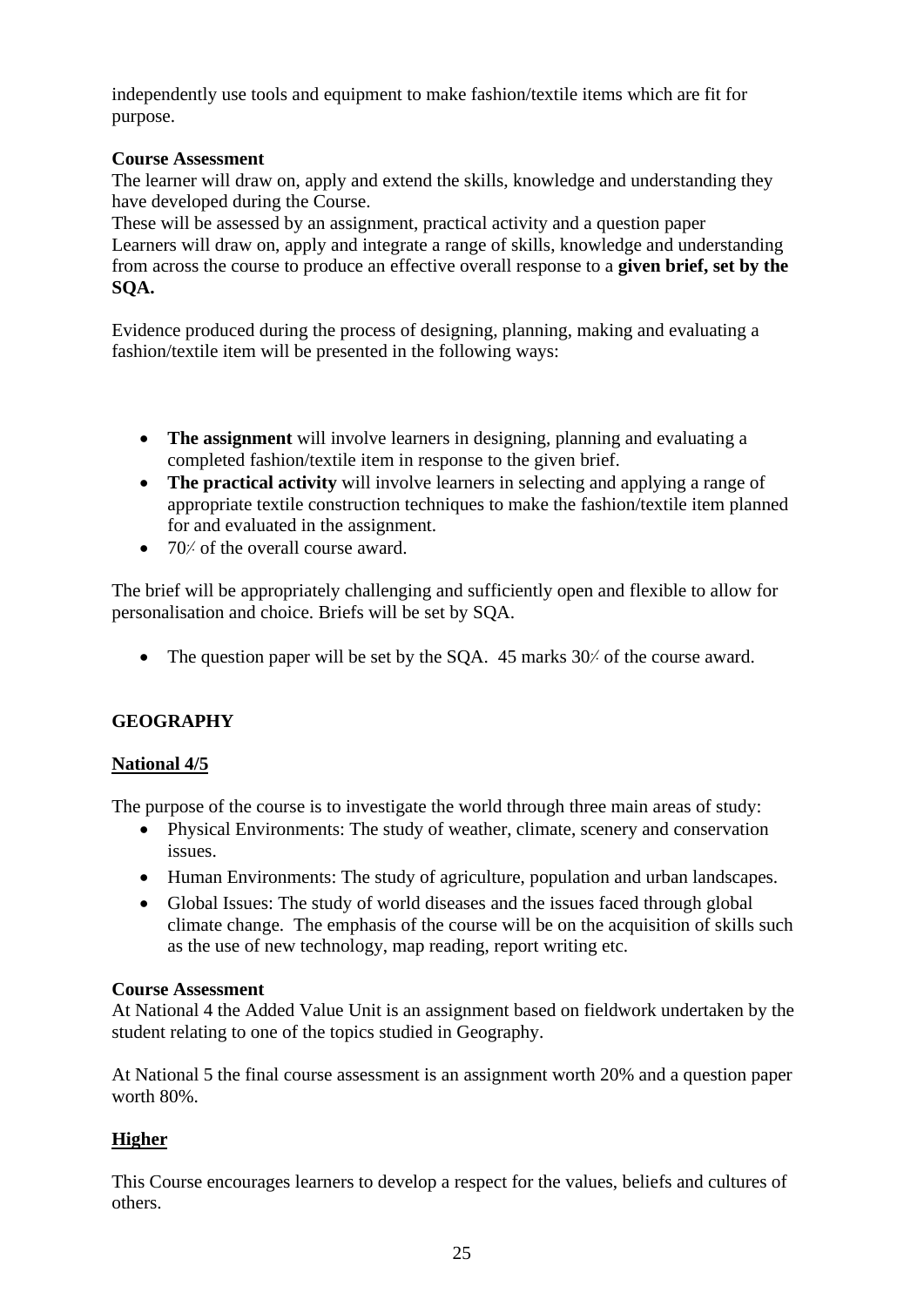independently use tools and equipment to make fashion/textile items which are fit for purpose.

**Course Assessment**
The learner will draw on, apply and extend the skills, knowledge and understanding they have developed during the Course.
These will be assessed by an assignment, practical activity and a question paper
Learners will draw on, apply and integrate a range of skills, knowledge and understanding from across the course to produce an effective overall response to a **given brief, set by the SQA.**

Evidence produced during the process of designing, planning, making and evaluating a fashion/textile item will be presented in the following ways:

- **The assignment** will involve learners in designing, planning and evaluating a completed fashion/textile item in response to the given brief.
- **The practical activity** will involve learners in selecting and applying a range of appropriate textile construction techniques to make the fashion/textile item planned for and evaluated in the assignment.
- 70% of the overall course award.

The brief will be appropriately challenging and sufficiently open and flexible to allow for personalisation and choice. Briefs will be set by SQA.

- The question paper will be set by the SQA. 45 marks 30% of the course award.

## GEOGRAPHY

### National 4/5

The purpose of the course is to investigate the world through three main areas of study:

- Physical Environments: The study of weather, climate, scenery and conservation issues.
- Human Environments: The study of agriculture, population and urban landscapes.
- Global Issues: The study of world diseases and the issues faced through global climate change. The emphasis of the course will be on the acquisition of skills such as the use of new technology, map reading, report writing etc.

**Course Assessment**
At National 4 the Added Value Unit is an assignment based on fieldwork undertaken by the student relating to one of the topics studied in Geography.

At National 5 the final course assessment is an assignment worth 20% and a question paper worth 80%.

### Higher

This Course encourages learners to develop a respect for the values, beliefs and cultures of others.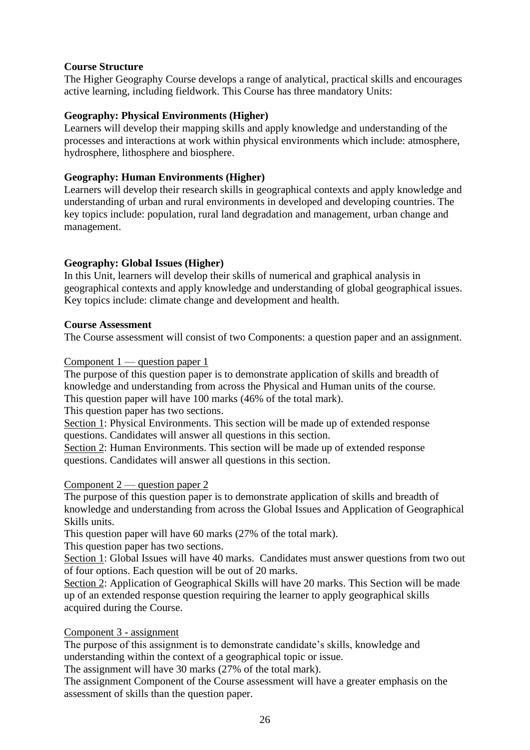**Course Structure**

The Higher Geography Course develops a range of analytical, practical skills and encourages active learning, including fieldwork. This Course has three mandatory Units:

**Geography: Physical Environments (Higher)**

Learners will develop their mapping skills and apply knowledge and understanding of the processes and interactions at work within physical environments which include: atmosphere, hydrosphere, lithosphere and biosphere.

**Geography: Human Environments (Higher)**

Learners will develop their research skills in geographical contexts and apply knowledge and understanding of urban and rural environments in developed and developing countries. The key topics include: population, rural land degradation and management, urban change and management.

**Geography: Global Issues (Higher)**

In this Unit, learners will develop their skills of numerical and graphical analysis in geographical contexts and apply knowledge and understanding of global geographical issues. Key topics include: climate change and development and health.

**Course Assessment**

The Course assessment will consist of two Components: a question paper and an assignment.

<u>Component 1 — question paper 1</u>

The purpose of this question paper is to demonstrate application of skills and breadth of knowledge and understanding from across the Physical and Human units of the course.
This question paper will have 100 marks (46% of the total mark).
This question paper has two sections.
<u>Section 1</u>: Physical Environments. This section will be made up of extended response questions. Candidates will answer all questions in this section.
<u>Section 2</u>: Human Environments. This section will be made up of extended response questions. Candidates will answer all questions in this section.

<u>Component 2 — question paper 2</u>

The purpose of this question paper is to demonstrate application of skills and breadth of knowledge and understanding from across the Global Issues and Application of Geographical Skills units.
This question paper will have 60 marks (27% of the total mark).
This question paper has two sections.
<u>Section 1</u>: Global Issues will have 40 marks. Candidates must answer questions from two out of four options. Each question will be out of 20 marks.
<u>Section 2</u>: Application of Geographical Skills will have 20 marks. This Section will be made up of an extended response question requiring the learner to apply geographical skills acquired during the Course.

<u>Component 3 - assignment</u>

The purpose of this assignment is to demonstrate candidate's skills, knowledge and understanding within the context of a geographical topic or issue.
The assignment will have 30 marks (27% of the total mark).
The assignment Component of the Course assessment will have a greater emphasis on the assessment of skills than the question paper.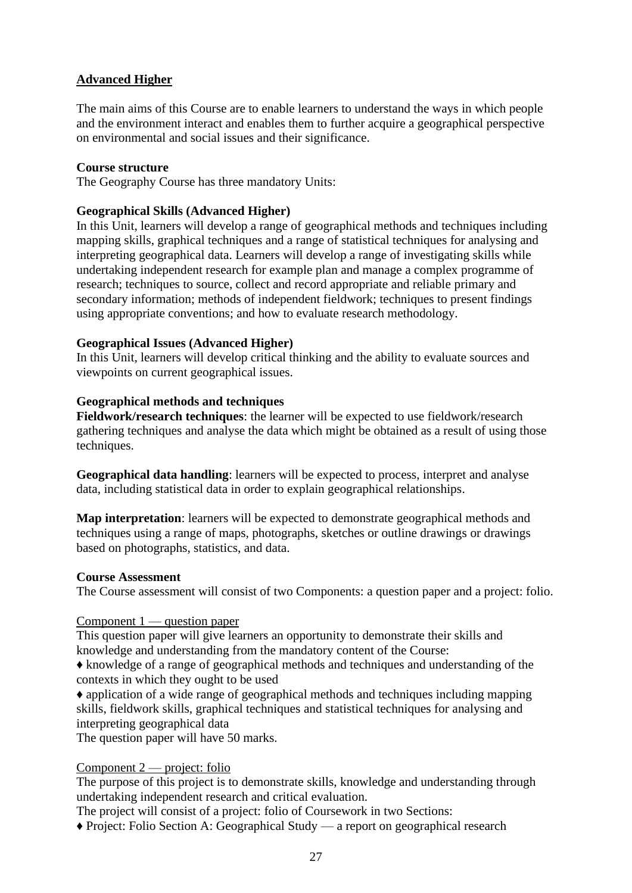## Advanced Higher

The main aims of this Course are to enable learners to understand the ways in which people and the environment interact and enables them to further acquire a geographical perspective on environmental and social issues and their significance.

**Course structure**
The Geography Course has three mandatory Units:

**Geographical Skills (Advanced Higher)**
In this Unit, learners will develop a range of geographical methods and techniques including mapping skills, graphical techniques and a range of statistical techniques for analysing and interpreting geographical data. Learners will develop a range of investigating skills while undertaking independent research for example plan and manage a complex programme of research; techniques to source, collect and record appropriate and reliable primary and secondary information; methods of independent fieldwork; techniques to present findings using appropriate conventions; and how to evaluate research methodology.

**Geographical Issues (Advanced Higher)**
In this Unit, learners will develop critical thinking and the ability to evaluate sources and viewpoints on current geographical issues.

**Geographical methods and techniques**
**Fieldwork/research techniques**: the learner will be expected to use fieldwork/research gathering techniques and analyse the data which might be obtained as a result of using those techniques.

**Geographical data handling**: learners will be expected to process, interpret and analyse data, including statistical data in order to explain geographical relationships.

**Map interpretation**: learners will be expected to demonstrate geographical methods and techniques using a range of maps, photographs, sketches or outline drawings or drawings based on photographs, statistics, and data.

**Course Assessment**
The Course assessment will consist of two Components: a question paper and a project: folio.

Component 1 — question paper
This question paper will give learners an opportunity to demonstrate their skills and knowledge and understanding from the mandatory content of the Course:

- ♦ knowledge of a range of geographical methods and techniques and understanding of the contexts in which they ought to be used
- ♦ application of a wide range of geographical methods and techniques including mapping skills, fieldwork skills, graphical techniques and statistical techniques for analysing and interpreting geographical data

The question paper will have 50 marks.

Component 2 — project: folio
The purpose of this project is to demonstrate skills, knowledge and understanding through undertaking independent research and critical evaluation.
The project will consist of a project: folio of Coursework in two Sections:

- ♦ Project: Folio Section A: Geographical Study — a report on geographical research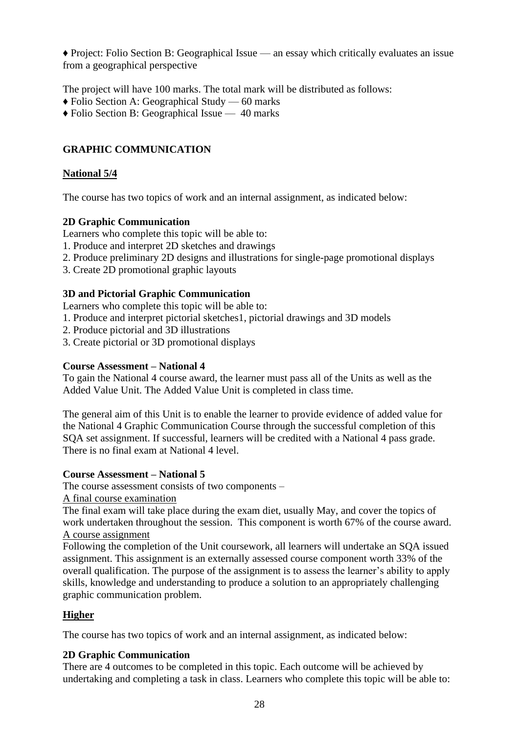♦ Project: Folio Section B: Geographical Issue — an essay which critically evaluates an issue from a geographical perspective

The project will have 100 marks. The total mark will be distributed as follows:

♦ Folio Section A: Geographical Study — 60 marks
♦ Folio Section B: Geographical Issue — 40 marks

## GRAPHIC COMMUNICATION

### National 5/4

The course has two topics of work and an internal assignment, as indicated below:

**2D Graphic Communication**
Learners who complete this topic will be able to:

1. Produce and interpret 2D sketches and drawings
2. Produce preliminary 2D designs and illustrations for single-page promotional displays
3. Create 2D promotional graphic layouts

**3D and Pictorial Graphic Communication**
Learners who complete this topic will be able to:

1. Produce and interpret pictorial sketches1, pictorial drawings and 3D models
2. Produce pictorial and 3D illustrations
3. Create pictorial or 3D promotional displays

**Course Assessment – National 4**
To gain the National 4 course award, the learner must pass all of the Units as well as the Added Value Unit. The Added Value Unit is completed in class time.

The general aim of this Unit is to enable the learner to provide evidence of added value for the National 4 Graphic Communication Course through the successful completion of this SQA set assignment. If successful, learners will be credited with a National 4 pass grade. There is no final exam at National 4 level.

**Course Assessment – National 5**
The course assessment consists of two components –
A final course examination
The final exam will take place during the exam diet, usually May, and cover the topics of work undertaken throughout the session. This component is worth 67% of the course award.
A course assignment
Following the completion of the Unit coursework, all learners will undertake an SQA issued assignment. This assignment is an externally assessed course component worth 33% of the overall qualification. The purpose of the assignment is to assess the learner's ability to apply skills, knowledge and understanding to produce a solution to an appropriately challenging graphic communication problem.

### Higher

The course has two topics of work and an internal assignment, as indicated below:

**2D Graphic Communication**
There are 4 outcomes to be completed in this topic. Each outcome will be achieved by undertaking and completing a task in class. Learners who complete this topic will be able to: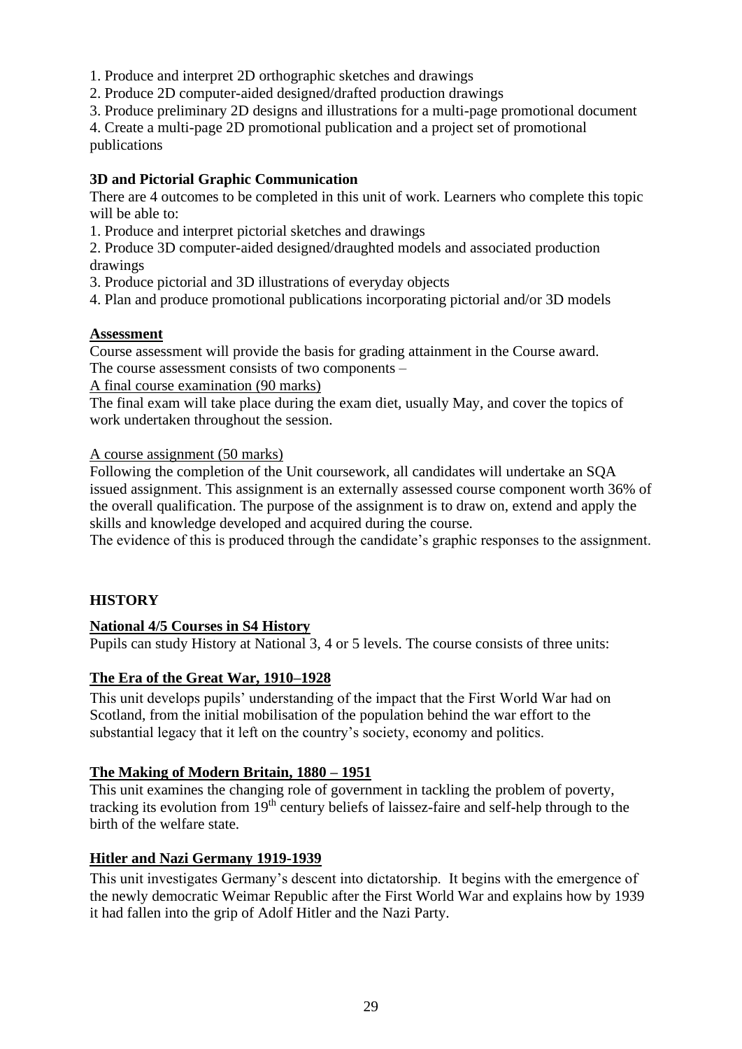1. Produce and interpret 2D orthographic sketches and drawings
2. Produce 2D computer-aided designed/drafted production drawings
3. Produce preliminary 2D designs and illustrations for a multi-page promotional document
4. Create a multi-page 2D promotional publication and a project set of promotional publications

**3D and Pictorial Graphic Communication**

There are 4 outcomes to be completed in this unit of work. Learners who complete this topic will be able to:

1. Produce and interpret pictorial sketches and drawings
2. Produce 3D computer-aided designed/draughted models and associated production drawings
3. Produce pictorial and 3D illustrations of everyday objects
4. Plan and produce promotional publications incorporating pictorial and/or 3D models

**Assessment**

Course assessment will provide the basis for grading attainment in the Course award.
The course assessment consists of two components –

A final course examination (90 marks)

The final exam will take place during the exam diet, usually May, and cover the topics of work undertaken throughout the session.

A course assignment (50 marks)

Following the completion of the Unit coursework, all candidates will undertake an SQA issued assignment. This assignment is an externally assessed course component worth 36% of the overall qualification. The purpose of the assignment is to draw on, extend and apply the skills and knowledge developed and acquired during the course.
The evidence of this is produced through the candidate's graphic responses to the assignment.

## HISTORY

**National 4/5 Courses in S4 History**

Pupils can study History at National 3, 4 or 5 levels. The course consists of three units:

**The Era of the Great War, 1910–1928**

This unit develops pupils' understanding of the impact that the First World War had on Scotland, from the initial mobilisation of the population behind the war effort to the substantial legacy that it left on the country's society, economy and politics.

**The Making of Modern Britain, 1880 – 1951**

This unit examines the changing role of government in tackling the problem of poverty, tracking its evolution from 19th century beliefs of laissez-faire and self-help through to the birth of the welfare state.

**Hitler and Nazi Germany 1919-1939**

This unit investigates Germany's descent into dictatorship. It begins with the emergence of the newly democratic Weimar Republic after the First World War and explains how by 1939 it had fallen into the grip of Adolf Hitler and the Nazi Party.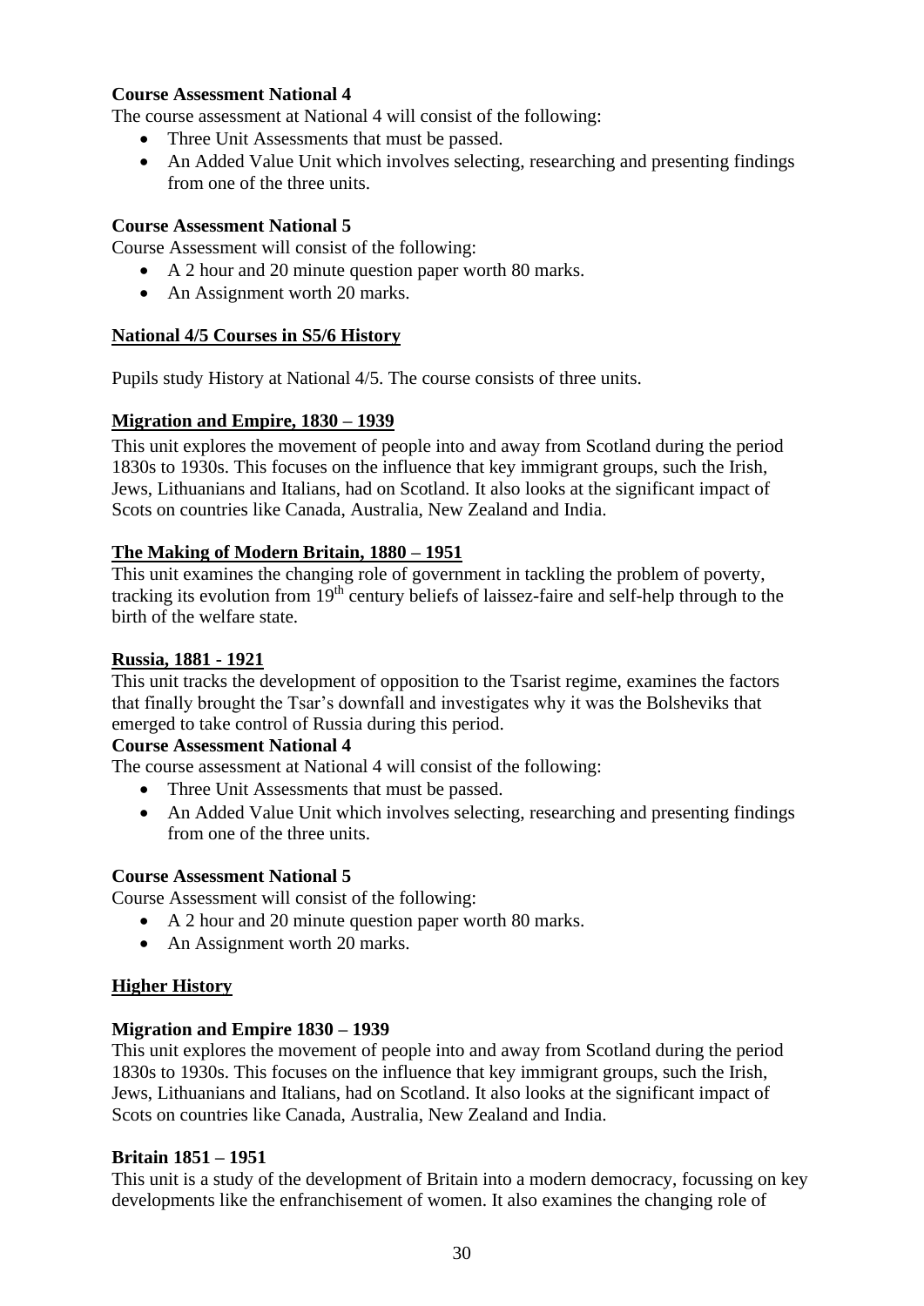**Course Assessment National 4**

The course assessment at National 4 will consist of the following:

- Three Unit Assessments that must be passed.
- An Added Value Unit which involves selecting, researching and presenting findings from one of the three units.

**Course Assessment National 5**

Course Assessment will consist of the following:

- A 2 hour and 20 minute question paper worth 80 marks.
- An Assignment worth 20 marks.

## National 4/5 Courses in S5/6 History

Pupils study History at National 4/5. The course consists of three units.

### Migration and Empire, 1830 – 1939

This unit explores the movement of people into and away from Scotland during the period 1830s to 1930s. This focuses on the influence that key immigrant groups, such the Irish, Jews, Lithuanians and Italians, had on Scotland. It also looks at the significant impact of Scots on countries like Canada, Australia, New Zealand and India.

### The Making of Modern Britain, 1880 – 1951

This unit examines the changing role of government in tackling the problem of poverty, tracking its evolution from 19th century beliefs of laissez-faire and self-help through to the birth of the welfare state.

### Russia, 1881 - 1921

This unit tracks the development of opposition to the Tsarist regime, examines the factors that finally brought the Tsar's downfall and investigates why it was the Bolsheviks that emerged to take control of Russia during this period.

**Course Assessment National 4**

The course assessment at National 4 will consist of the following:

- Three Unit Assessments that must be passed.
- An Added Value Unit which involves selecting, researching and presenting findings from one of the three units.

**Course Assessment National 5**

Course Assessment will consist of the following:

- A 2 hour and 20 minute question paper worth 80 marks.
- An Assignment worth 20 marks.

## Higher History

**Migration and Empire 1830 – 1939**

This unit explores the movement of people into and away from Scotland during the period 1830s to 1930s. This focuses on the influence that key immigrant groups, such the Irish, Jews, Lithuanians and Italians, had on Scotland. It also looks at the significant impact of Scots on countries like Canada, Australia, New Zealand and India.

**Britain 1851 – 1951**

This unit is a study of the development of Britain into a modern democracy, focussing on key developments like the enfranchisement of women. It also examines the changing role of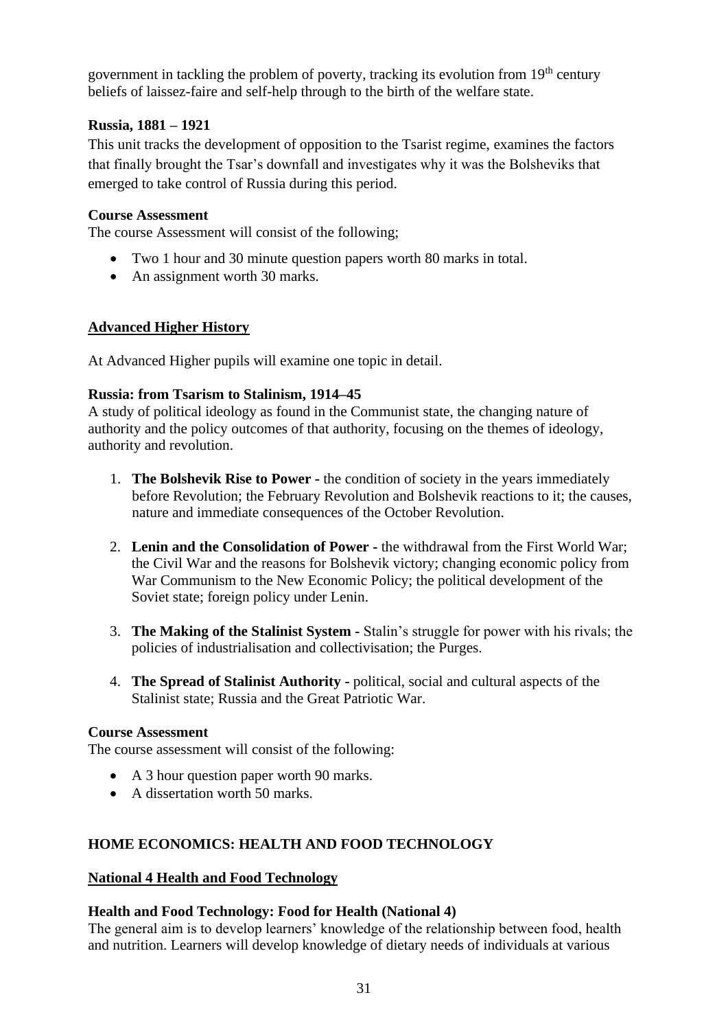government in tackling the problem of poverty, tracking its evolution from 19th century beliefs of laissez-faire and self-help through to the birth of the welfare state.

**Russia, 1881 – 1921**

This unit tracks the development of opposition to the Tsarist regime, examines the factors that finally brought the Tsar's downfall and investigates why it was the Bolsheviks that emerged to take control of Russia during this period.

**Course Assessment**

The course Assessment will consist of the following;

- Two 1 hour and 30 minute question papers worth 80 marks in total.
- An assignment worth 30 marks.

## Advanced Higher History

At Advanced Higher pupils will examine one topic in detail.

**Russia: from Tsarism to Stalinism, 1914–45**

A study of political ideology as found in the Communist state, the changing nature of authority and the policy outcomes of that authority, focusing on the themes of ideology, authority and revolution.

1. **The Bolshevik Rise to Power -** the condition of society in the years immediately before Revolution; the February Revolution and Bolshevik reactions to it; the causes, nature and immediate consequences of the October Revolution.

2. **Lenin and the Consolidation of Power -** the withdrawal from the First World War; the Civil War and the reasons for Bolshevik victory; changing economic policy from War Communism to the New Economic Policy; the political development of the Soviet state; foreign policy under Lenin.

3. **The Making of the Stalinist System -** Stalin's struggle for power with his rivals; the policies of industrialisation and collectivisation; the Purges.

4. **The Spread of Stalinist Authority -** political, social and cultural aspects of the Stalinist state; Russia and the Great Patriotic War.

**Course Assessment**

The course assessment will consist of the following:

- A 3 hour question paper worth 90 marks.
- A dissertation worth 50 marks.

# HOME ECONOMICS: HEALTH AND FOOD TECHNOLOGY

## National 4 Health and Food Technology

**Health and Food Technology: Food for Health (National 4)**

The general aim is to develop learners' knowledge of the relationship between food, health and nutrition. Learners will develop knowledge of dietary needs of individuals at various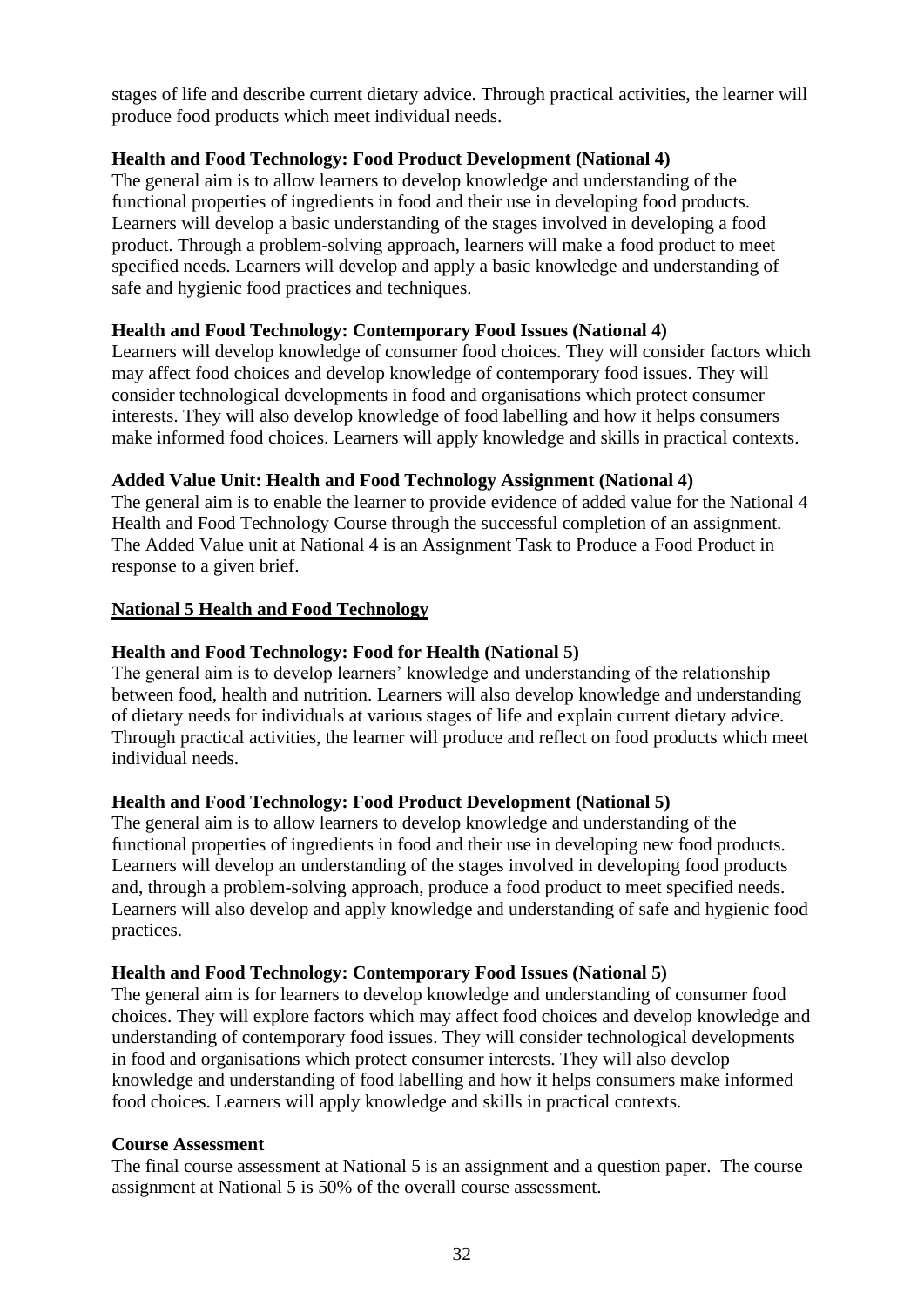stages of life and describe current dietary advice. Through practical activities, the learner will produce food products which meet individual needs.

**Health and Food Technology: Food Product Development (National 4)**

The general aim is to allow learners to develop knowledge and understanding of the functional properties of ingredients in food and their use in developing food products. Learners will develop a basic understanding of the stages involved in developing a food product. Through a problem-solving approach, learners will make a food product to meet specified needs. Learners will develop and apply a basic knowledge and understanding of safe and hygienic food practices and techniques.

**Health and Food Technology: Contemporary Food Issues (National 4)**

Learners will develop knowledge of consumer food choices. They will consider factors which may affect food choices and develop knowledge of contemporary food issues. They will consider technological developments in food and organisations which protect consumer interests. They will also develop knowledge of food labelling and how it helps consumers make informed food choices. Learners will apply knowledge and skills in practical contexts.

**Added Value Unit: Health and Food Technology Assignment (National 4)**

The general aim is to enable the learner to provide evidence of added value for the National 4 Health and Food Technology Course through the successful completion of an assignment. The Added Value unit at National 4 is an Assignment Task to Produce a Food Product in response to a given brief.

## National 5 Health and Food Technology

**Health and Food Technology: Food for Health (National 5)**

The general aim is to develop learners' knowledge and understanding of the relationship between food, health and nutrition. Learners will also develop knowledge and understanding of dietary needs for individuals at various stages of life and explain current dietary advice. Through practical activities, the learner will produce and reflect on food products which meet individual needs.

**Health and Food Technology: Food Product Development (National 5)**

The general aim is to allow learners to develop knowledge and understanding of the functional properties of ingredients in food and their use in developing new food products. Learners will develop an understanding of the stages involved in developing food products and, through a problem-solving approach, produce a food product to meet specified needs. Learners will also develop and apply knowledge and understanding of safe and hygienic food practices.

**Health and Food Technology: Contemporary Food Issues (National 5)**

The general aim is for learners to develop knowledge and understanding of consumer food choices. They will explore factors which may affect food choices and develop knowledge and understanding of contemporary food issues. They will consider technological developments in food and organisations which protect consumer interests. They will also develop knowledge and understanding of food labelling and how it helps consumers make informed food choices. Learners will apply knowledge and skills in practical contexts.

**Course Assessment**

The final course assessment at National 5 is an assignment and a question paper. The course assignment at National 5 is 50% of the overall course assessment.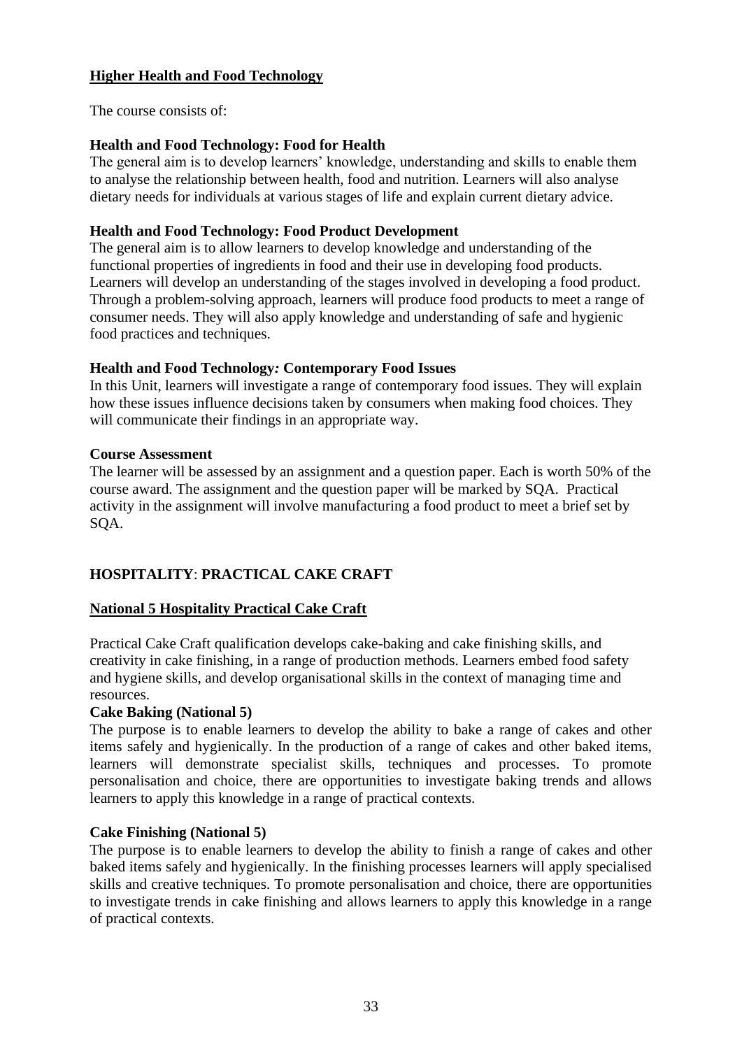## Higher Health and Food Technology

The course consists of:

**Health and Food Technology: Food for Health**
The general aim is to develop learners' knowledge, understanding and skills to enable them to analyse the relationship between health, food and nutrition. Learners will also analyse dietary needs for individuals at various stages of life and explain current dietary advice.

**Health and Food Technology: Food Product Development**
The general aim is to allow learners to develop knowledge and understanding of the functional properties of ingredients in food and their use in developing food products. Learners will develop an understanding of the stages involved in developing a food product. Through a problem-solving approach, learners will produce food products to meet a range of consumer needs. They will also apply knowledge and understanding of safe and hygienic food practices and techniques.

**Health and Food Technology*: Contemporary Food Issues***
In this Unit, learners will investigate a range of contemporary food issues. They will explain how these issues influence decisions taken by consumers when making food choices. They will communicate their findings in an appropriate way.

**Course Assessment**
The learner will be assessed by an assignment and a question paper. Each is worth 50% of the course award. The assignment and the question paper will be marked by SQA. Practical activity in the assignment will involve manufacturing a food product to meet a brief set by SQA.

## HOSPITALITY: PRACTICAL CAKE CRAFT

### National 5 Hospitality Practical Cake Craft

Practical Cake Craft qualification develops cake-baking and cake finishing skills, and creativity in cake finishing, in a range of production methods. Learners embed food safety and hygiene skills, and develop organisational skills in the context of managing time and resources.

**Cake Baking (National 5)**
The purpose is to enable learners to develop the ability to bake a range of cakes and other items safely and hygienically. In the production of a range of cakes and other baked items, learners will demonstrate specialist skills, techniques and processes. To promote personalisation and choice, there are opportunities to investigate baking trends and allows learners to apply this knowledge in a range of practical contexts.

**Cake Finishing (National 5)**
The purpose is to enable learners to develop the ability to finish a range of cakes and other baked items safely and hygienically. In the finishing processes learners will apply specialised skills and creative techniques. To promote personalisation and choice, there are opportunities to investigate trends in cake finishing and allows learners to apply this knowledge in a range of practical contexts.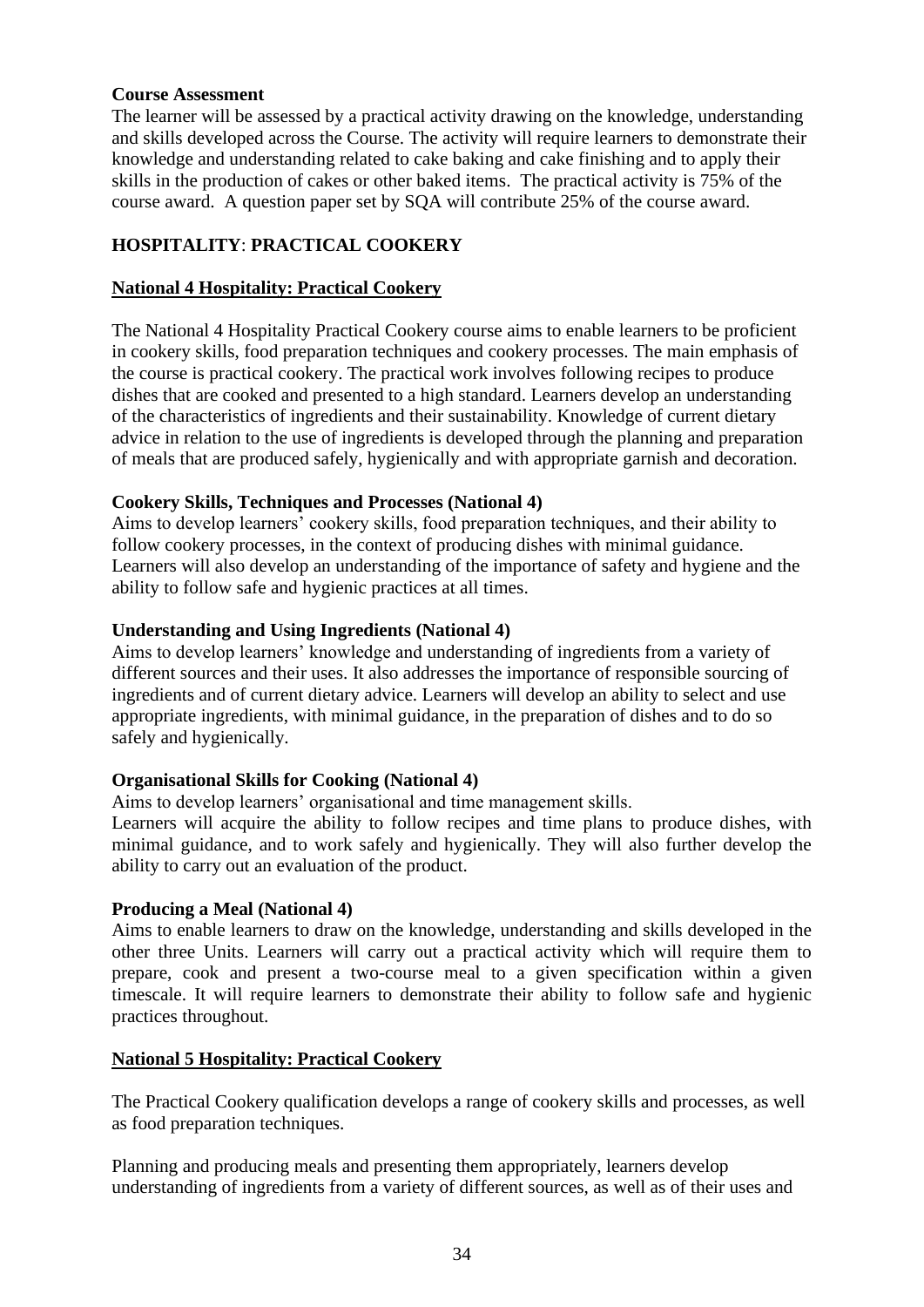**Course Assessment**

The learner will be assessed by a practical activity drawing on the knowledge, understanding and skills developed across the Course. The activity will require learners to demonstrate their knowledge and understanding related to cake baking and cake finishing and to apply their skills in the production of cakes or other baked items. The practical activity is 75% of the course award. A question paper set by SQA will contribute 25% of the course award.

## HOSPITALITY: PRACTICAL COOKERY

### National 4 Hospitality: Practical Cookery

The National 4 Hospitality Practical Cookery course aims to enable learners to be proficient in cookery skills, food preparation techniques and cookery processes. The main emphasis of the course is practical cookery. The practical work involves following recipes to produce dishes that are cooked and presented to a high standard. Learners develop an understanding of the characteristics of ingredients and their sustainability. Knowledge of current dietary advice in relation to the use of ingredients is developed through the planning and preparation of meals that are produced safely, hygienically and with appropriate garnish and decoration.

**Cookery Skills, Techniques and Processes (National 4)**

Aims to develop learners' cookery skills, food preparation techniques, and their ability to follow cookery processes, in the context of producing dishes with minimal guidance. Learners will also develop an understanding of the importance of safety and hygiene and the ability to follow safe and hygienic practices at all times.

**Understanding and Using Ingredients (National 4)**

Aims to develop learners' knowledge and understanding of ingredients from a variety of different sources and their uses. It also addresses the importance of responsible sourcing of ingredients and of current dietary advice. Learners will develop an ability to select and use appropriate ingredients, with minimal guidance, in the preparation of dishes and to do so safely and hygienically.

**Organisational Skills for Cooking (National 4)**

Aims to develop learners' organisational and time management skills.
Learners will acquire the ability to follow recipes and time plans to produce dishes, with minimal guidance, and to work safely and hygienically. They will also further develop the ability to carry out an evaluation of the product.

**Producing a Meal (National 4)**

Aims to enable learners to draw on the knowledge, understanding and skills developed in the other three Units. Learners will carry out a practical activity which will require them to prepare, cook and present a two-course meal to a given specification within a given timescale. It will require learners to demonstrate their ability to follow safe and hygienic practices throughout.

### National 5 Hospitality: Practical Cookery

The Practical Cookery qualification develops a range of cookery skills and processes, as well as food preparation techniques.

Planning and producing meals and presenting them appropriately, learners develop understanding of ingredients from a variety of different sources, as well as of their uses and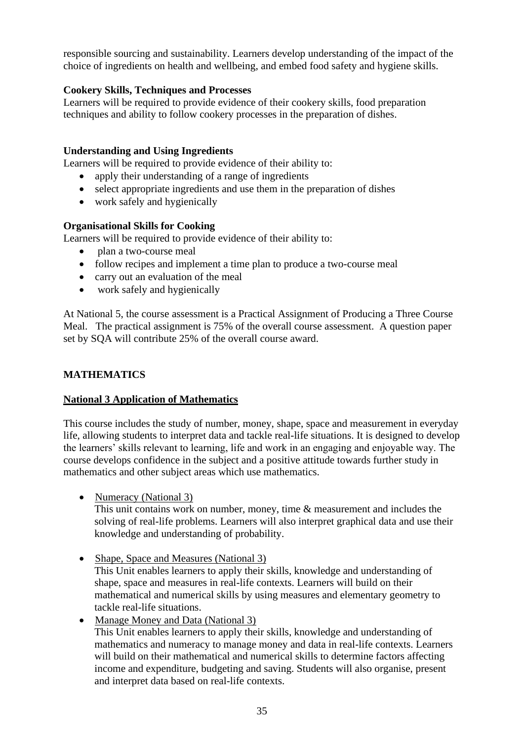responsible sourcing and sustainability. Learners develop understanding of the impact of the choice of ingredients on health and wellbeing, and embed food safety and hygiene skills.

**Cookery Skills, Techniques and Processes**
Learners will be required to provide evidence of their cookery skills, food preparation techniques and ability to follow cookery processes in the preparation of dishes.

**Understanding and Using Ingredients**
Learners will be required to provide evidence of their ability to:

- apply their understanding of a range of ingredients
- select appropriate ingredients and use them in the preparation of dishes
- work safely and hygienically

**Organisational Skills for Cooking**
Learners will be required to provide evidence of their ability to:

- plan a two-course meal
- follow recipes and implement a time plan to produce a two-course meal
- carry out an evaluation of the meal
- work safely and hygienically

At National 5, the course assessment is a Practical Assignment of Producing a Three Course Meal. The practical assignment is 75% of the overall course assessment. A question paper set by SQA will contribute 25% of the overall course award.

## MATHEMATICS

### National 3 Application of Mathematics

This course includes the study of number, money, shape, space and measurement in everyday life, allowing students to interpret data and tackle real-life situations. It is designed to develop the learners' skills relevant to learning, life and work in an engaging and enjoyable way. The course develops confidence in the subject and a positive attitude towards further study in mathematics and other subject areas which use mathematics.

- Numeracy (National 3)
  This unit contains work on number, money, time & measurement and includes the solving of real-life problems. Learners will also interpret graphical data and use their knowledge and understanding of probability.

- Shape, Space and Measures (National 3)
  This Unit enables learners to apply their skills, knowledge and understanding of shape, space and measures in real-life contexts. Learners will build on their mathematical and numerical skills by using measures and elementary geometry to tackle real-life situations.
- Manage Money and Data (National 3)
  This Unit enables learners to apply their skills, knowledge and understanding of mathematics and numeracy to manage money and data in real-life contexts. Learners will build on their mathematical and numerical skills to determine factors affecting income and expenditure, budgeting and saving. Students will also organise, present and interpret data based on real-life contexts.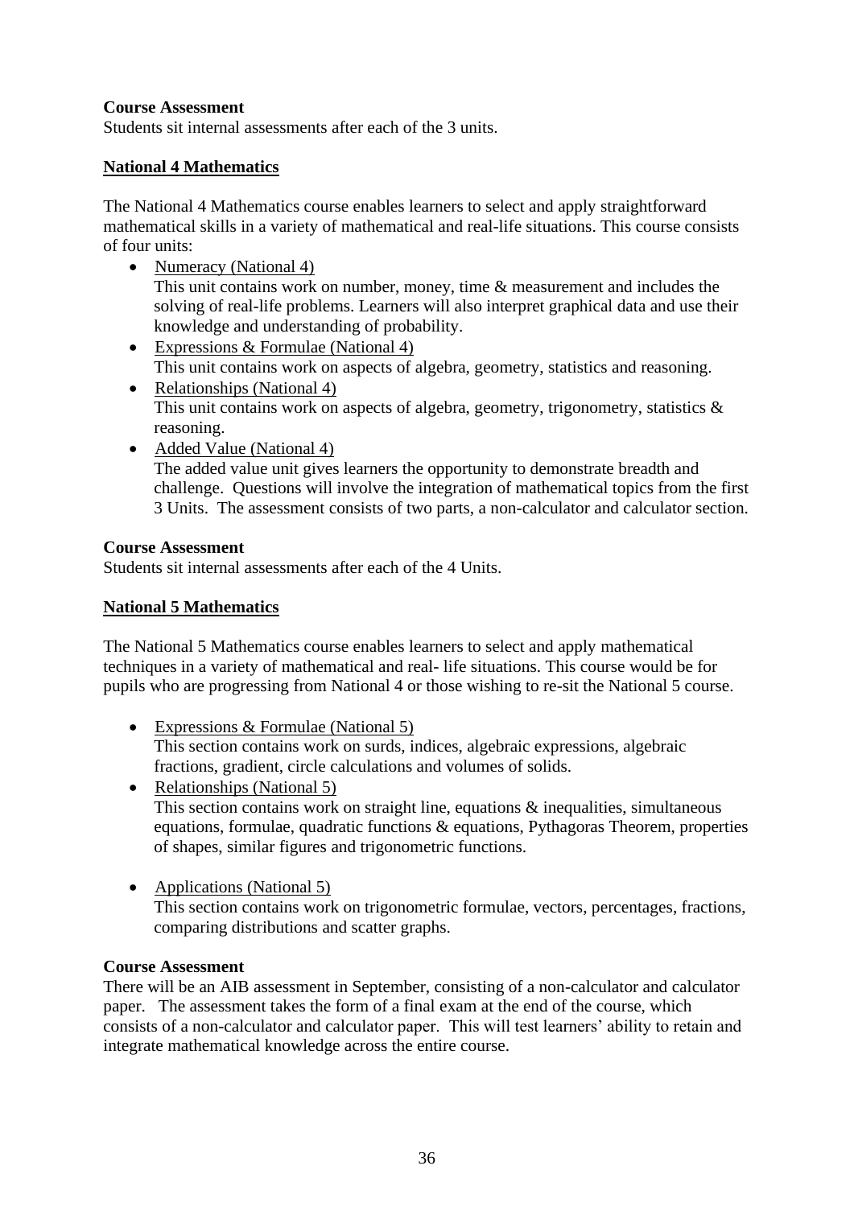**Course Assessment**
Students sit internal assessments after each of the 3 units.

## National 4 Mathematics

The National 4 Mathematics course enables learners to select and apply straightforward mathematical skills in a variety of mathematical and real-life situations. This course consists of four units:

- Numeracy (National 4)
  This unit contains work on number, money, time & measurement and includes the solving of real-life problems. Learners will also interpret graphical data and use their knowledge and understanding of probability.
- Expressions & Formulae (National 4)
  This unit contains work on aspects of algebra, geometry, statistics and reasoning.
- Relationships (National 4)
  This unit contains work on aspects of algebra, geometry, trigonometry, statistics & reasoning.
- Added Value (National 4)
  The added value unit gives learners the opportunity to demonstrate breadth and challenge. Questions will involve the integration of mathematical topics from the first 3 Units. The assessment consists of two parts, a non-calculator and calculator section.

**Course Assessment**
Students sit internal assessments after each of the 4 Units.

## National 5 Mathematics

The National 5 Mathematics course enables learners to select and apply mathematical techniques in a variety of mathematical and real- life situations. This course would be for pupils who are progressing from National 4 or those wishing to re-sit the National 5 course.

- Expressions & Formulae (National 5)
  This section contains work on surds, indices, algebraic expressions, algebraic fractions, gradient, circle calculations and volumes of solids.
- Relationships (National 5)
  This section contains work on straight line, equations & inequalities, simultaneous equations, formulae, quadratic functions & equations, Pythagoras Theorem, properties of shapes, similar figures and trigonometric functions.
- Applications (National 5)
  This section contains work on trigonometric formulae, vectors, percentages, fractions, comparing distributions and scatter graphs.

**Course Assessment**
There will be an AIB assessment in September, consisting of a non-calculator and calculator paper. The assessment takes the form of a final exam at the end of the course, which consists of a non-calculator and calculator paper. This will test learners' ability to retain and integrate mathematical knowledge across the entire course.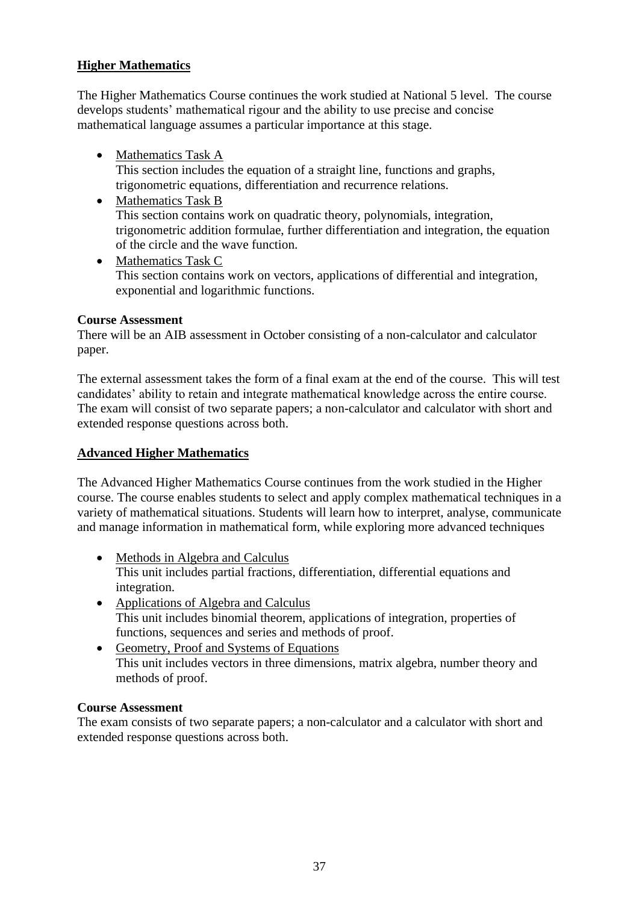## Higher Mathematics

The Higher Mathematics Course continues the work studied at National 5 level. The course develops students' mathematical rigour and the ability to use precise and concise mathematical language assumes a particular importance at this stage.

- Mathematics Task A
  This section includes the equation of a straight line, functions and graphs, trigonometric equations, differentiation and recurrence relations.
- Mathematics Task B
  This section contains work on quadratic theory, polynomials, integration, trigonometric addition formulae, further differentiation and integration, the equation of the circle and the wave function.
- Mathematics Task C
  This section contains work on vectors, applications of differential and integration, exponential and logarithmic functions.

**Course Assessment**
There will be an AIB assessment in October consisting of a non-calculator and calculator paper.

The external assessment takes the form of a final exam at the end of the course. This will test candidates' ability to retain and integrate mathematical knowledge across the entire course. The exam will consist of two separate papers; a non-calculator and calculator with short and extended response questions across both.

## Advanced Higher Mathematics

The Advanced Higher Mathematics Course continues from the work studied in the Higher course. The course enables students to select and apply complex mathematical techniques in a variety of mathematical situations. Students will learn how to interpret, analyse, communicate and manage information in mathematical form, while exploring more advanced techniques

- Methods in Algebra and Calculus
  This unit includes partial fractions, differentiation, differential equations and integration.
- Applications of Algebra and Calculus
  This unit includes binomial theorem, applications of integration, properties of functions, sequences and series and methods of proof.
- Geometry, Proof and Systems of Equations
  This unit includes vectors in three dimensions, matrix algebra, number theory and methods of proof.

**Course Assessment**
The exam consists of two separate papers; a non-calculator and a calculator with short and extended response questions across both.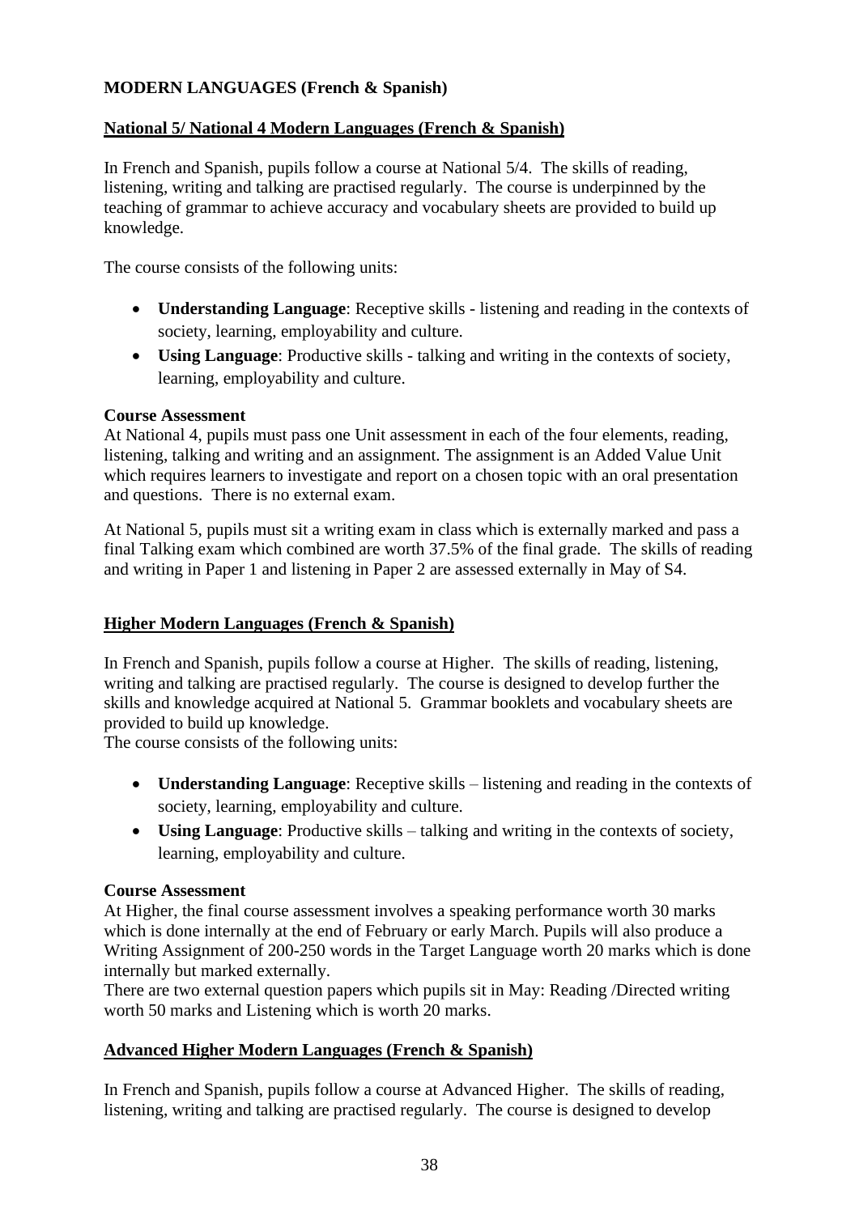**MODERN LANGUAGES (French & Spanish)**

**National 5/ National 4 Modern Languages (French & Spanish)**

In French and Spanish, pupils follow a course at National 5/4. The skills of reading, listening, writing and talking are practised regularly. The course is underpinned by the teaching of grammar to achieve accuracy and vocabulary sheets are provided to build up knowledge.

The course consists of the following units:

- **Understanding Language**: Receptive skills - listening and reading in the contexts of society, learning, employability and culture.
- **Using Language**: Productive skills - talking and writing in the contexts of society, learning, employability and culture.

**Course Assessment**

At National 4, pupils must pass one Unit assessment in each of the four elements, reading, listening, talking and writing and an assignment. The assignment is an Added Value Unit which requires learners to investigate and report on a chosen topic with an oral presentation and questions. There is no external exam.

At National 5, pupils must sit a writing exam in class which is externally marked and pass a final Talking exam which combined are worth 37.5% of the final grade. The skills of reading and writing in Paper 1 and listening in Paper 2 are assessed externally in May of S4.

**Higher Modern Languages (French & Spanish)**

In French and Spanish, pupils follow a course at Higher. The skills of reading, listening, writing and talking are practised regularly. The course is designed to develop further the skills and knowledge acquired at National 5. Grammar booklets and vocabulary sheets are provided to build up knowledge.

The course consists of the following units:

- **Understanding Language**: Receptive skills – listening and reading in the contexts of society, learning, employability and culture.
- **Using Language**: Productive skills – talking and writing in the contexts of society, learning, employability and culture.

**Course Assessment**

At Higher, the final course assessment involves a speaking performance worth 30 marks which is done internally at the end of February or early March. Pupils will also produce a Writing Assignment of 200-250 words in the Target Language worth 20 marks which is done internally but marked externally.

There are two external question papers which pupils sit in May: Reading /Directed writing worth 50 marks and Listening which is worth 20 marks.

**Advanced Higher Modern Languages (French & Spanish)**

In French and Spanish, pupils follow a course at Advanced Higher. The skills of reading, listening, writing and talking are practised regularly. The course is designed to develop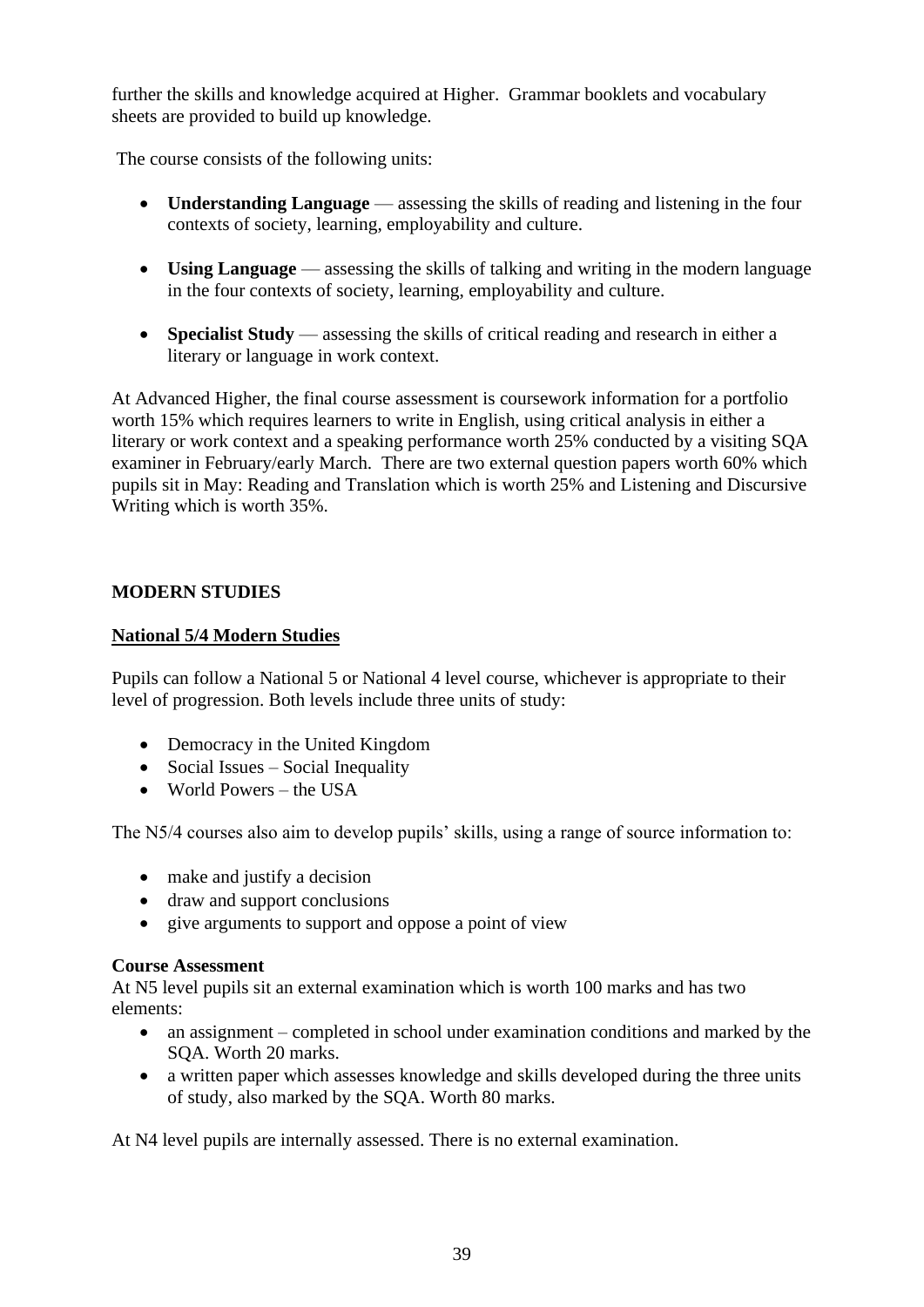further the skills and knowledge acquired at Higher. Grammar booklets and vocabulary sheets are provided to build up knowledge.

The course consists of the following units:

- **Understanding Language** — assessing the skills of reading and listening in the four contexts of society, learning, employability and culture.

- **Using Language** — assessing the skills of talking and writing in the modern language in the four contexts of society, learning, employability and culture.

- **Specialist Study** — assessing the skills of critical reading and research in either a literary or language in work context.

At Advanced Higher, the final course assessment is coursework information for a portfolio worth 15% which requires learners to write in English, using critical analysis in either a literary or work context and a speaking performance worth 25% conducted by a visiting SQA examiner in February/early March. There are two external question papers worth 60% which pupils sit in May: Reading and Translation which is worth 25% and Listening and Discursive Writing which is worth 35%.

## MODERN STUDIES

### National 5/4 Modern Studies

Pupils can follow a National 5 or National 4 level course, whichever is appropriate to their level of progression. Both levels include three units of study:

- Democracy in the United Kingdom
- Social Issues – Social Inequality
- World Powers – the USA

The N5/4 courses also aim to develop pupils' skills, using a range of source information to:

- make and justify a decision
- draw and support conclusions
- give arguments to support and oppose a point of view

**Course Assessment**
At N5 level pupils sit an external examination which is worth 100 marks and has two elements:

- an assignment – completed in school under examination conditions and marked by the SQA. Worth 20 marks.
- a written paper which assesses knowledge and skills developed during the three units of study, also marked by the SQA. Worth 80 marks.

At N4 level pupils are internally assessed. There is no external examination.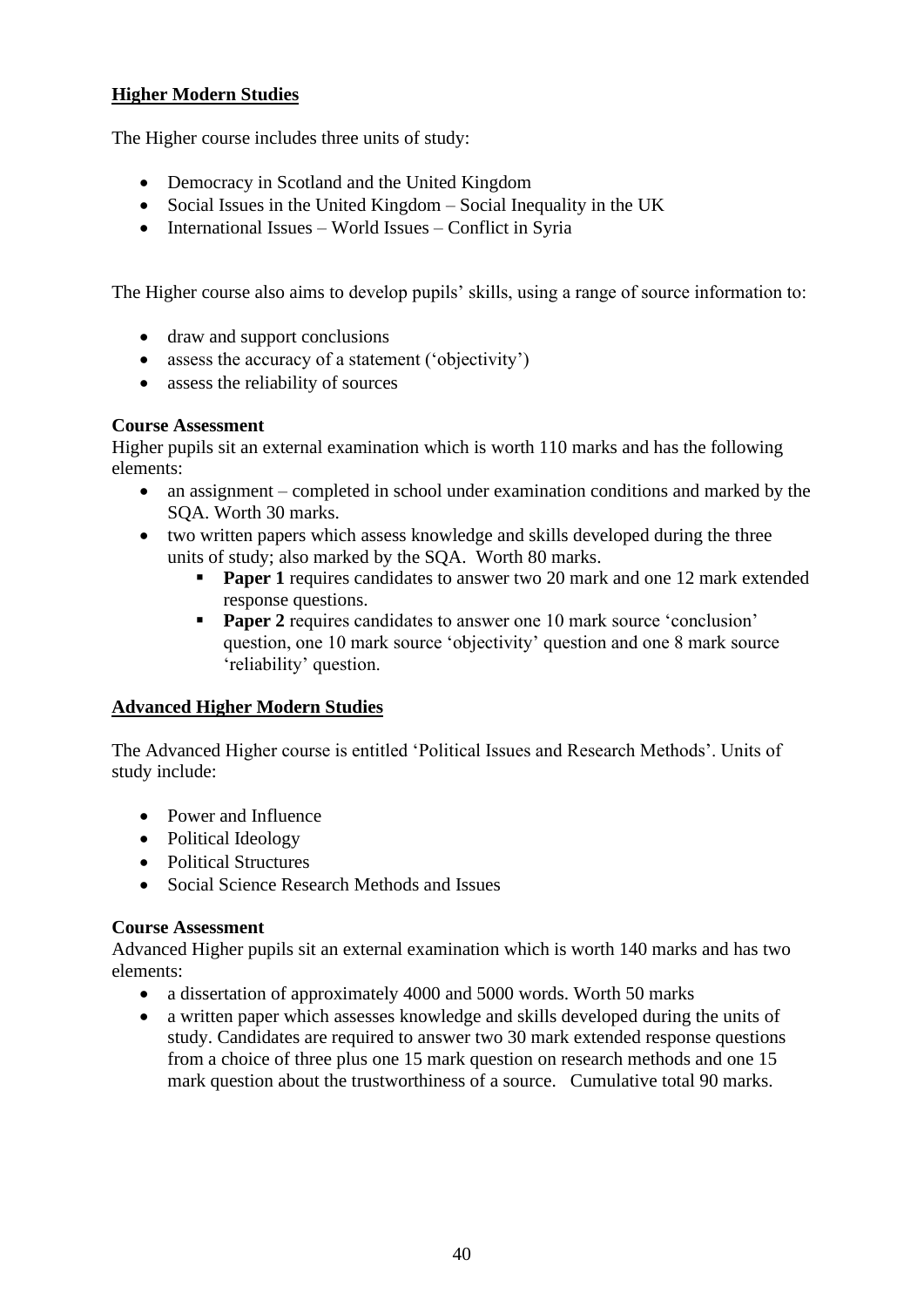## Higher Modern Studies

The Higher course includes three units of study:

- Democracy in Scotland and the United Kingdom
- Social Issues in the United Kingdom – Social Inequality in the UK
- International Issues – World Issues – Conflict in Syria

The Higher course also aims to develop pupils' skills, using a range of source information to:

- draw and support conclusions
- assess the accuracy of a statement ('objectivity')
- assess the reliability of sources

**Course Assessment**

Higher pupils sit an external examination which is worth 110 marks and has the following elements:

- an assignment – completed in school under examination conditions and marked by the SQA. Worth 30 marks.
- two written papers which assess knowledge and skills developed during the three units of study; also marked by the SQA. Worth 80 marks.
    - **Paper 1** requires candidates to answer two 20 mark and one 12 mark extended response questions.
    - **Paper 2** requires candidates to answer one 10 mark source 'conclusion' question, one 10 mark source 'objectivity' question and one 8 mark source 'reliability' question.

## Advanced Higher Modern Studies

The Advanced Higher course is entitled 'Political Issues and Research Methods'. Units of study include:

- Power and Influence
- Political Ideology
- Political Structures
- Social Science Research Methods and Issues

**Course Assessment**

Advanced Higher pupils sit an external examination which is worth 140 marks and has two elements:

- a dissertation of approximately 4000 and 5000 words. Worth 50 marks
- a written paper which assesses knowledge and skills developed during the units of study. Candidates are required to answer two 30 mark extended response questions from a choice of three plus one 15 mark question on research methods and one 15 mark question about the trustworthiness of a source. Cumulative total 90 marks.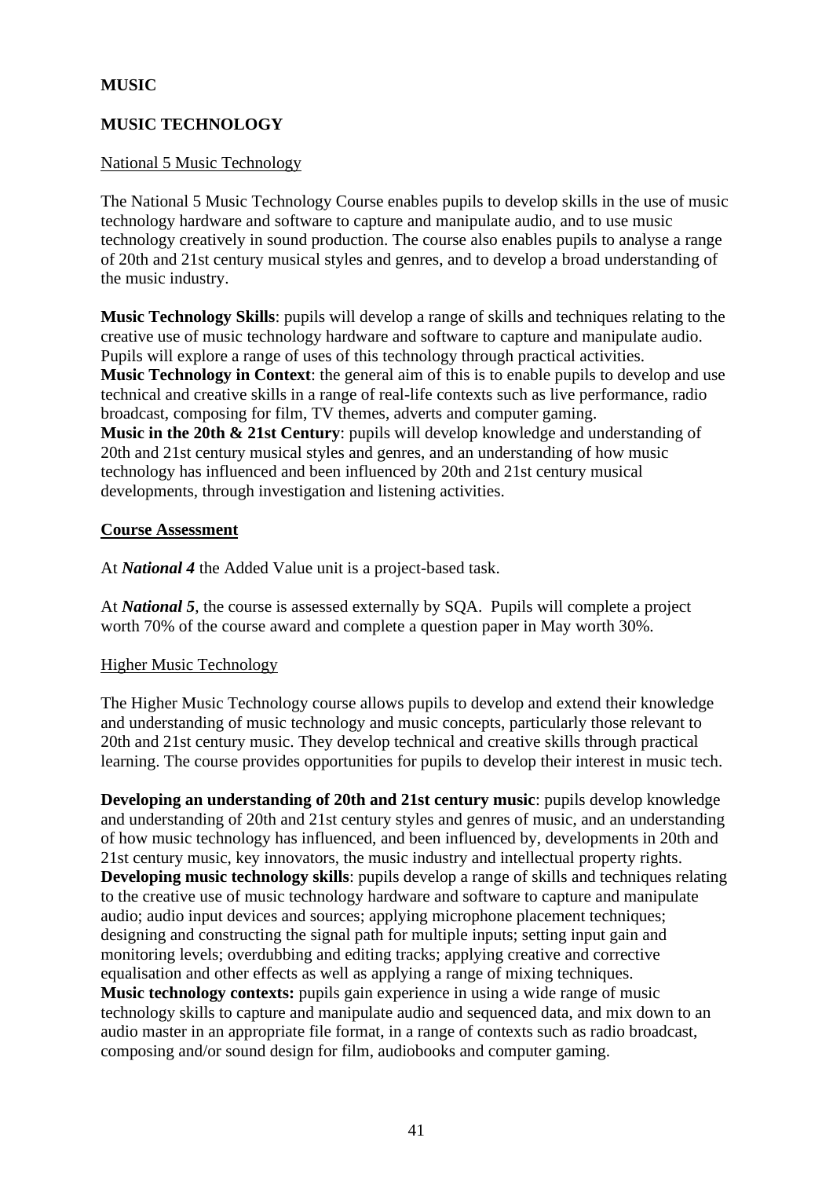**MUSIC**

**MUSIC TECHNOLOGY**

National 5 Music Technology

The National 5 Music Technology Course enables pupils to develop skills in the use of music technology hardware and software to capture and manipulate audio, and to use music technology creatively in sound production. The course also enables pupils to analyse a range of 20th and 21st century musical styles and genres, and to develop a broad understanding of the music industry.

**Music Technology Skills**: pupils will develop a range of skills and techniques relating to the creative use of music technology hardware and software to capture and manipulate audio. Pupils will explore a range of uses of this technology through practical activities.
**Music Technology in Context**: the general aim of this is to enable pupils to develop and use technical and creative skills in a range of real-life contexts such as live performance, radio broadcast, composing for film, TV themes, adverts and computer gaming.
**Music in the 20th & 21st Century**: pupils will develop knowledge and understanding of 20th and 21st century musical styles and genres, and an understanding of how music technology has influenced and been influenced by 20th and 21st century musical developments, through investigation and listening activities.

**Course Assessment**

At ***National 4*** the Added Value unit is a project-based task.

At ***National 5***, the course is assessed externally by SQA. Pupils will complete a project worth 70% of the course award and complete a question paper in May worth 30%.

Higher Music Technology

The Higher Music Technology course allows pupils to develop and extend their knowledge and understanding of music technology and music concepts, particularly those relevant to 20th and 21st century music. They develop technical and creative skills through practical learning. The course provides opportunities for pupils to develop their interest in music tech.

**Developing an understanding of 20th and 21st century music**: pupils develop knowledge and understanding of 20th and 21st century styles and genres of music, and an understanding of how music technology has influenced, and been influenced by, developments in 20th and 21st century music, key innovators, the music industry and intellectual property rights.
**Developing music technology skills**: pupils develop a range of skills and techniques relating to the creative use of music technology hardware and software to capture and manipulate audio; audio input devices and sources; applying microphone placement techniques; designing and constructing the signal path for multiple inputs; setting input gain and monitoring levels; overdubbing and editing tracks; applying creative and corrective equalisation and other effects as well as applying a range of mixing techniques.
**Music technology contexts:** pupils gain experience in using a wide range of music technology skills to capture and manipulate audio and sequenced data, and mix down to an audio master in an appropriate file format, in a range of contexts such as radio broadcast, composing and/or sound design for film, audiobooks and computer gaming.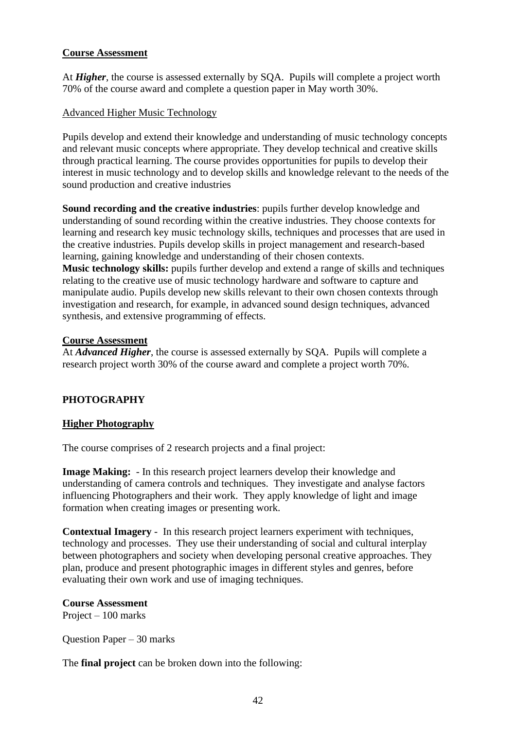**<u>Course Assessment</u>**

At ***Higher***, the course is assessed externally by SQA. Pupils will complete a project worth 70% of the course award and complete a question paper in May worth 30%.

<u>Advanced Higher Music Technology</u>

Pupils develop and extend their knowledge and understanding of music technology concepts and relevant music concepts where appropriate. They develop technical and creative skills through practical learning. The course provides opportunities for pupils to develop their interest in music technology and to develop skills and knowledge relevant to the needs of the sound production and creative industries

**Sound recording and the creative industries**: pupils further develop knowledge and understanding of sound recording within the creative industries. They choose contexts for learning and research key music technology skills, techniques and processes that are used in the creative industries. Pupils develop skills in project management and research-based learning, gaining knowledge and understanding of their chosen contexts.

**Music technology skills:** pupils further develop and extend a range of skills and techniques relating to the creative use of music technology hardware and software to capture and manipulate audio. Pupils develop new skills relevant to their own chosen contexts through investigation and research, for example, in advanced sound design techniques, advanced synthesis, and extensive programming of effects.

**<u>Course Assessment</u>**

At ***Advanced Higher***, the course is assessed externally by SQA. Pupils will complete a research project worth 30% of the course award and complete a project worth 70%.

## PHOTOGRAPHY

**<u>Higher Photography</u>**

The course comprises of 2 research projects and a final project:

**Image Making:** - In this research project learners develop their knowledge and understanding of camera controls and techniques. They investigate and analyse factors influencing Photographers and their work. They apply knowledge of light and image formation when creating images or presenting work.

**Contextual Imagery** - In this research project learners experiment with techniques, technology and processes. They use their understanding of social and cultural interplay between photographers and society when developing personal creative approaches. They plan, produce and present photographic images in different styles and genres, before evaluating their own work and use of imaging techniques.

**Course Assessment**

Project – 100 marks

Question Paper – 30 marks

The **final project** can be broken down into the following: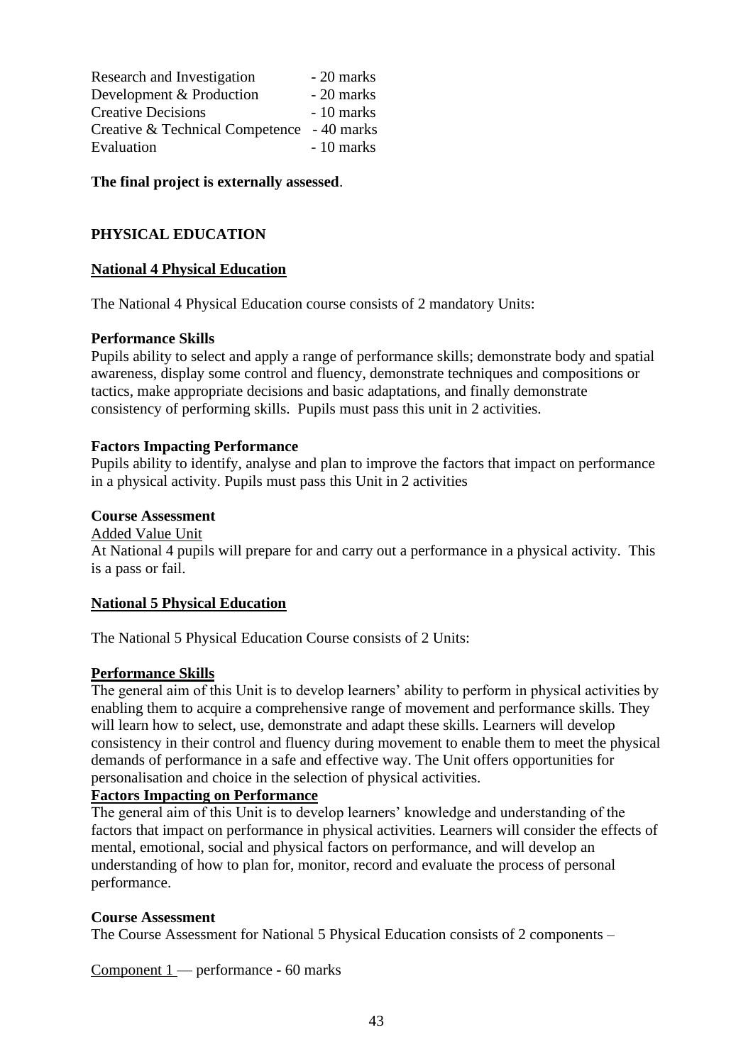| | |
|---|---|
| Research and Investigation | - 20 marks |
| Development & Production | - 20 marks |
| Creative Decisions | - 10 marks |
| Creative & Technical Competence | - 40 marks |
| Evaluation | - 10 marks |

**The final project is externally assessed**.

## PHYSICAL EDUCATION

### National 4 Physical Education

The National 4 Physical Education course consists of 2 mandatory Units:

**Performance Skills**
Pupils ability to select and apply a range of performance skills; demonstrate body and spatial awareness, display some control and fluency, demonstrate techniques and compositions or tactics, make appropriate decisions and basic adaptations, and finally demonstrate consistency of performing skills. Pupils must pass this unit in 2 activities.

**Factors Impacting Performance**
Pupils ability to identify, analyse and plan to improve the factors that impact on performance in a physical activity. Pupils must pass this Unit in 2 activities

**Course Assessment**
Added Value Unit
At National 4 pupils will prepare for and carry out a performance in a physical activity. This is a pass or fail.

### National 5 Physical Education

The National 5 Physical Education Course consists of 2 Units:

**Performance Skills**
The general aim of this Unit is to develop learners' ability to perform in physical activities by enabling them to acquire a comprehensive range of movement and performance skills. They will learn how to select, use, demonstrate and adapt these skills. Learners will develop consistency in their control and fluency during movement to enable them to meet the physical demands of performance in a safe and effective way. The Unit offers opportunities for personalisation and choice in the selection of physical activities.

**Factors Impacting on Performance**
The general aim of this Unit is to develop learners' knowledge and understanding of the factors that impact on performance in physical activities. Learners will consider the effects of mental, emotional, social and physical factors on performance, and will develop an understanding of how to plan for, monitor, record and evaluate the process of personal performance.

**Course Assessment**
The Course Assessment for National 5 Physical Education consists of 2 components –

Component 1 — performance - 60 marks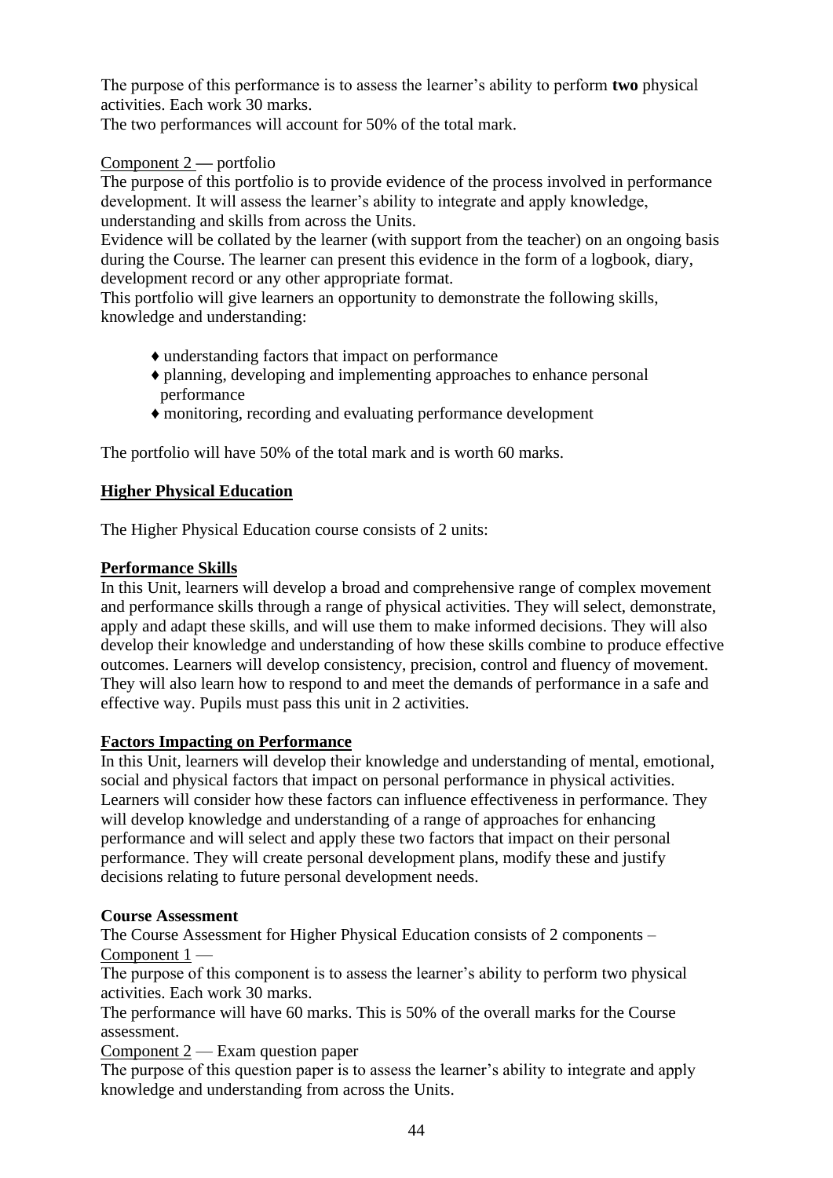The purpose of this performance is to assess the learner's ability to perform **two** physical activities. Each work 30 marks.
The two performances will account for 50% of the total mark.

Component 2 — portfolio
The purpose of this portfolio is to provide evidence of the process involved in performance development. It will assess the learner's ability to integrate and apply knowledge, understanding and skills from across the Units.
Evidence will be collated by the learner (with support from the teacher) on an ongoing basis during the Course. The learner can present this evidence in the form of a logbook, diary, development record or any other appropriate format.
This portfolio will give learners an opportunity to demonstrate the following skills, knowledge and understanding:

- ♦ understanding factors that impact on performance
- ♦ planning, developing and implementing approaches to enhance personal performance
- ♦ monitoring, recording and evaluating performance development

The portfolio will have 50% of the total mark and is worth 60 marks.

## Higher Physical Education

The Higher Physical Education course consists of 2 units:

### Performance Skills

In this Unit, learners will develop a broad and comprehensive range of complex movement and performance skills through a range of physical activities. They will select, demonstrate, apply and adapt these skills, and will use them to make informed decisions. They will also develop their knowledge and understanding of how these skills combine to produce effective outcomes. Learners will develop consistency, precision, control and fluency of movement. They will also learn how to respond to and meet the demands of performance in a safe and effective way. Pupils must pass this unit in 2 activities.

### Factors Impacting on Performance

In this Unit, learners will develop their knowledge and understanding of mental, emotional, social and physical factors that impact on personal performance in physical activities. Learners will consider how these factors can influence effectiveness in performance. They will develop knowledge and understanding of a range of approaches for enhancing performance and will select and apply these two factors that impact on their personal performance. They will create personal development plans, modify these and justify decisions relating to future personal development needs.

**Course Assessment**

The Course Assessment for Higher Physical Education consists of 2 components –
Component 1 —
The purpose of this component is to assess the learner's ability to perform two physical activities. Each work 30 marks.
The performance will have 60 marks. This is 50% of the overall marks for the Course assessment.
Component 2 — Exam question paper
The purpose of this question paper is to assess the learner's ability to integrate and apply knowledge and understanding from across the Units.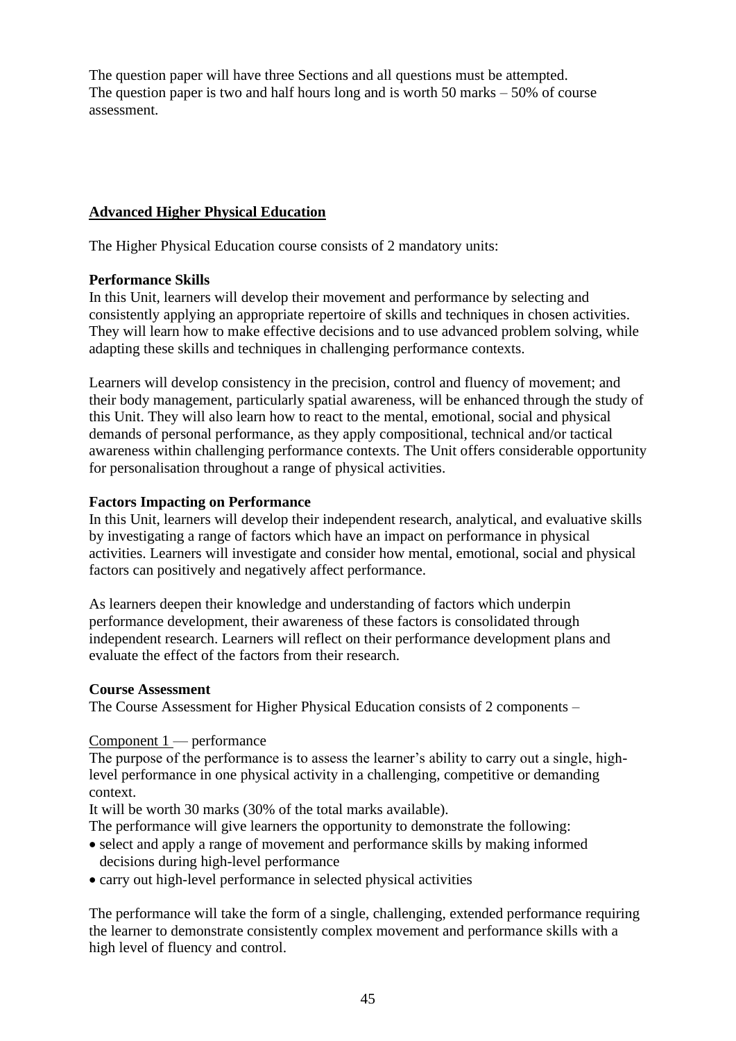The question paper will have three Sections and all questions must be attempted. The question paper is two and half hours long and is worth 50 marks – 50% of course assessment.

## Advanced Higher Physical Education

The Higher Physical Education course consists of 2 mandatory units:

**Performance Skills**
In this Unit, learners will develop their movement and performance by selecting and consistently applying an appropriate repertoire of skills and techniques in chosen activities. They will learn how to make effective decisions and to use advanced problem solving, while adapting these skills and techniques in challenging performance contexts.

Learners will develop consistency in the precision, control and fluency of movement; and their body management, particularly spatial awareness, will be enhanced through the study of this Unit. They will also learn how to react to the mental, emotional, social and physical demands of personal performance, as they apply compositional, technical and/or tactical awareness within challenging performance contexts. The Unit offers considerable opportunity for personalisation throughout a range of physical activities.

**Factors Impacting on Performance**
In this Unit, learners will develop their independent research, analytical, and evaluative skills by investigating a range of factors which have an impact on performance in physical activities. Learners will investigate and consider how mental, emotional, social and physical factors can positively and negatively affect performance.

As learners deepen their knowledge and understanding of factors which underpin performance development, their awareness of these factors is consolidated through independent research. Learners will reflect on their performance development plans and evaluate the effect of the factors from their research.

**Course Assessment**
The Course Assessment for Higher Physical Education consists of 2 components –

Component 1 — performance
The purpose of the performance is to assess the learner's ability to carry out a single, high-level performance in one physical activity in a challenging, competitive or demanding context.
It will be worth 30 marks (30% of the total marks available).
The performance will give learners the opportunity to demonstrate the following:

- select and apply a range of movement and performance skills by making informed decisions during high-level performance
- carry out high-level performance in selected physical activities

The performance will take the form of a single, challenging, extended performance requiring the learner to demonstrate consistently complex movement and performance skills with a high level of fluency and control.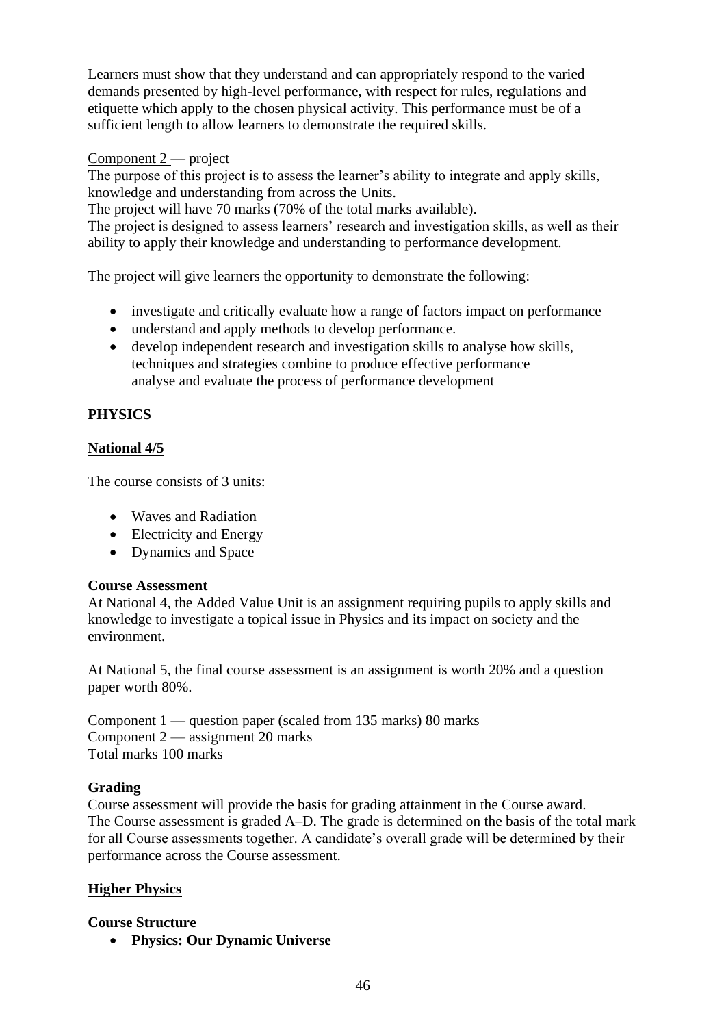Learners must show that they understand and can appropriately respond to the varied demands presented by high-level performance, with respect for rules, regulations and etiquette which apply to the chosen physical activity. This performance must be of a sufficient length to allow learners to demonstrate the required skills.

Component 2 — project

The purpose of this project is to assess the learner's ability to integrate and apply skills, knowledge and understanding from across the Units.

The project will have 70 marks (70% of the total marks available).

The project is designed to assess learners' research and investigation skills, as well as their ability to apply their knowledge and understanding to performance development.

The project will give learners the opportunity to demonstrate the following:

- investigate and critically evaluate how a range of factors impact on performance
- understand and apply methods to develop performance.
- develop independent research and investigation skills to analyse how skills, techniques and strategies combine to produce effective performance analyse and evaluate the process of performance development

## PHYSICS

### National 4/5

The course consists of 3 units:

- Waves and Radiation
- Electricity and Energy
- Dynamics and Space

**Course Assessment**

At National 4, the Added Value Unit is an assignment requiring pupils to apply skills and knowledge to investigate a topical issue in Physics and its impact on society and the environment.

At National 5, the final course assessment is an assignment is worth 20% and a question paper worth 80%.

Component 1 — question paper (scaled from 135 marks) 80 marks
Component 2 — assignment 20 marks
Total marks 100 marks

**Grading**

Course assessment will provide the basis for grading attainment in the Course award. The Course assessment is graded A–D. The grade is determined on the basis of the total mark for all Course assessments together. A candidate's overall grade will be determined by their performance across the Course assessment.

### Higher Physics

**Course Structure**

- **Physics: Our Dynamic Universe**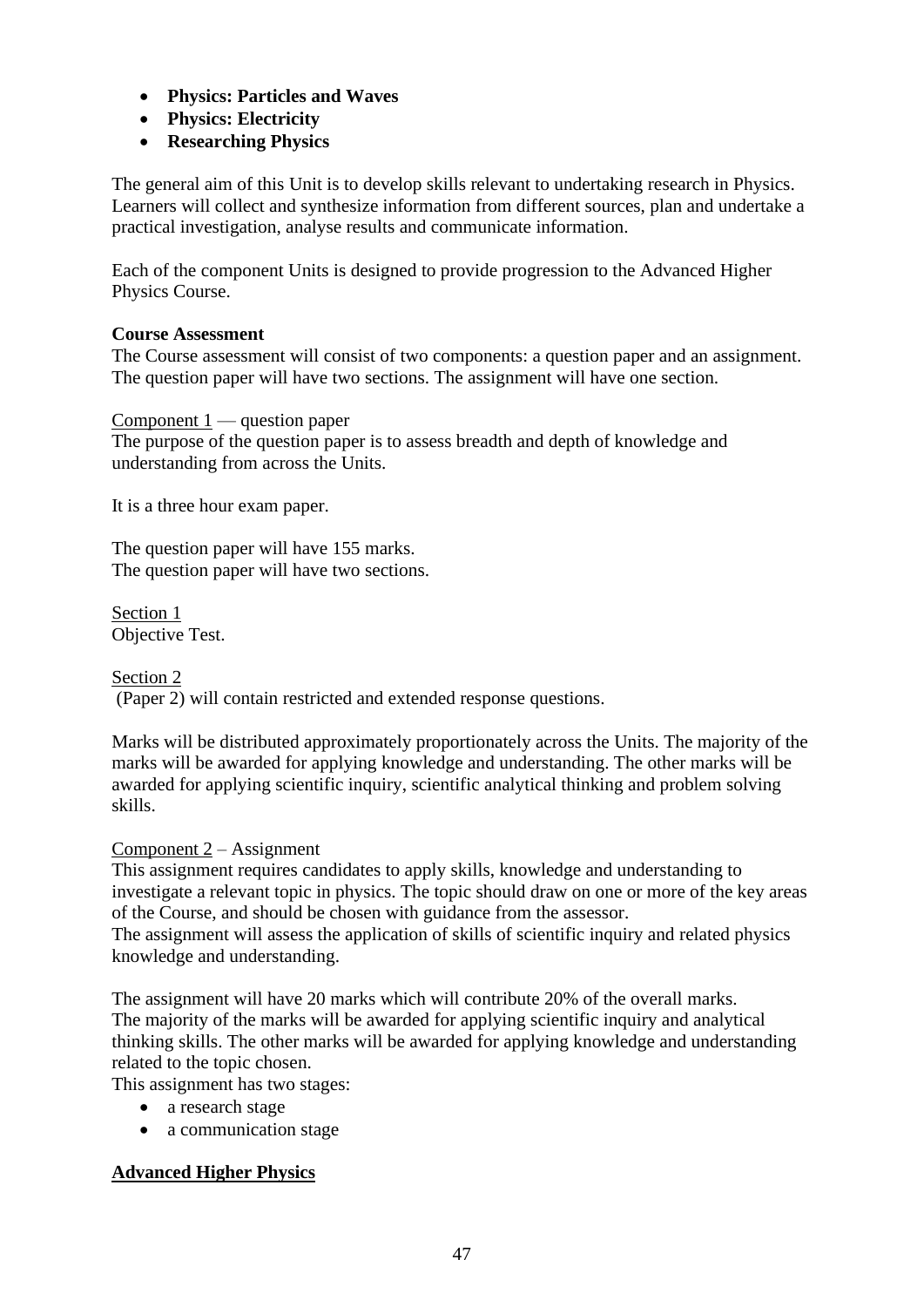- **Physics: Particles and Waves**
- **Physics: Electricity**
- **Researching Physics**

The general aim of this Unit is to develop skills relevant to undertaking research in Physics. Learners will collect and synthesize information from different sources, plan and undertake a practical investigation, analyse results and communicate information.

Each of the component Units is designed to provide progression to the Advanced Higher Physics Course.

**Course Assessment**

The Course assessment will consist of two components: a question paper and an assignment. The question paper will have two sections. The assignment will have one section.

Component 1 — question paper

The purpose of the question paper is to assess breadth and depth of knowledge and understanding from across the Units.

It is a three hour exam paper.

The question paper will have 155 marks.
The question paper will have two sections.

Section 1

Objective Test.

Section 2

(Paper 2) will contain restricted and extended response questions.

Marks will be distributed approximately proportionately across the Units. The majority of the marks will be awarded for applying knowledge and understanding. The other marks will be awarded for applying scientific inquiry, scientific analytical thinking and problem solving skills.

Component 2 – Assignment

This assignment requires candidates to apply skills, knowledge and understanding to investigate a relevant topic in physics. The topic should draw on one or more of the key areas of the Course, and should be chosen with guidance from the assessor.
The assignment will assess the application of skills of scientific inquiry and related physics knowledge and understanding.

The assignment will have 20 marks which will contribute 20% of the overall marks.
The majority of the marks will be awarded for applying scientific inquiry and analytical thinking skills. The other marks will be awarded for applying knowledge and understanding related to the topic chosen.
This assignment has two stages:

- a research stage
- a communication stage

**Advanced Higher Physics**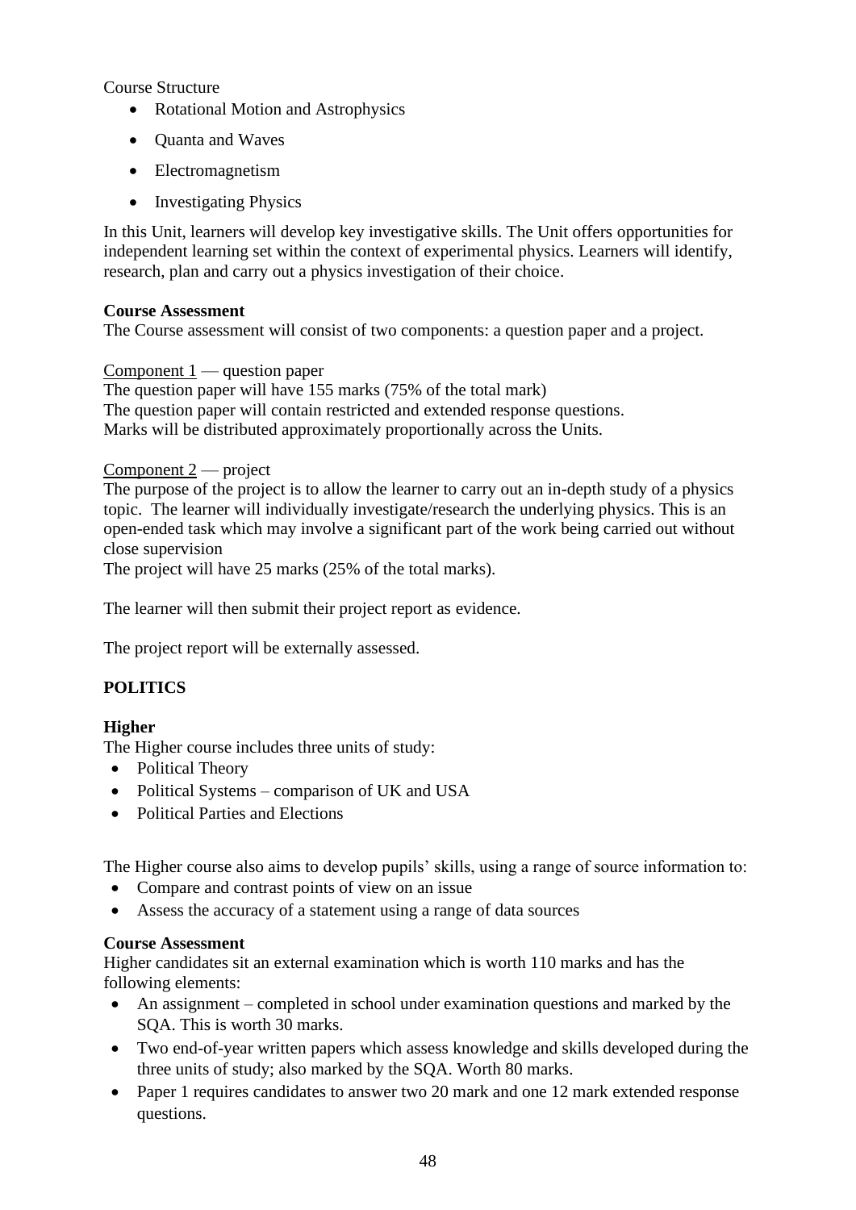Course Structure

- Rotational Motion and Astrophysics
- Quanta and Waves
- Electromagnetism
- Investigating Physics

In this Unit, learners will develop key investigative skills. The Unit offers opportunities for independent learning set within the context of experimental physics. Learners will identify, research, plan and carry out a physics investigation of their choice.

**Course Assessment**
The Course assessment will consist of two components: a question paper and a project.

Component 1 — question paper
The question paper will have 155 marks (75% of the total mark)
The question paper will contain restricted and extended response questions.
Marks will be distributed approximately proportionally across the Units.

Component 2 — project
The purpose of the project is to allow the learner to carry out an in-depth study of a physics topic. The learner will individually investigate/research the underlying physics. This is an open-ended task which may involve a significant part of the work being carried out without close supervision
The project will have 25 marks (25% of the total marks).

The learner will then submit their project report as evidence.

The project report will be externally assessed.

## POLITICS

### Higher

The Higher course includes three units of study:

- Political Theory
- Political Systems – comparison of UK and USA
- Political Parties and Elections

The Higher course also aims to develop pupils' skills, using a range of source information to:

- Compare and contrast points of view on an issue
- Assess the accuracy of a statement using a range of data sources

**Course Assessment**
Higher candidates sit an external examination which is worth 110 marks and has the following elements:

- An assignment – completed in school under examination questions and marked by the SQA. This is worth 30 marks.
- Two end-of-year written papers which assess knowledge and skills developed during the three units of study; also marked by the SQA. Worth 80 marks.
- Paper 1 requires candidates to answer two 20 mark and one 12 mark extended response questions.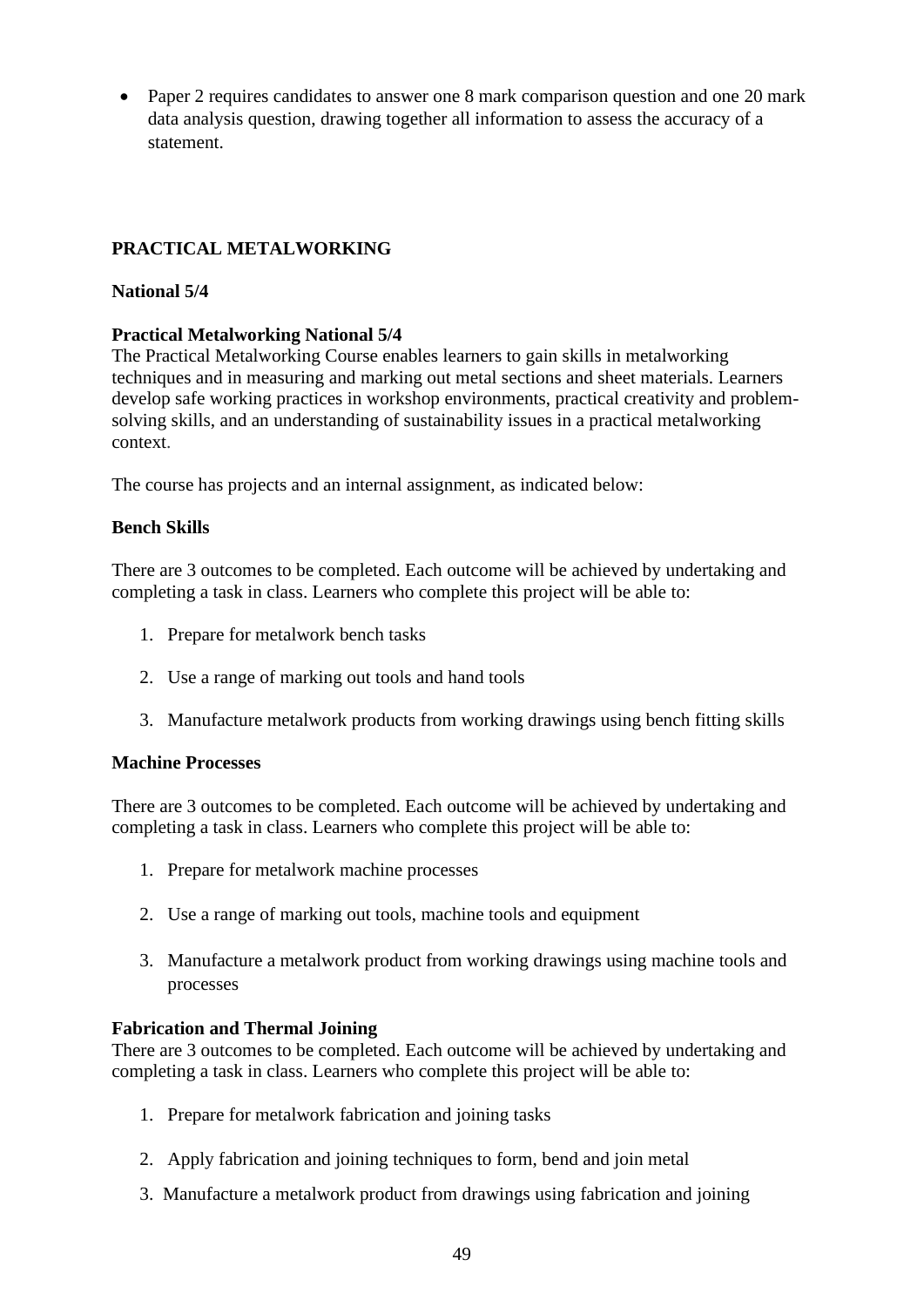- Paper 2 requires candidates to answer one 8 mark comparison question and one 20 mark data analysis question, drawing together all information to assess the accuracy of a statement.

## PRACTICAL METALWORKING

**National 5/4**

**Practical Metalworking National 5/4**

The Practical Metalworking Course enables learners to gain skills in metalworking techniques and in measuring and marking out metal sections and sheet materials. Learners develop safe working practices in workshop environments, practical creativity and problem-solving skills, and an understanding of sustainability issues in a practical metalworking context.

The course has projects and an internal assignment, as indicated below:

**Bench Skills**

There are 3 outcomes to be completed. Each outcome will be achieved by undertaking and completing a task in class. Learners who complete this project will be able to:

1. Prepare for metalwork bench tasks
2. Use a range of marking out tools and hand tools
3. Manufacture metalwork products from working drawings using bench fitting skills

**Machine Processes**

There are 3 outcomes to be completed. Each outcome will be achieved by undertaking and completing a task in class. Learners who complete this project will be able to:

1. Prepare for metalwork machine processes
2. Use a range of marking out tools, machine tools and equipment
3. Manufacture a metalwork product from working drawings using machine tools and processes

**Fabrication and Thermal Joining**

There are 3 outcomes to be completed. Each outcome will be achieved by undertaking and completing a task in class. Learners who complete this project will be able to:

1. Prepare for metalwork fabrication and joining tasks
2. Apply fabrication and joining techniques to form, bend and join metal
3. Manufacture a metalwork product from drawings using fabrication and joining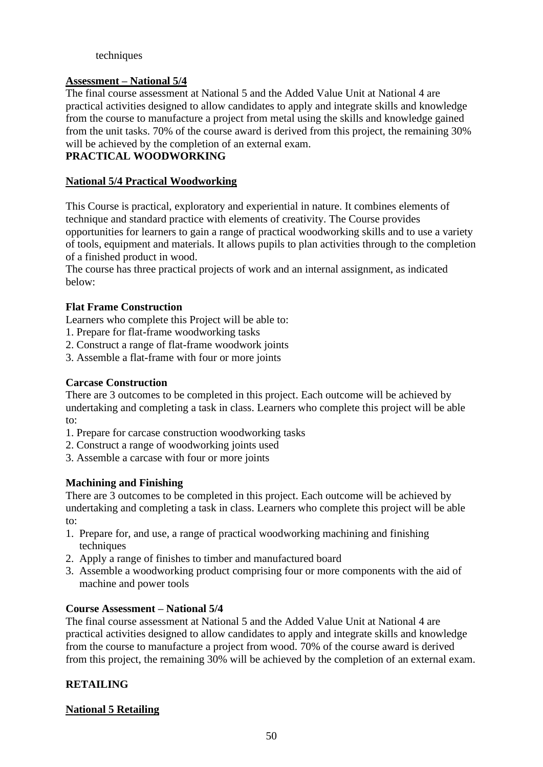techniques

**Assessment – National 5/4**

The final course assessment at National 5 and the Added Value Unit at National 4 are practical activities designed to allow candidates to apply and integrate skills and knowledge from the course to manufacture a project from metal using the skills and knowledge gained from the unit tasks. 70% of the course award is derived from this project, the remaining 30% will be achieved by the completion of an external exam.

## PRACTICAL WOODWORKING

### National 5/4 Practical Woodworking

This Course is practical, exploratory and experiential in nature. It combines elements of technique and standard practice with elements of creativity. The Course provides opportunities for learners to gain a range of practical woodworking skills and to use a variety of tools, equipment and materials. It allows pupils to plan activities through to the completion of a finished product in wood.

The course has three practical projects of work and an internal assignment, as indicated below:

**Flat Frame Construction**

Learners who complete this Project will be able to:

1. Prepare for flat-frame woodworking tasks
2. Construct a range of flat-frame woodwork joints
3. Assemble a flat-frame with four or more joints

**Carcase Construction**

There are 3 outcomes to be completed in this project. Each outcome will be achieved by undertaking and completing a task in class. Learners who complete this project will be able to:

1. Prepare for carcase construction woodworking tasks
2. Construct a range of woodworking joints used
3. Assemble a carcase with four or more joints

**Machining and Finishing**

There are 3 outcomes to be completed in this project. Each outcome will be achieved by undertaking and completing a task in class. Learners who complete this project will be able to:

1. Prepare for, and use, a range of practical woodworking machining and finishing techniques
2. Apply a range of finishes to timber and manufactured board
3. Assemble a woodworking product comprising four or more components with the aid of machine and power tools

**Course Assessment – National 5/4**

The final course assessment at National 5 and the Added Value Unit at National 4 are practical activities designed to allow candidates to apply and integrate skills and knowledge from the course to manufacture a project from wood. 70% of the course award is derived from this project, the remaining 30% will be achieved by the completion of an external exam.

## RETAILING

### National 5 Retailing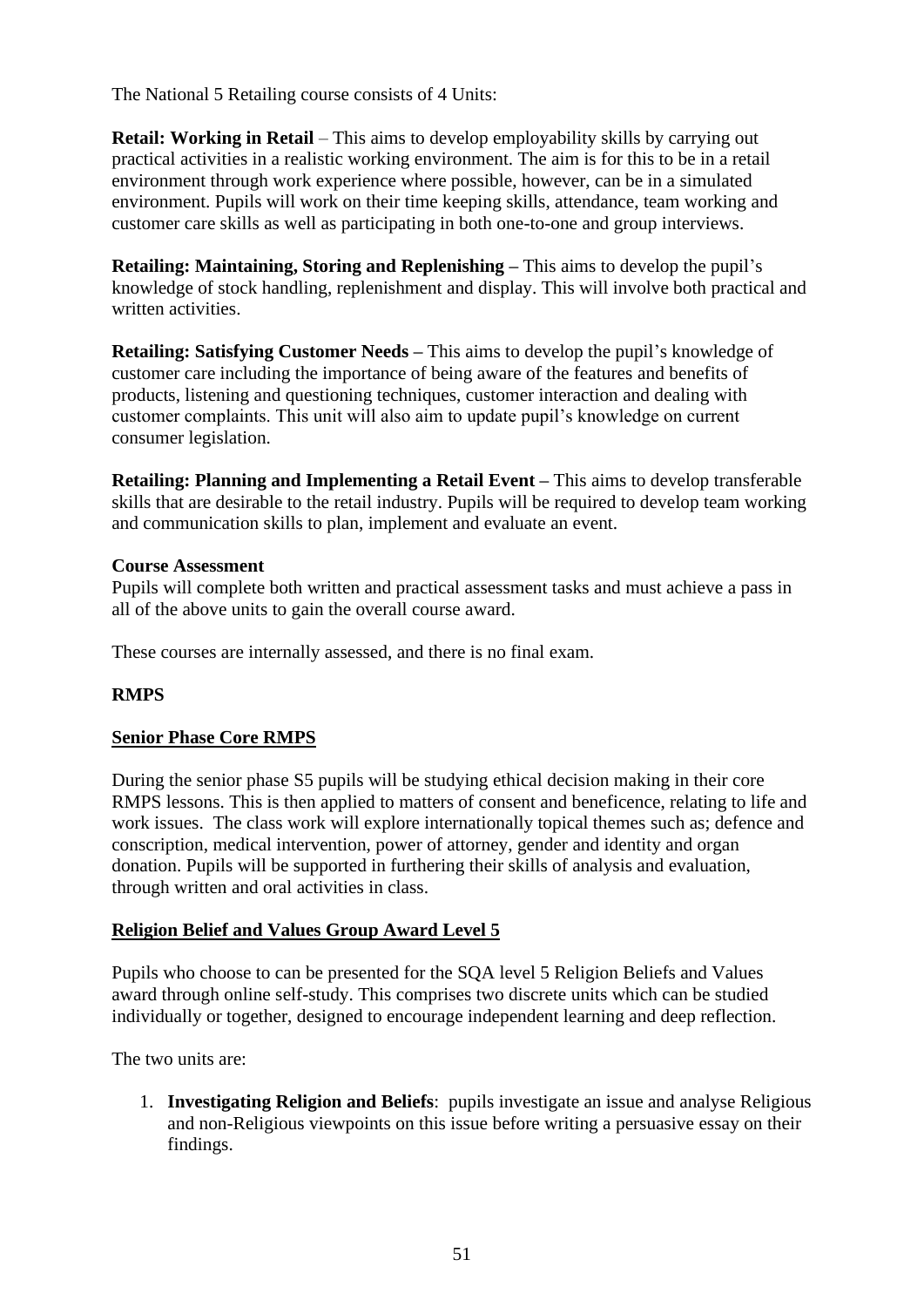The National 5 Retailing course consists of 4 Units:

**Retail: Working in Retail** – This aims to develop employability skills by carrying out practical activities in a realistic working environment. The aim is for this to be in a retail environment through work experience where possible, however, can be in a simulated environment. Pupils will work on their time keeping skills, attendance, team working and customer care skills as well as participating in both one-to-one and group interviews.

**Retailing: Maintaining, Storing and Replenishing –** This aims to develop the pupil's knowledge of stock handling, replenishment and display. This will involve both practical and written activities.

**Retailing: Satisfying Customer Needs –** This aims to develop the pupil's knowledge of customer care including the importance of being aware of the features and benefits of products, listening and questioning techniques, customer interaction and dealing with customer complaints. This unit will also aim to update pupil's knowledge on current consumer legislation.

**Retailing: Planning and Implementing a Retail Event –** This aims to develop transferable skills that are desirable to the retail industry. Pupils will be required to develop team working and communication skills to plan, implement and evaluate an event.

**Course Assessment**
Pupils will complete both written and practical assessment tasks and must achieve a pass in all of the above units to gain the overall course award.

These courses are internally assessed, and there is no final exam.

## RMPS

### Senior Phase Core RMPS

During the senior phase S5 pupils will be studying ethical decision making in their core RMPS lessons. This is then applied to matters of consent and beneficence, relating to life and work issues. The class work will explore internationally topical themes such as; defence and conscription, medical intervention, power of attorney, gender and identity and organ donation. Pupils will be supported in furthering their skills of analysis and evaluation, through written and oral activities in class.

### Religion Belief and Values Group Award Level 5

Pupils who choose to can be presented for the SQA level 5 Religion Beliefs and Values award through online self-study. This comprises two discrete units which can be studied individually or together, designed to encourage independent learning and deep reflection.

The two units are:

1. **Investigating Religion and Beliefs**: pupils investigate an issue and analyse Religious and non-Religious viewpoints on this issue before writing a persuasive essay on their findings.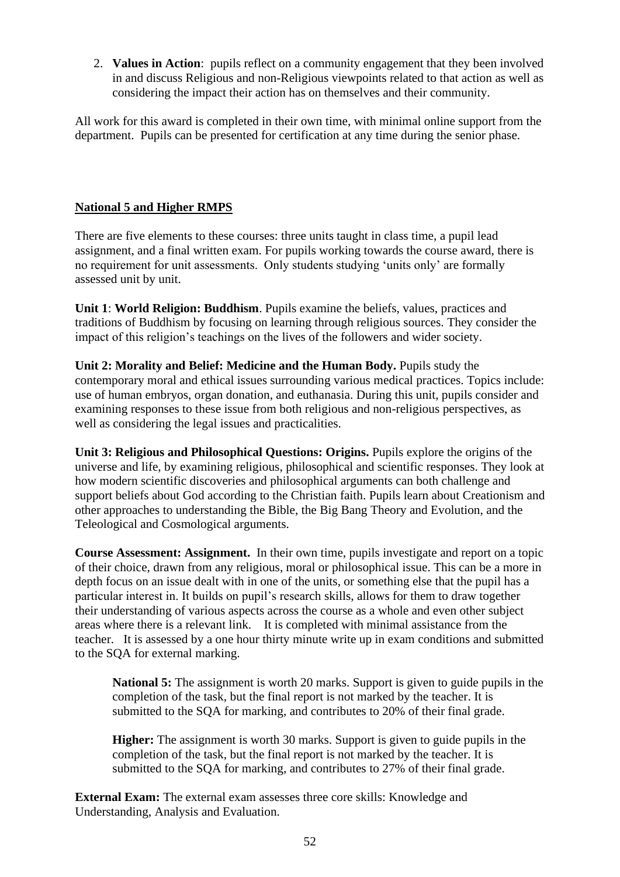2. **Values in Action**: pupils reflect on a community engagement that they been involved in and discuss Religious and non-Religious viewpoints related to that action as well as considering the impact their action has on themselves and their community.

All work for this award is completed in their own time, with minimal online support from the department. Pupils can be presented for certification at any time during the senior phase.

**National 5 and Higher RMPS**

There are five elements to these courses: three units taught in class time, a pupil lead assignment, and a final written exam. For pupils working towards the course award, there is no requirement for unit assessments. Only students studying 'units only' are formally assessed unit by unit.

**Unit 1**: **World Religion: Buddhism**. Pupils examine the beliefs, values, practices and traditions of Buddhism by focusing on learning through religious sources. They consider the impact of this religion's teachings on the lives of the followers and wider society.

**Unit 2: Morality and Belief: Medicine and the Human Body.** Pupils study the contemporary moral and ethical issues surrounding various medical practices. Topics include: use of human embryos, organ donation, and euthanasia. During this unit, pupils consider and examining responses to these issue from both religious and non-religious perspectives, as well as considering the legal issues and practicalities.

**Unit 3: Religious and Philosophical Questions: Origins.** Pupils explore the origins of the universe and life, by examining religious, philosophical and scientific responses. They look at how modern scientific discoveries and philosophical arguments can both challenge and support beliefs about God according to the Christian faith. Pupils learn about Creationism and other approaches to understanding the Bible, the Big Bang Theory and Evolution, and the Teleological and Cosmological arguments.

**Course Assessment: Assignment.** In their own time, pupils investigate and report on a topic of their choice, drawn from any religious, moral or philosophical issue. This can be a more in depth focus on an issue dealt with in one of the units, or something else that the pupil has a particular interest in. It builds on pupil's research skills, allows for them to draw together their understanding of various aspects across the course as a whole and even other subject areas where there is a relevant link. It is completed with minimal assistance from the teacher. It is assessed by a one hour thirty minute write up in exam conditions and submitted to the SQA for external marking.

> **National 5:** The assignment is worth 20 marks. Support is given to guide pupils in the completion of the task, but the final report is not marked by the teacher. It is submitted to the SQA for marking, and contributes to 20% of their final grade.
>
> **Higher:** The assignment is worth 30 marks. Support is given to guide pupils in the completion of the task, but the final report is not marked by the teacher. It is submitted to the SQA for marking, and contributes to 27% of their final grade.

**External Exam:** The external exam assesses three core skills: Knowledge and Understanding, Analysis and Evaluation.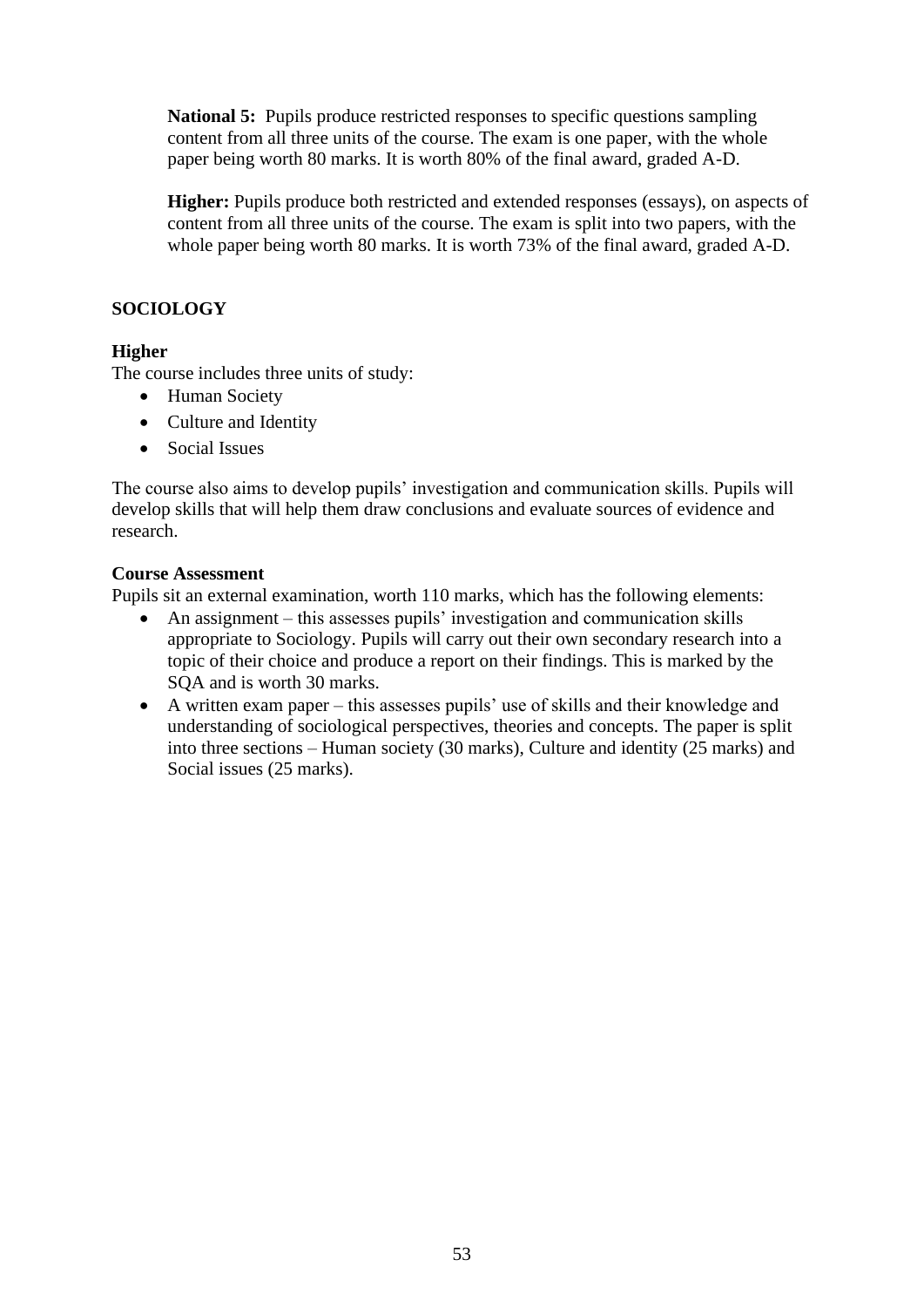**National 5:** Pupils produce restricted responses to specific questions sampling content from all three units of the course. The exam is one paper, with the whole paper being worth 80 marks. It is worth 80% of the final award, graded A-D.

**Higher:** Pupils produce both restricted and extended responses (essays), on aspects of content from all three units of the course. The exam is split into two papers, with the whole paper being worth 80 marks. It is worth 73% of the final award, graded A-D.

## SOCIOLOGY

### Higher

The course includes three units of study:

- Human Society
- Culture and Identity
- Social Issues

The course also aims to develop pupils' investigation and communication skills. Pupils will develop skills that will help them draw conclusions and evaluate sources of evidence and research.

### Course Assessment

Pupils sit an external examination, worth 110 marks, which has the following elements:

- An assignment – this assesses pupils' investigation and communication skills appropriate to Sociology. Pupils will carry out their own secondary research into a topic of their choice and produce a report on their findings. This is marked by the SQA and is worth 30 marks.
- A written exam paper – this assesses pupils' use of skills and their knowledge and understanding of sociological perspectives, theories and concepts. The paper is split into three sections – Human society (30 marks), Culture and identity (25 marks) and Social issues (25 marks).